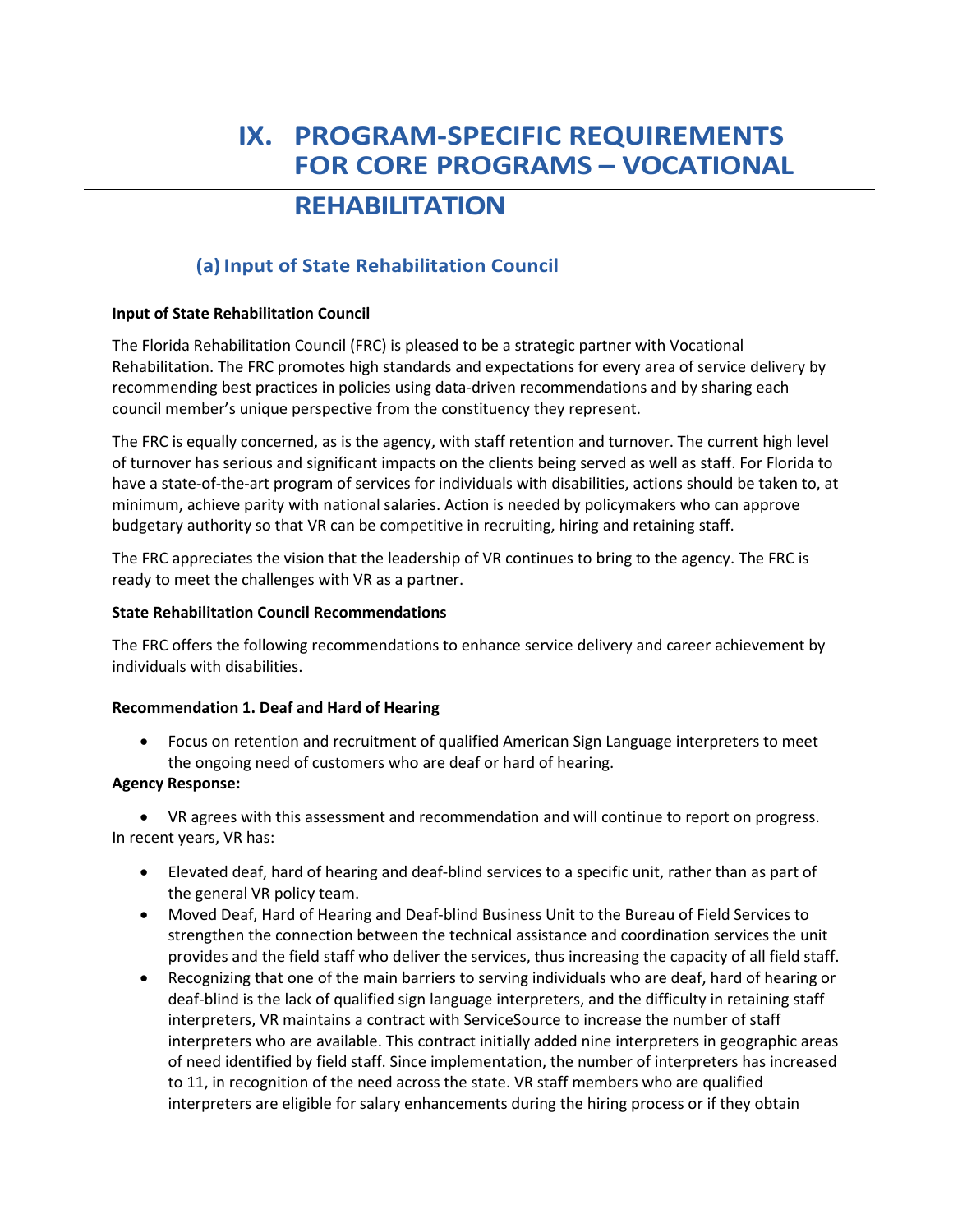# IX. PROGRAM-SPECIFIC REQUIREMENTS FOR CORE PROGRAMS – VOCATIONAL REHABILITATION

## (a) Input of State Rehabilitation Council

**Input of State Rehabilitation Council**

The Florida Rehabilitation Council (FRC) is pleased to be a strategic partner with Vocational Rehabilitation. The FRC promotes high standards and expectations for every area of service delivery by recommending best practices in policies using data-driven recommendations and by sharing each council member's unique perspective from the constituency they represent.

The FRC is equally concerned, as is the agency, with staff retention and turnover. The current high level of turnover has serious and significant impacts on the clients being served as well as staff. For Florida to have a state-of-the-art program of services for individuals with disabilities, actions should be taken to, at minimum, achieve parity with national salaries. Action is needed by policymakers who can approve budgetary authority so that VR can be competitive in recruiting, hiring and retaining staff.

The FRC appreciates the vision that the leadership of VR continues to bring to the agency. The FRC is ready to meet the challenges with VR as a partner.

**State Rehabilitation Council Recommendations**

The FRC offers the following recommendations to enhance service delivery and career achievement by individuals with disabilities.

**Recommendation 1. Deaf and Hard of Hearing**

- Focus on retention and recruitment of qualified American Sign Language interpreters to meet the ongoing need of customers who are deaf or hard of hearing.

**Agency Response:**

- VR agrees with this assessment and recommendation and will continue to report on progress.

In recent years, VR has:

- Elevated deaf, hard of hearing and deaf-blind services to a specific unit, rather than as part of the general VR policy team.
- Moved Deaf, Hard of Hearing and Deaf-blind Business Unit to the Bureau of Field Services to strengthen the connection between the technical assistance and coordination services the unit provides and the field staff who deliver the services, thus increasing the capacity of all field staff.
- Recognizing that one of the main barriers to serving individuals who are deaf, hard of hearing or deaf-blind is the lack of qualified sign language interpreters, and the difficulty in retaining staff interpreters, VR maintains a contract with ServiceSource to increase the number of staff interpreters who are available. This contract initially added nine interpreters in geographic areas of need identified by field staff. Since implementation, the number of interpreters has increased to 11, in recognition of the need across the state. VR staff members who are qualified interpreters are eligible for salary enhancements during the hiring process or if they obtain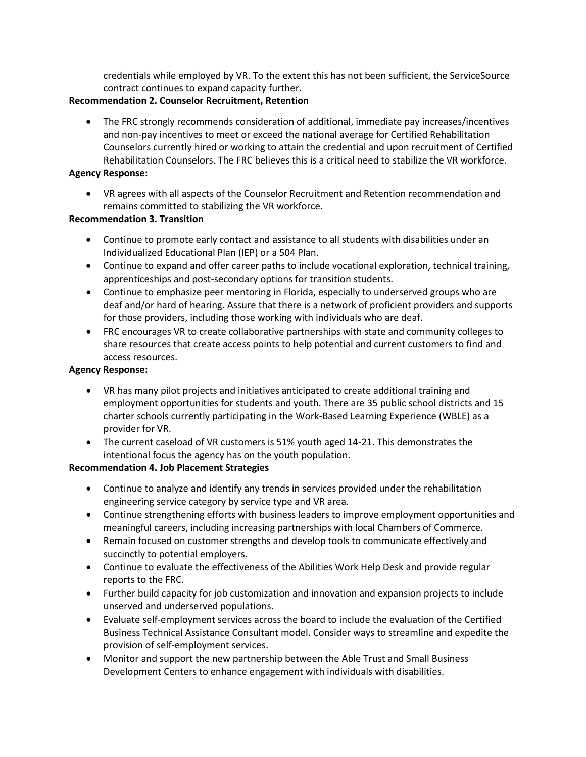credentials while employed by VR. To the extent this has not been sufficient, the ServiceSource contract continues to expand capacity further.

**Recommendation 2. Counselor Recruitment, Retention**

- The FRC strongly recommends consideration of additional, immediate pay increases/incentives and non-pay incentives to meet or exceed the national average for Certified Rehabilitation Counselors currently hired or working to attain the credential and upon recruitment of Certified Rehabilitation Counselors. The FRC believes this is a critical need to stabilize the VR workforce.

**Agency Response:**

- VR agrees with all aspects of the Counselor Recruitment and Retention recommendation and remains committed to stabilizing the VR workforce.

**Recommendation 3. Transition**

- Continue to promote early contact and assistance to all students with disabilities under an Individualized Educational Plan (IEP) or a 504 Plan.
- Continue to expand and offer career paths to include vocational exploration, technical training, apprenticeships and post-secondary options for transition students.
- Continue to emphasize peer mentoring in Florida, especially to underserved groups who are deaf and/or hard of hearing. Assure that there is a network of proficient providers and supports for those providers, including those working with individuals who are deaf.
- FRC encourages VR to create collaborative partnerships with state and community colleges to share resources that create access points to help potential and current customers to find and access resources.

**Agency Response:**

- VR has many pilot projects and initiatives anticipated to create additional training and employment opportunities for students and youth. There are 35 public school districts and 15 charter schools currently participating in the Work-Based Learning Experience (WBLE) as a provider for VR.
- The current caseload of VR customers is 51% youth aged 14-21. This demonstrates the intentional focus the agency has on the youth population.

**Recommendation 4. Job Placement Strategies**

- Continue to analyze and identify any trends in services provided under the rehabilitation engineering service category by service type and VR area.
- Continue strengthening efforts with business leaders to improve employment opportunities and meaningful careers, including increasing partnerships with local Chambers of Commerce.
- Remain focused on customer strengths and develop tools to communicate effectively and succinctly to potential employers.
- Continue to evaluate the effectiveness of the Abilities Work Help Desk and provide regular reports to the FRC.
- Further build capacity for job customization and innovation and expansion projects to include unserved and underserved populations.
- Evaluate self-employment services across the board to include the evaluation of the Certified Business Technical Assistance Consultant model. Consider ways to streamline and expedite the provision of self-employment services.
- Monitor and support the new partnership between the Able Trust and Small Business Development Centers to enhance engagement with individuals with disabilities.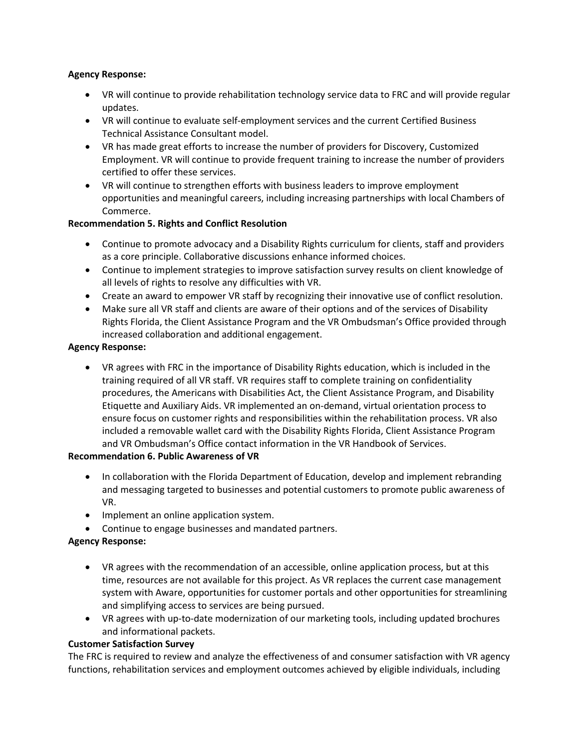**Agency Response:**

- VR will continue to provide rehabilitation technology service data to FRC and will provide regular updates.
- VR will continue to evaluate self-employment services and the current Certified Business Technical Assistance Consultant model.
- VR has made great efforts to increase the number of providers for Discovery, Customized Employment. VR will continue to provide frequent training to increase the number of providers certified to offer these services.
- VR will continue to strengthen efforts with business leaders to improve employment opportunities and meaningful careers, including increasing partnerships with local Chambers of Commerce.

**Recommendation 5. Rights and Conflict Resolution**

- Continue to promote advocacy and a Disability Rights curriculum for clients, staff and providers as a core principle. Collaborative discussions enhance informed choices.
- Continue to implement strategies to improve satisfaction survey results on client knowledge of all levels of rights to resolve any difficulties with VR.
- Create an award to empower VR staff by recognizing their innovative use of conflict resolution.
- Make sure all VR staff and clients are aware of their options and of the services of Disability Rights Florida, the Client Assistance Program and the VR Ombudsman's Office provided through increased collaboration and additional engagement.

**Agency Response:**

- VR agrees with FRC in the importance of Disability Rights education, which is included in the training required of all VR staff. VR requires staff to complete training on confidentiality procedures, the Americans with Disabilities Act, the Client Assistance Program, and Disability Etiquette and Auxiliary Aids. VR implemented an on-demand, virtual orientation process to ensure focus on customer rights and responsibilities within the rehabilitation process. VR also included a removable wallet card with the Disability Rights Florida, Client Assistance Program and VR Ombudsman's Office contact information in the VR Handbook of Services.

**Recommendation 6. Public Awareness of VR**

- In collaboration with the Florida Department of Education, develop and implement rebranding and messaging targeted to businesses and potential customers to promote public awareness of VR.
- Implement an online application system.
- Continue to engage businesses and mandated partners.

**Agency Response:**

- VR agrees with the recommendation of an accessible, online application process, but at this time, resources are not available for this project. As VR replaces the current case management system with Aware, opportunities for customer portals and other opportunities for streamlining and simplifying access to services are being pursued.
- VR agrees with up-to-date modernization of our marketing tools, including updated brochures and informational packets.

**Customer Satisfaction Survey**

The FRC is required to review and analyze the effectiveness of and consumer satisfaction with VR agency functions, rehabilitation services and employment outcomes achieved by eligible individuals, including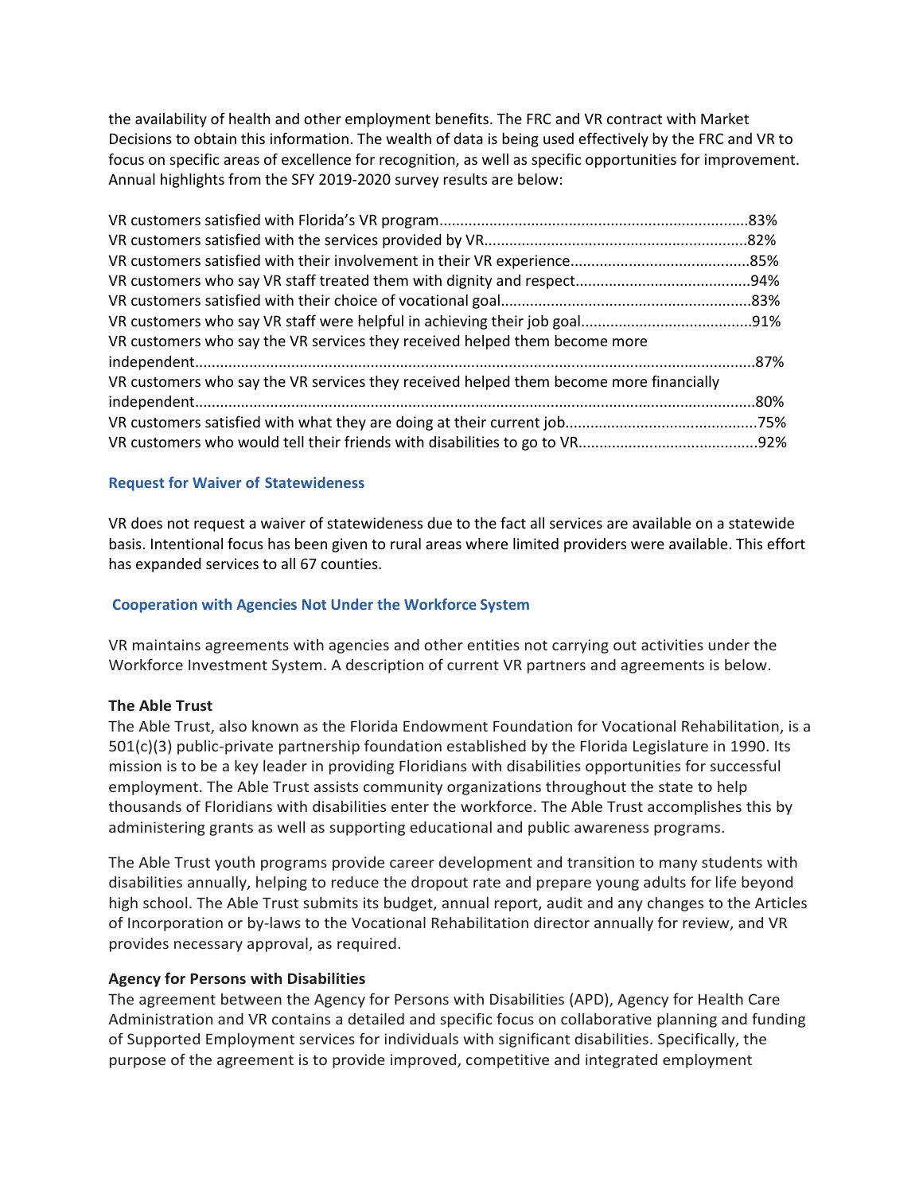the availability of health and other employment benefits. The FRC and VR contract with Market Decisions to obtain this information. The wealth of data is being used effectively by the FRC and VR to focus on specific areas of excellence for recognition, as well as specific opportunities for improvement. Annual highlights from the SFY 2019-2020 survey results are below:

VR customers satisfied with Florida's VR program..........................................................................83%
VR customers satisfied with the services provided by VR...............................................................82%
VR customers satisfied with their involvement in their VR experience...........................................85%
VR customers who say VR staff treated them with dignity and respect..........................................94%
VR customers satisfied with their choice of vocational goal............................................................83%
VR customers who say VR staff were helpful in achieving their job goal.........................................91%
VR customers who say the VR services they received helped them become more independent......................................................................................................................................87%
VR customers who say the VR services they received helped them become more financially independent......................................................................................................................................80%
VR customers satisfied with what they are doing at their current job.............................................75%
VR customers who would tell their friends with disabilities to go to VR...........................................92%

### Request for Waiver of Statewideness

VR does not request a waiver of statewideness due to the fact all services are available on a statewide basis. Intentional focus has been given to rural areas where limited providers were available. This effort has expanded services to all 67 counties.

### Cooperation with Agencies Not Under the Workforce System

VR maintains agreements with agencies and other entities not carrying out activities under the Workforce Investment System. A description of current VR partners and agreements is below.

**The Able Trust**

The Able Trust, also known as the Florida Endowment Foundation for Vocational Rehabilitation, is a 501(c)(3) public-private partnership foundation established by the Florida Legislature in 1990. Its mission is to be a key leader in providing Floridians with disabilities opportunities for successful employment. The Able Trust assists community organizations throughout the state to help thousands of Floridians with disabilities enter the workforce. The Able Trust accomplishes this by administering grants as well as supporting educational and public awareness programs.

The Able Trust youth programs provide career development and transition to many students with disabilities annually, helping to reduce the dropout rate and prepare young adults for life beyond high school. The Able Trust submits its budget, annual report, audit and any changes to the Articles of Incorporation or by-laws to the Vocational Rehabilitation director annually for review, and VR provides necessary approval, as required.

**Agency for Persons with Disabilities**

The agreement between the Agency for Persons with Disabilities (APD), Agency for Health Care Administration and VR contains a detailed and specific focus on collaborative planning and funding of Supported Employment services for individuals with significant disabilities. Specifically, the purpose of the agreement is to provide improved, competitive and integrated employment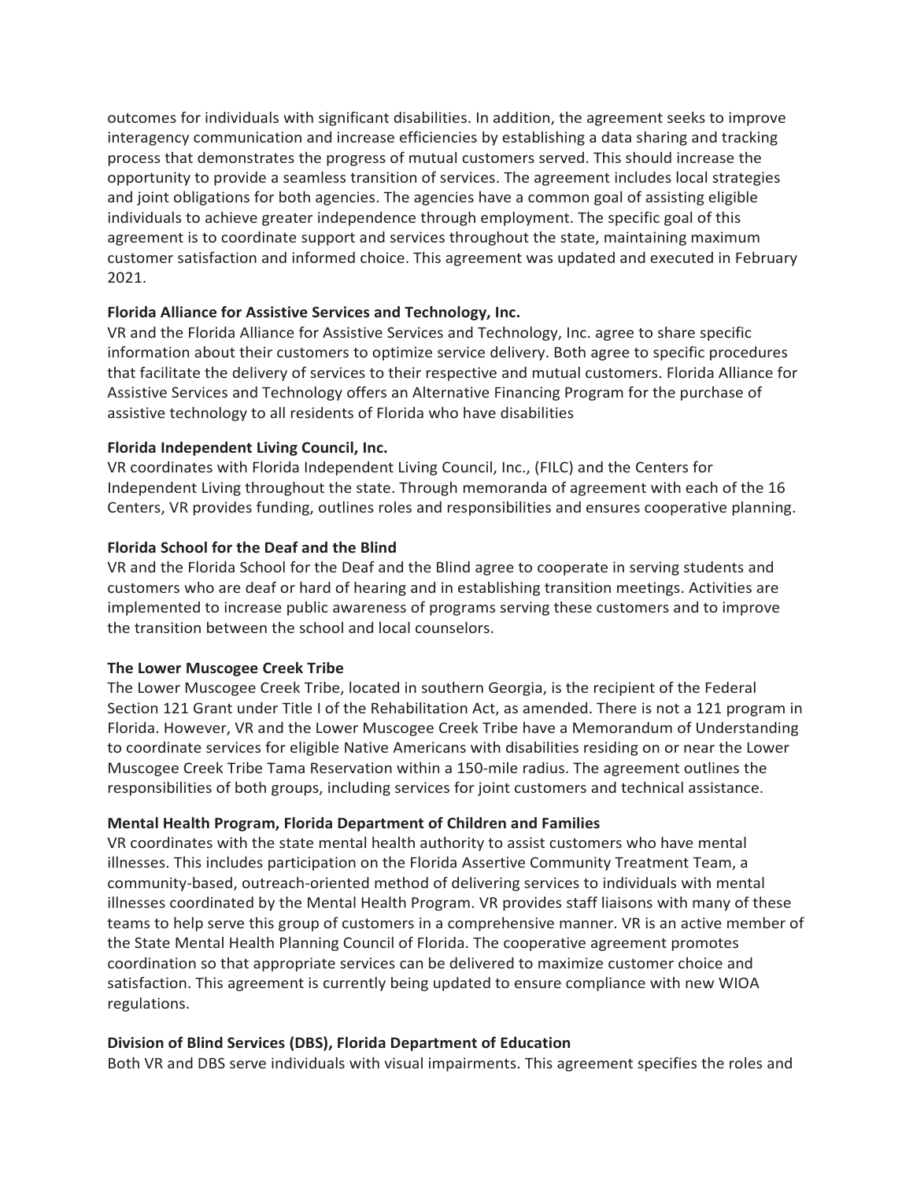outcomes for individuals with significant disabilities. In addition, the agreement seeks to improve interagency communication and increase efficiencies by establishing a data sharing and tracking process that demonstrates the progress of mutual customers served. This should increase the opportunity to provide a seamless transition of services. The agreement includes local strategies and joint obligations for both agencies. The agencies have a common goal of assisting eligible individuals to achieve greater independence through employment. The specific goal of this agreement is to coordinate support and services throughout the state, maintaining maximum customer satisfaction and informed choice. This agreement was updated and executed in February 2021.

**Florida Alliance for Assistive Services and Technology, Inc.**

VR and the Florida Alliance for Assistive Services and Technology, Inc. agree to share specific information about their customers to optimize service delivery. Both agree to specific procedures that facilitate the delivery of services to their respective and mutual customers. Florida Alliance for Assistive Services and Technology offers an Alternative Financing Program for the purchase of assistive technology to all residents of Florida who have disabilities

**Florida Independent Living Council, Inc.**

VR coordinates with Florida Independent Living Council, Inc., (FILC) and the Centers for Independent Living throughout the state. Through memoranda of agreement with each of the 16 Centers, VR provides funding, outlines roles and responsibilities and ensures cooperative planning.

**Florida School for the Deaf and the Blind**

VR and the Florida School for the Deaf and the Blind agree to cooperate in serving students and customers who are deaf or hard of hearing and in establishing transition meetings. Activities are implemented to increase public awareness of programs serving these customers and to improve the transition between the school and local counselors.

**The Lower Muscogee Creek Tribe**

The Lower Muscogee Creek Tribe, located in southern Georgia, is the recipient of the Federal Section 121 Grant under Title I of the Rehabilitation Act, as amended. There is not a 121 program in Florida. However, VR and the Lower Muscogee Creek Tribe have a Memorandum of Understanding to coordinate services for eligible Native Americans with disabilities residing on or near the Lower Muscogee Creek Tribe Tama Reservation within a 150-mile radius. The agreement outlines the responsibilities of both groups, including services for joint customers and technical assistance.

**Mental Health Program, Florida Department of Children and Families**

VR coordinates with the state mental health authority to assist customers who have mental illnesses. This includes participation on the Florida Assertive Community Treatment Team, a community-based, outreach-oriented method of delivering services to individuals with mental illnesses coordinated by the Mental Health Program. VR provides staff liaisons with many of these teams to help serve this group of customers in a comprehensive manner. VR is an active member of the State Mental Health Planning Council of Florida. The cooperative agreement promotes coordination so that appropriate services can be delivered to maximize customer choice and satisfaction. This agreement is currently being updated to ensure compliance with new WIOA regulations.

**Division of Blind Services (DBS), Florida Department of Education**

Both VR and DBS serve individuals with visual impairments. This agreement specifies the roles and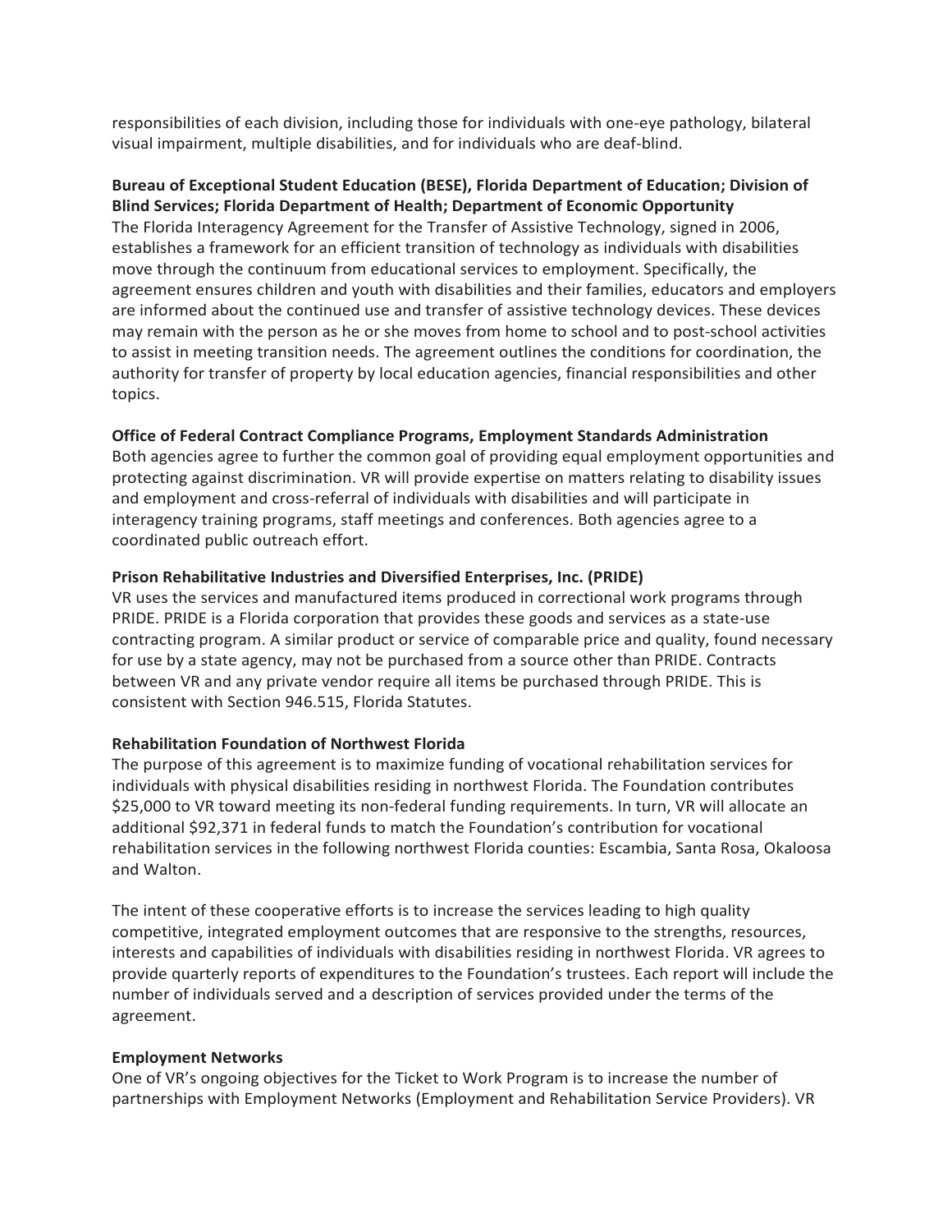responsibilities of each division, including those for individuals with one-eye pathology, bilateral visual impairment, multiple disabilities, and for individuals who are deaf-blind.

**Bureau of Exceptional Student Education (BESE), Florida Department of Education; Division of Blind Services; Florida Department of Health; Department of Economic Opportunity**
The Florida Interagency Agreement for the Transfer of Assistive Technology, signed in 2006, establishes a framework for an efficient transition of technology as individuals with disabilities move through the continuum from educational services to employment. Specifically, the agreement ensures children and youth with disabilities and their families, educators and employers are informed about the continued use and transfer of assistive technology devices. These devices may remain with the person as he or she moves from home to school and to post-school activities to assist in meeting transition needs. The agreement outlines the conditions for coordination, the authority for transfer of property by local education agencies, financial responsibilities and other topics.

**Office of Federal Contract Compliance Programs, Employment Standards Administration**
Both agencies agree to further the common goal of providing equal employment opportunities and protecting against discrimination. VR will provide expertise on matters relating to disability issues and employment and cross-referral of individuals with disabilities and will participate in interagency training programs, staff meetings and conferences. Both agencies agree to a coordinated public outreach effort.

**Prison Rehabilitative Industries and Diversified Enterprises, Inc. (PRIDE)**
VR uses the services and manufactured items produced in correctional work programs through PRIDE. PRIDE is a Florida corporation that provides these goods and services as a state-use contracting program. A similar product or service of comparable price and quality, found necessary for use by a state agency, may not be purchased from a source other than PRIDE. Contracts between VR and any private vendor require all items be purchased through PRIDE. This is consistent with Section 946.515, Florida Statutes.

**Rehabilitation Foundation of Northwest Florida**
The purpose of this agreement is to maximize funding of vocational rehabilitation services for individuals with physical disabilities residing in northwest Florida. The Foundation contributes $25,000 to VR toward meeting its non-federal funding requirements. In turn, VR will allocate an additional $92,371 in federal funds to match the Foundation's contribution for vocational rehabilitation services in the following northwest Florida counties: Escambia, Santa Rosa, Okaloosa and Walton.

The intent of these cooperative efforts is to increase the services leading to high quality competitive, integrated employment outcomes that are responsive to the strengths, resources, interests and capabilities of individuals with disabilities residing in northwest Florida. VR agrees to provide quarterly reports of expenditures to the Foundation's trustees. Each report will include the number of individuals served and a description of services provided under the terms of the agreement.

**Employment Networks**
One of VR's ongoing objectives for the Ticket to Work Program is to increase the number of partnerships with Employment Networks (Employment and Rehabilitation Service Providers). VR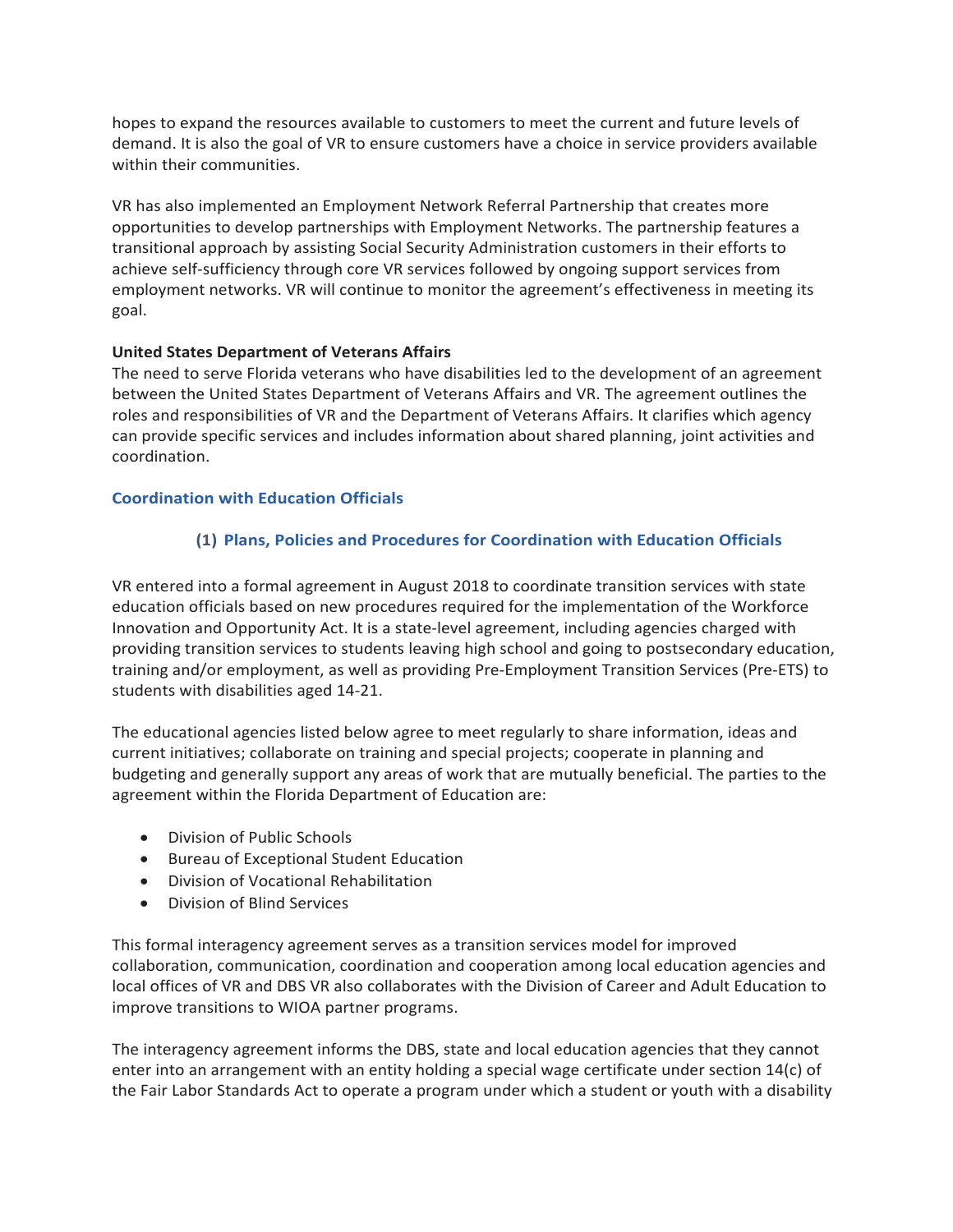hopes to expand the resources available to customers to meet the current and future levels of demand. It is also the goal of VR to ensure customers have a choice in service providers available within their communities.

VR has also implemented an Employment Network Referral Partnership that creates more opportunities to develop partnerships with Employment Networks. The partnership features a transitional approach by assisting Social Security Administration customers in their efforts to achieve self-sufficiency through core VR services followed by ongoing support services from employment networks. VR will continue to monitor the agreement's effectiveness in meeting its goal.

**United States Department of Veterans Affairs**

The need to serve Florida veterans who have disabilities led to the development of an agreement between the United States Department of Veterans Affairs and VR. The agreement outlines the roles and responsibilities of VR and the Department of Veterans Affairs. It clarifies which agency can provide specific services and includes information about shared planning, joint activities and coordination.

## Coordination with Education Officials

### (1) Plans, Policies and Procedures for Coordination with Education Officials

VR entered into a formal agreement in August 2018 to coordinate transition services with state education officials based on new procedures required for the implementation of the Workforce Innovation and Opportunity Act. It is a state-level agreement, including agencies charged with providing transition services to students leaving high school and going to postsecondary education, training and/or employment, as well as providing Pre-Employment Transition Services (Pre-ETS) to students with disabilities aged 14-21.

The educational agencies listed below agree to meet regularly to share information, ideas and current initiatives; collaborate on training and special projects; cooperate in planning and budgeting and generally support any areas of work that are mutually beneficial. The parties to the agreement within the Florida Department of Education are:

- Division of Public Schools
- Bureau of Exceptional Student Education
- Division of Vocational Rehabilitation
- Division of Blind Services

This formal interagency agreement serves as a transition services model for improved collaboration, communication, coordination and cooperation among local education agencies and local offices of VR and DBS VR also collaborates with the Division of Career and Adult Education to improve transitions to WIOA partner programs.

The interagency agreement informs the DBS, state and local education agencies that they cannot enter into an arrangement with an entity holding a special wage certificate under section 14(c) of the Fair Labor Standards Act to operate a program under which a student or youth with a disability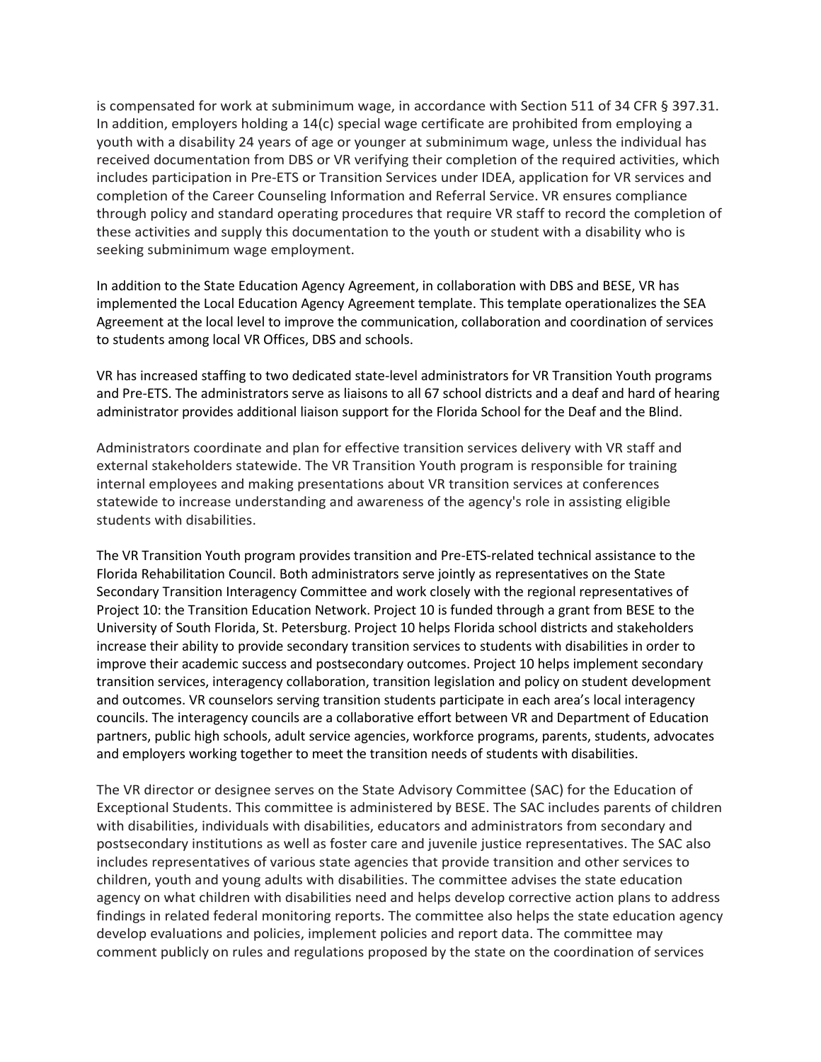is compensated for work at subminimum wage, in accordance with Section 511 of 34 CFR § 397.31. In addition, employers holding a 14(c) special wage certificate are prohibited from employing a youth with a disability 24 years of age or younger at subminimum wage, unless the individual has received documentation from DBS or VR verifying their completion of the required activities, which includes participation in Pre-ETS or Transition Services under IDEA, application for VR services and completion of the Career Counseling Information and Referral Service. VR ensures compliance through policy and standard operating procedures that require VR staff to record the completion of these activities and supply this documentation to the youth or student with a disability who is seeking subminimum wage employment.

In addition to the State Education Agency Agreement, in collaboration with DBS and BESE, VR has implemented the Local Education Agency Agreement template. This template operationalizes the SEA Agreement at the local level to improve the communication, collaboration and coordination of services to students among local VR Offices, DBS and schools.

VR has increased staffing to two dedicated state-level administrators for VR Transition Youth programs and Pre-ETS. The administrators serve as liaisons to all 67 school districts and a deaf and hard of hearing administrator provides additional liaison support for the Florida School for the Deaf and the Blind.

Administrators coordinate and plan for effective transition services delivery with VR staff and external stakeholders statewide. The VR Transition Youth program is responsible for training internal employees and making presentations about VR transition services at conferences statewide to increase understanding and awareness of the agency's role in assisting eligible students with disabilities.

The VR Transition Youth program provides transition and Pre-ETS-related technical assistance to the Florida Rehabilitation Council. Both administrators serve jointly as representatives on the State Secondary Transition Interagency Committee and work closely with the regional representatives of Project 10: the Transition Education Network. Project 10 is funded through a grant from BESE to the University of South Florida, St. Petersburg. Project 10 helps Florida school districts and stakeholders increase their ability to provide secondary transition services to students with disabilities in order to improve their academic success and postsecondary outcomes. Project 10 helps implement secondary transition services, interagency collaboration, transition legislation and policy on student development and outcomes. VR counselors serving transition students participate in each area's local interagency councils. The interagency councils are a collaborative effort between VR and Department of Education partners, public high schools, adult service agencies, workforce programs, parents, students, advocates and employers working together to meet the transition needs of students with disabilities.

The VR director or designee serves on the State Advisory Committee (SAC) for the Education of Exceptional Students. This committee is administered by BESE. The SAC includes parents of children with disabilities, individuals with disabilities, educators and administrators from secondary and postsecondary institutions as well as foster care and juvenile justice representatives. The SAC also includes representatives of various state agencies that provide transition and other services to children, youth and young adults with disabilities. The committee advises the state education agency on what children with disabilities need and helps develop corrective action plans to address findings in related federal monitoring reports. The committee also helps the state education agency develop evaluations and policies, implement policies and report data. The committee may comment publicly on rules and regulations proposed by the state on the coordination of services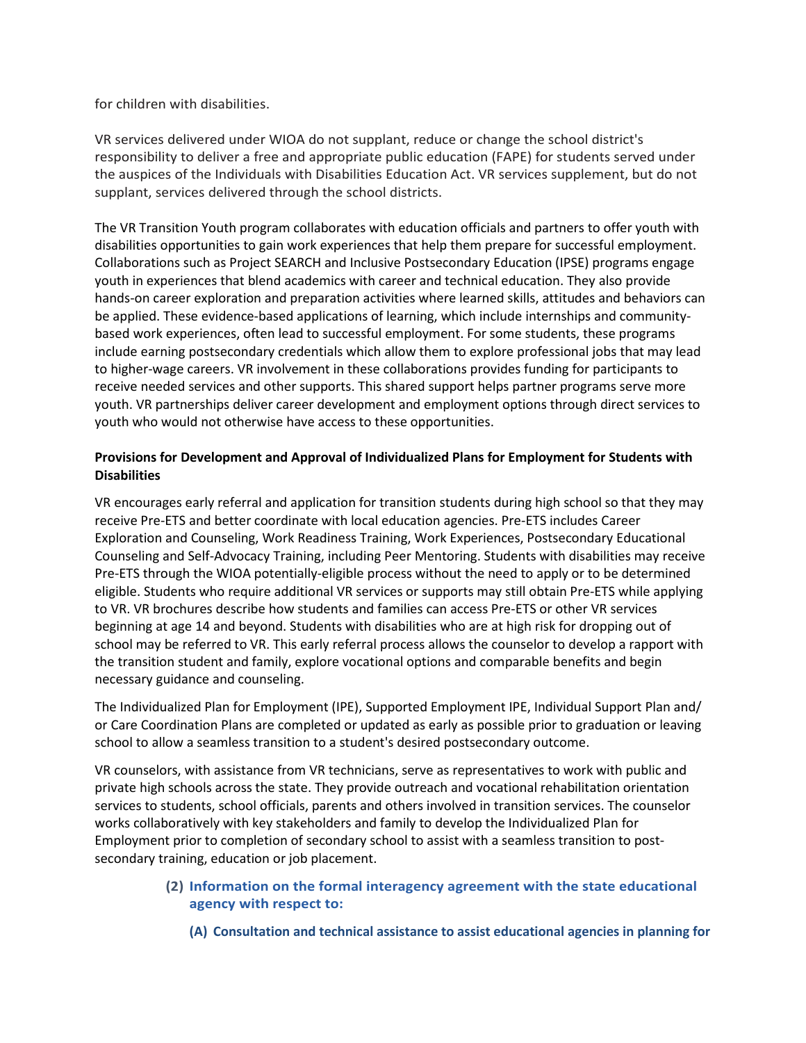for children with disabilities.

VR services delivered under WIOA do not supplant, reduce or change the school district's responsibility to deliver a free and appropriate public education (FAPE) for students served under the auspices of the Individuals with Disabilities Education Act. VR services supplement, but do not supplant, services delivered through the school districts.

The VR Transition Youth program collaborates with education officials and partners to offer youth with disabilities opportunities to gain work experiences that help them prepare for successful employment. Collaborations such as Project SEARCH and Inclusive Postsecondary Education (IPSE) programs engage youth in experiences that blend academics with career and technical education. They also provide hands-on career exploration and preparation activities where learned skills, attitudes and behaviors can be applied. These evidence-based applications of learning, which include internships and community-based work experiences, often lead to successful employment. For some students, these programs include earning postsecondary credentials which allow them to explore professional jobs that may lead to higher-wage careers. VR involvement in these collaborations provides funding for participants to receive needed services and other supports. This shared support helps partner programs serve more youth. VR partnerships deliver career development and employment options through direct services to youth who would not otherwise have access to these opportunities.

**Provisions for Development and Approval of Individualized Plans for Employment for Students with Disabilities**

VR encourages early referral and application for transition students during high school so that they may receive Pre-ETS and better coordinate with local education agencies. Pre-ETS includes Career Exploration and Counseling, Work Readiness Training, Work Experiences, Postsecondary Educational Counseling and Self-Advocacy Training, including Peer Mentoring. Students with disabilities may receive Pre-ETS through the WIOA potentially-eligible process without the need to apply or to be determined eligible. Students who require additional VR services or supports may still obtain Pre-ETS while applying to VR. VR brochures describe how students and families can access Pre-ETS or other VR services beginning at age 14 and beyond. Students with disabilities who are at high risk for dropping out of school may be referred to VR. This early referral process allows the counselor to develop a rapport with the transition student and family, explore vocational options and comparable benefits and begin necessary guidance and counseling.

The Individualized Plan for Employment (IPE), Supported Employment IPE, Individual Support Plan and/ or Care Coordination Plans are completed or updated as early as possible prior to graduation or leaving school to allow a seamless transition to a student's desired postsecondary outcome.

VR counselors, with assistance from VR technicians, serve as representatives to work with public and private high schools across the state. They provide outreach and vocational rehabilitation orientation services to students, school officials, parents and others involved in transition services. The counselor works collaboratively with key stakeholders and family to develop the Individualized Plan for Employment prior to completion of secondary school to assist with a seamless transition to post-secondary training, education or job placement.

**(2) Information on the formal interagency agreement with the state educational agency with respect to:**

**(A) Consultation and technical assistance to assist educational agencies in planning for**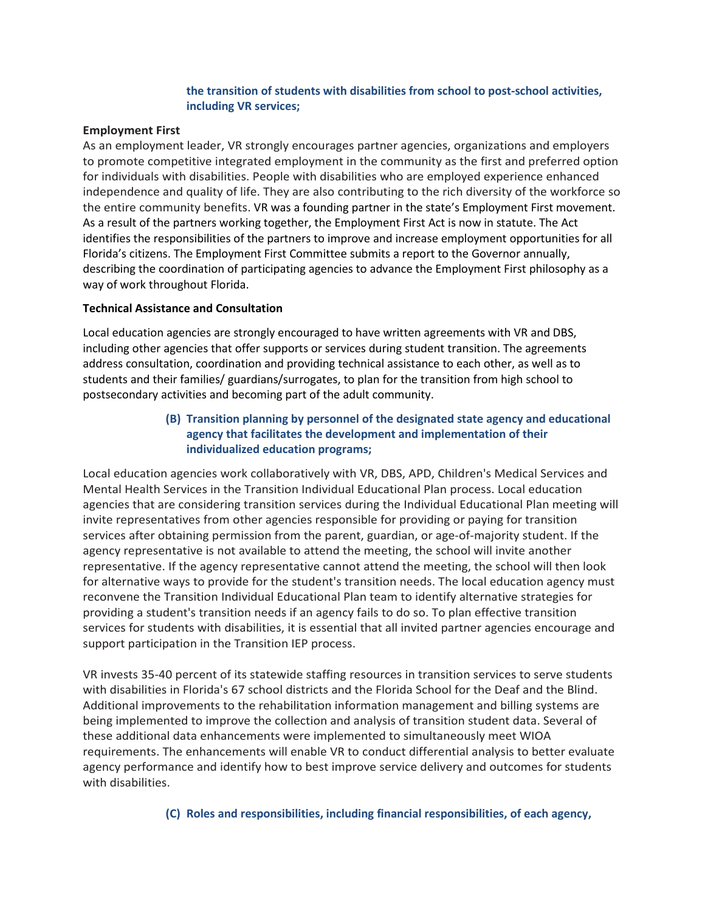**the transition of students with disabilities from school to post-school activities, including VR services;**

**Employment First**

As an employment leader, VR strongly encourages partner agencies, organizations and employers to promote competitive integrated employment in the community as the first and preferred option for individuals with disabilities. People with disabilities who are employed experience enhanced independence and quality of life. They are also contributing to the rich diversity of the workforce so the entire community benefits. VR was a founding partner in the state's Employment First movement. As a result of the partners working together, the Employment First Act is now in statute. The Act identifies the responsibilities of the partners to improve and increase employment opportunities for all Florida's citizens. The Employment First Committee submits a report to the Governor annually, describing the coordination of participating agencies to advance the Employment First philosophy as a way of work throughout Florida.

**Technical Assistance and Consultation**

Local education agencies are strongly encouraged to have written agreements with VR and DBS, including other agencies that offer supports or services during student transition. The agreements address consultation, coordination and providing technical assistance to each other, as well as to students and their families/ guardians/surrogates, to plan for the transition from high school to postsecondary activities and becoming part of the adult community.

**(B) Transition planning by personnel of the designated state agency and educational agency that facilitates the development and implementation of their individualized education programs;**

Local education agencies work collaboratively with VR, DBS, APD, Children's Medical Services and Mental Health Services in the Transition Individual Educational Plan process. Local education agencies that are considering transition services during the Individual Educational Plan meeting will invite representatives from other agencies responsible for providing or paying for transition services after obtaining permission from the parent, guardian, or age-of-majority student. If the agency representative is not available to attend the meeting, the school will invite another representative. If the agency representative cannot attend the meeting, the school will then look for alternative ways to provide for the student's transition needs. The local education agency must reconvene the Transition Individual Educational Plan team to identify alternative strategies for providing a student's transition needs if an agency fails to do so. To plan effective transition services for students with disabilities, it is essential that all invited partner agencies encourage and support participation in the Transition IEP process.

VR invests 35-40 percent of its statewide staffing resources in transition services to serve students with disabilities in Florida's 67 school districts and the Florida School for the Deaf and the Blind. Additional improvements to the rehabilitation information management and billing systems are being implemented to improve the collection and analysis of transition student data. Several of these additional data enhancements were implemented to simultaneously meet WIOA requirements. The enhancements will enable VR to conduct differential analysis to better evaluate agency performance and identify how to best improve service delivery and outcomes for students with disabilities.

**(C) Roles and responsibilities, including financial responsibilities, of each agency,**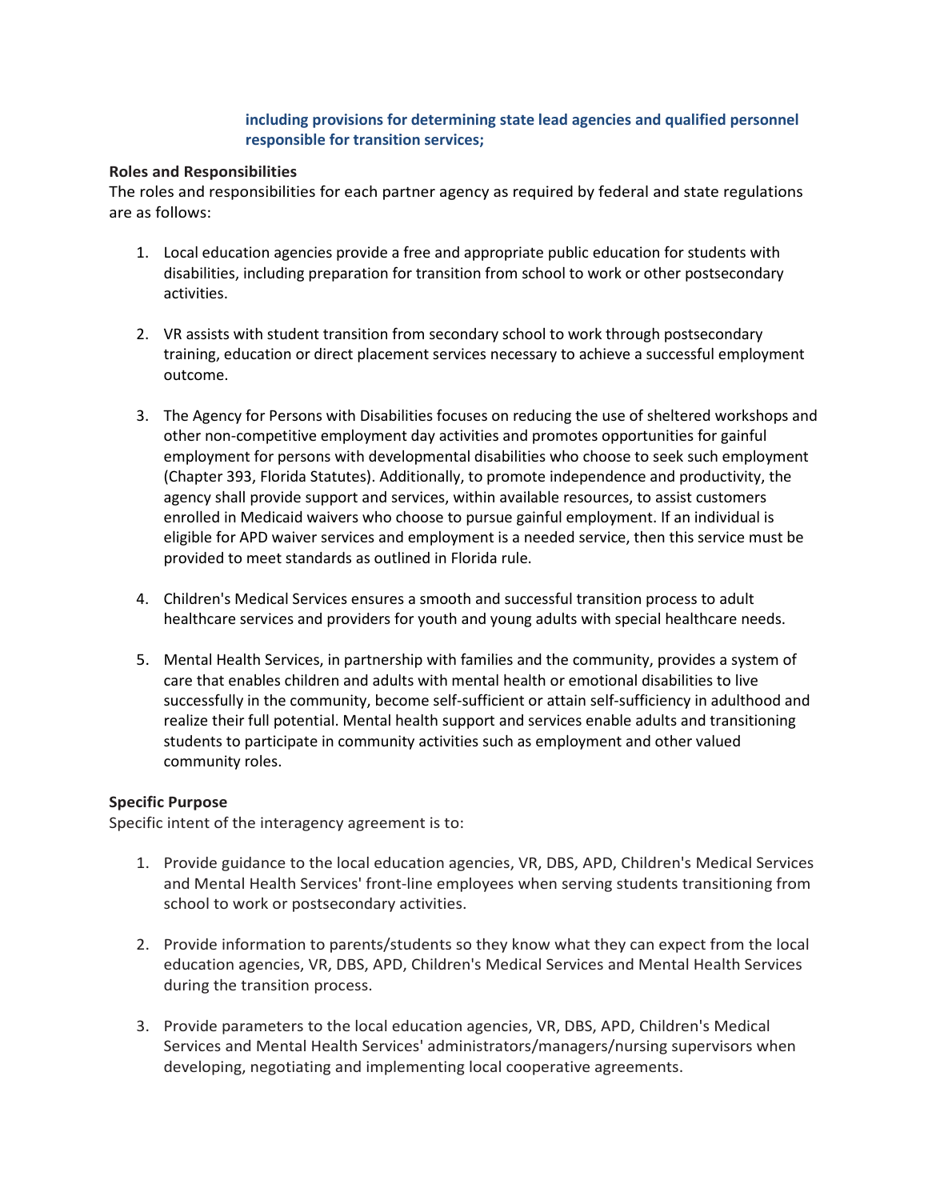**including provisions for determining state lead agencies and qualified personnel responsible for transition services;**

**Roles and Responsibilities**

The roles and responsibilities for each partner agency as required by federal and state regulations are as follows:

1. Local education agencies provide a free and appropriate public education for students with disabilities, including preparation for transition from school to work or other postsecondary activities.

2. VR assists with student transition from secondary school to work through postsecondary training, education or direct placement services necessary to achieve a successful employment outcome.

3. The Agency for Persons with Disabilities focuses on reducing the use of sheltered workshops and other non-competitive employment day activities and promotes opportunities for gainful employment for persons with developmental disabilities who choose to seek such employment (Chapter 393, Florida Statutes). Additionally, to promote independence and productivity, the agency shall provide support and services, within available resources, to assist customers enrolled in Medicaid waivers who choose to pursue gainful employment. If an individual is eligible for APD waiver services and employment is a needed service, then this service must be provided to meet standards as outlined in Florida rule.

4. Children's Medical Services ensures a smooth and successful transition process to adult healthcare services and providers for youth and young adults with special healthcare needs.

5. Mental Health Services, in partnership with families and the community, provides a system of care that enables children and adults with mental health or emotional disabilities to live successfully in the community, become self-sufficient or attain self-sufficiency in adulthood and realize their full potential. Mental health support and services enable adults and transitioning students to participate in community activities such as employment and other valued community roles.

**Specific Purpose**

Specific intent of the interagency agreement is to:

1. Provide guidance to the local education agencies, VR, DBS, APD, Children's Medical Services and Mental Health Services' front-line employees when serving students transitioning from school to work or postsecondary activities.

2. Provide information to parents/students so they know what they can expect from the local education agencies, VR, DBS, APD, Children's Medical Services and Mental Health Services during the transition process.

3. Provide parameters to the local education agencies, VR, DBS, APD, Children's Medical Services and Mental Health Services' administrators/managers/nursing supervisors when developing, negotiating and implementing local cooperative agreements.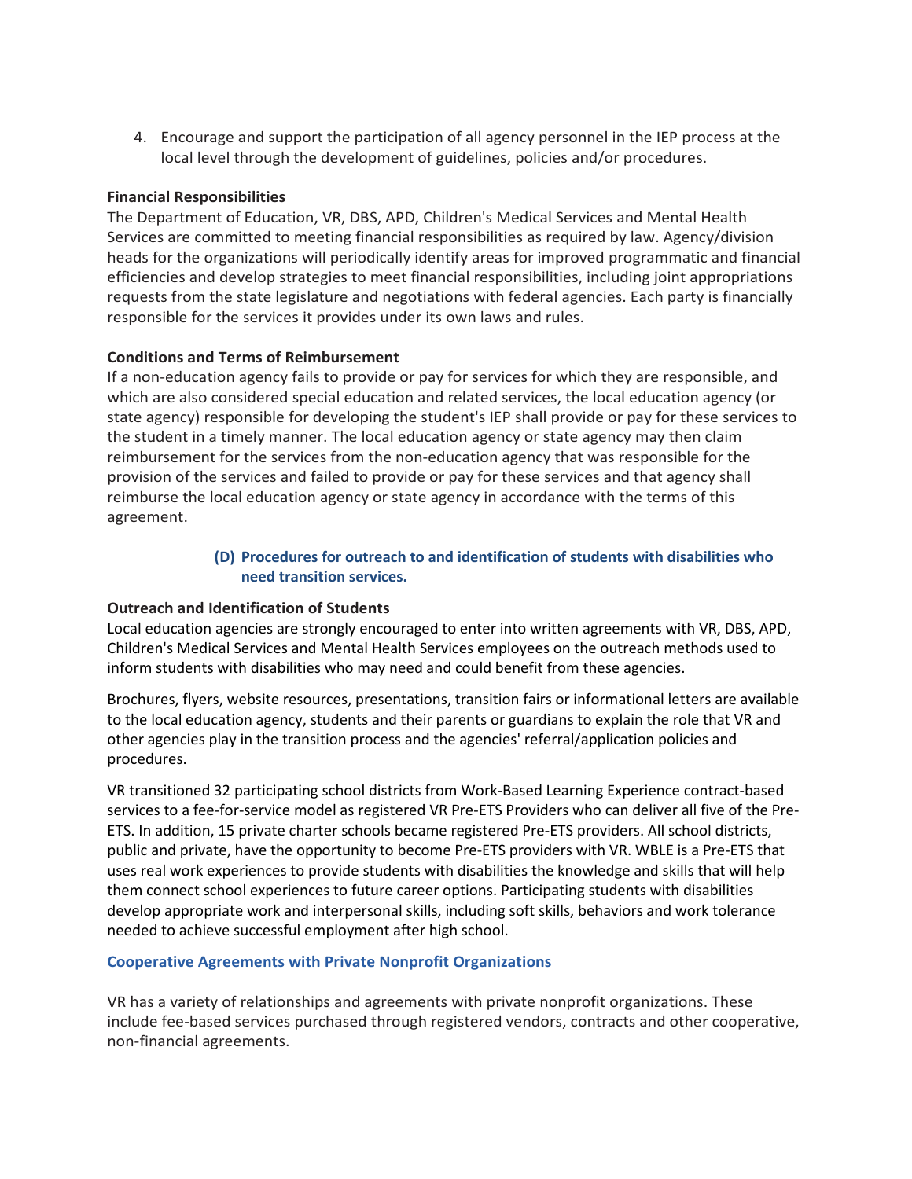4. Encourage and support the participation of all agency personnel in the IEP process at the local level through the development of guidelines, policies and/or procedures.

**Financial Responsibilities**
The Department of Education, VR, DBS, APD, Children's Medical Services and Mental Health Services are committed to meeting financial responsibilities as required by law. Agency/division heads for the organizations will periodically identify areas for improved programmatic and financial efficiencies and develop strategies to meet financial responsibilities, including joint appropriations requests from the state legislature and negotiations with federal agencies. Each party is financially responsible for the services it provides under its own laws and rules.

**Conditions and Terms of Reimbursement**
If a non-education agency fails to provide or pay for services for which they are responsible, and which are also considered special education and related services, the local education agency (or state agency) responsible for developing the student's IEP shall provide or pay for these services to the student in a timely manner. The local education agency or state agency may then claim reimbursement for the services from the non-education agency that was responsible for the provision of the services and failed to provide or pay for these services and that agency shall reimburse the local education agency or state agency in accordance with the terms of this agreement.

### (D) Procedures for outreach to and identification of students with disabilities who need transition services.

**Outreach and Identification of Students**
Local education agencies are strongly encouraged to enter into written agreements with VR, DBS, APD, Children's Medical Services and Mental Health Services employees on the outreach methods used to inform students with disabilities who may need and could benefit from these agencies.

Brochures, flyers, website resources, presentations, transition fairs or informational letters are available to the local education agency, students and their parents or guardians to explain the role that VR and other agencies play in the transition process and the agencies' referral/application policies and procedures.

VR transitioned 32 participating school districts from Work-Based Learning Experience contract-based services to a fee-for-service model as registered VR Pre-ETS Providers who can deliver all five of the Pre-ETS. In addition, 15 private charter schools became registered Pre-ETS providers. All school districts, public and private, have the opportunity to become Pre-ETS providers with VR. WBLE is a Pre-ETS that uses real work experiences to provide students with disabilities the knowledge and skills that will help them connect school experiences to future career options. Participating students with disabilities develop appropriate work and interpersonal skills, including soft skills, behaviors and work tolerance needed to achieve successful employment after high school.

### Cooperative Agreements with Private Nonprofit Organizations

VR has a variety of relationships and agreements with private nonprofit organizations. These include fee-based services purchased through registered vendors, contracts and other cooperative, non-financial agreements.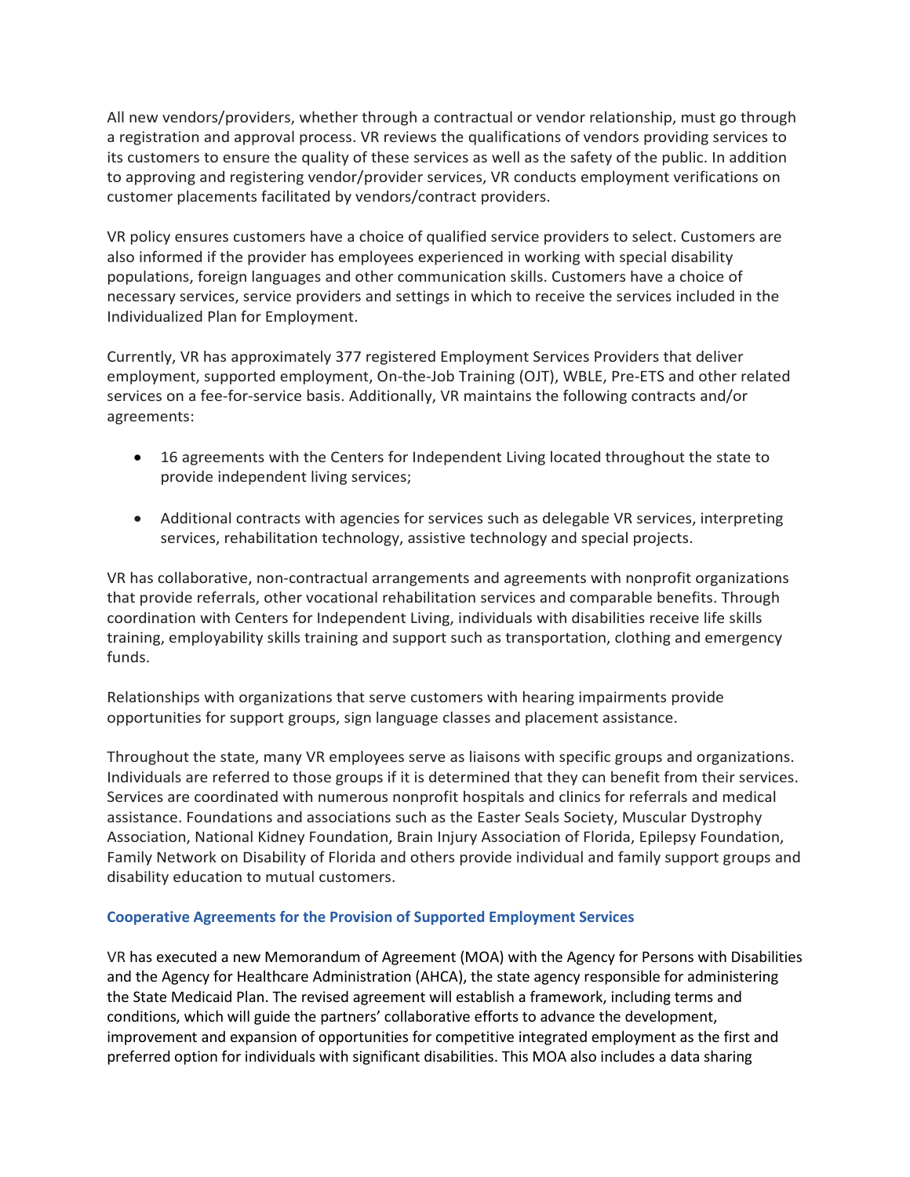All new vendors/providers, whether through a contractual or vendor relationship, must go through a registration and approval process. VR reviews the qualifications of vendors providing services to its customers to ensure the quality of these services as well as the safety of the public. In addition to approving and registering vendor/provider services, VR conducts employment verifications on customer placements facilitated by vendors/contract providers.

VR policy ensures customers have a choice of qualified service providers to select. Customers are also informed if the provider has employees experienced in working with special disability populations, foreign languages and other communication skills. Customers have a choice of necessary services, service providers and settings in which to receive the services included in the Individualized Plan for Employment.

Currently, VR has approximately 377 registered Employment Services Providers that deliver employment, supported employment, On-the-Job Training (OJT), WBLE, Pre-ETS and other related services on a fee-for-service basis. Additionally, VR maintains the following contracts and/or agreements:

- 16 agreements with the Centers for Independent Living located throughout the state to provide independent living services;
- Additional contracts with agencies for services such as delegable VR services, interpreting services, rehabilitation technology, assistive technology and special projects.

VR has collaborative, non-contractual arrangements and agreements with nonprofit organizations that provide referrals, other vocational rehabilitation services and comparable benefits. Through coordination with Centers for Independent Living, individuals with disabilities receive life skills training, employability skills training and support such as transportation, clothing and emergency funds.

Relationships with organizations that serve customers with hearing impairments provide opportunities for support groups, sign language classes and placement assistance.

Throughout the state, many VR employees serve as liaisons with specific groups and organizations. Individuals are referred to those groups if it is determined that they can benefit from their services. Services are coordinated with numerous nonprofit hospitals and clinics for referrals and medical assistance. Foundations and associations such as the Easter Seals Society, Muscular Dystrophy Association, National Kidney Foundation, Brain Injury Association of Florida, Epilepsy Foundation, Family Network on Disability of Florida and others provide individual and family support groups and disability education to mutual customers.

### Cooperative Agreements for the Provision of Supported Employment Services

VR has executed a new Memorandum of Agreement (MOA) with the Agency for Persons with Disabilities and the Agency for Healthcare Administration (AHCA), the state agency responsible for administering the State Medicaid Plan. The revised agreement will establish a framework, including terms and conditions, which will guide the partners' collaborative efforts to advance the development, improvement and expansion of opportunities for competitive integrated employment as the first and preferred option for individuals with significant disabilities. This MOA also includes a data sharing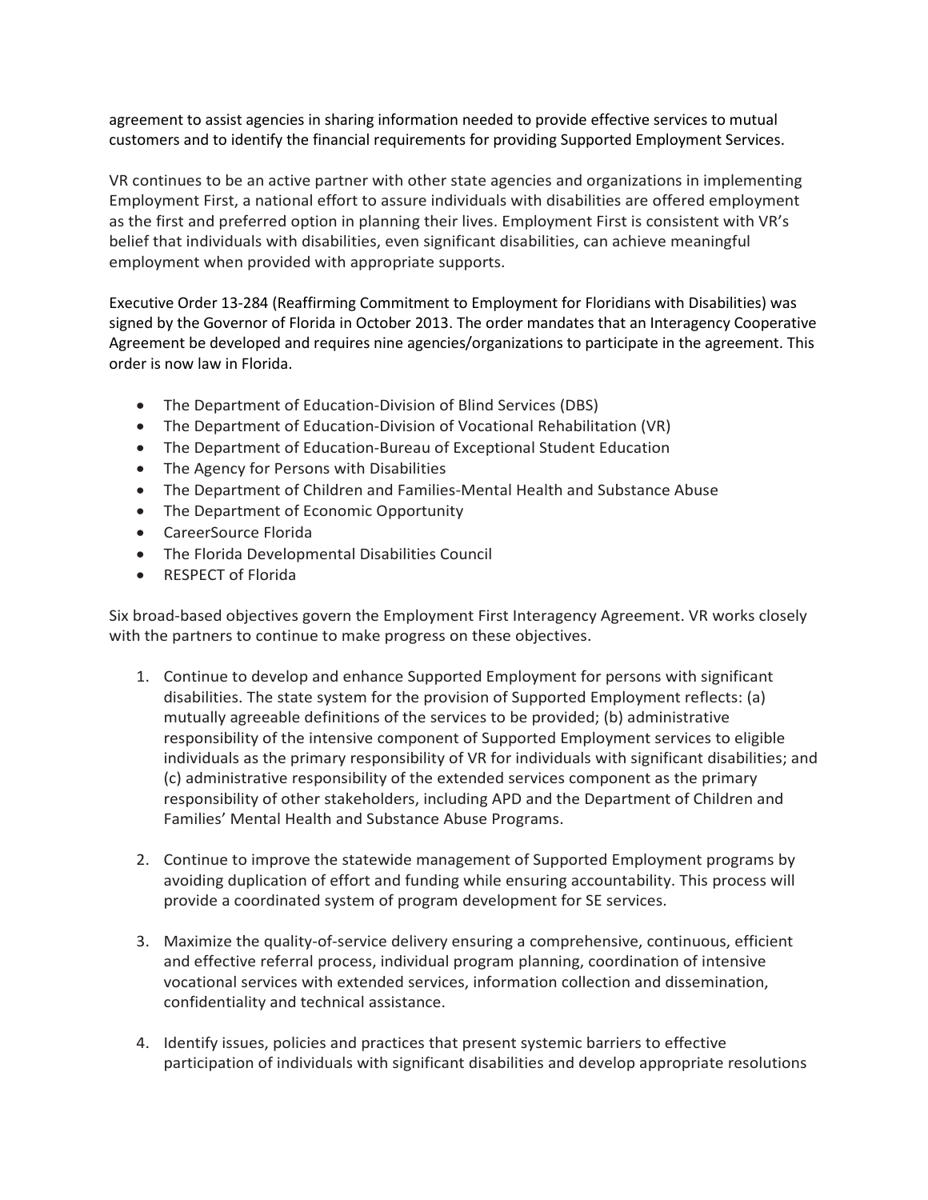agreement to assist agencies in sharing information needed to provide effective services to mutual customers and to identify the financial requirements for providing Supported Employment Services.

VR continues to be an active partner with other state agencies and organizations in implementing Employment First, a national effort to assure individuals with disabilities are offered employment as the first and preferred option in planning their lives. Employment First is consistent with VR's belief that individuals with disabilities, even significant disabilities, can achieve meaningful employment when provided with appropriate supports.

Executive Order 13-284 (Reaffirming Commitment to Employment for Floridians with Disabilities) was signed by the Governor of Florida in October 2013. The order mandates that an Interagency Cooperative Agreement be developed and requires nine agencies/organizations to participate in the agreement. This order is now law in Florida.

- The Department of Education-Division of Blind Services (DBS)
- The Department of Education-Division of Vocational Rehabilitation (VR)
- The Department of Education-Bureau of Exceptional Student Education
- The Agency for Persons with Disabilities
- The Department of Children and Families-Mental Health and Substance Abuse
- The Department of Economic Opportunity
- CareerSource Florida
- The Florida Developmental Disabilities Council
- RESPECT of Florida

Six broad-based objectives govern the Employment First Interagency Agreement. VR works closely with the partners to continue to make progress on these objectives.

1. Continue to develop and enhance Supported Employment for persons with significant disabilities. The state system for the provision of Supported Employment reflects: (a) mutually agreeable definitions of the services to be provided; (b) administrative responsibility of the intensive component of Supported Employment services to eligible individuals as the primary responsibility of VR for individuals with significant disabilities; and (c) administrative responsibility of the extended services component as the primary responsibility of other stakeholders, including APD and the Department of Children and Families' Mental Health and Substance Abuse Programs.

2. Continue to improve the statewide management of Supported Employment programs by avoiding duplication of effort and funding while ensuring accountability. This process will provide a coordinated system of program development for SE services.

3. Maximize the quality-of-service delivery ensuring a comprehensive, continuous, efficient and effective referral process, individual program planning, coordination of intensive vocational services with extended services, information collection and dissemination, confidentiality and technical assistance.

4. Identify issues, policies and practices that present systemic barriers to effective participation of individuals with significant disabilities and develop appropriate resolutions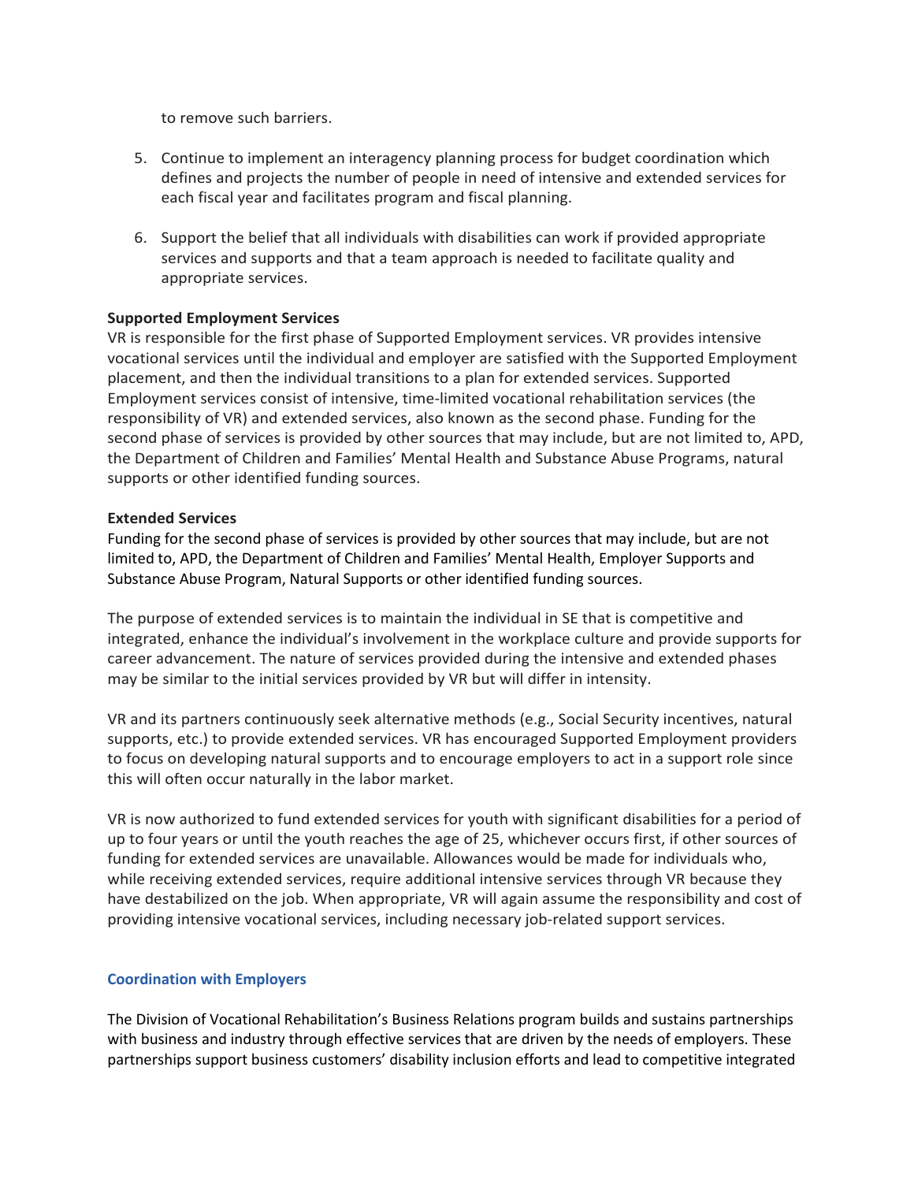to remove such barriers.

5. Continue to implement an interagency planning process for budget coordination which defines and projects the number of people in need of intensive and extended services for each fiscal year and facilitates program and fiscal planning.

6. Support the belief that all individuals with disabilities can work if provided appropriate services and supports and that a team approach is needed to facilitate quality and appropriate services.

**Supported Employment Services**
VR is responsible for the first phase of Supported Employment services. VR provides intensive vocational services until the individual and employer are satisfied with the Supported Employment placement, and then the individual transitions to a plan for extended services. Supported Employment services consist of intensive, time-limited vocational rehabilitation services (the responsibility of VR) and extended services, also known as the second phase. Funding for the second phase of services is provided by other sources that may include, but are not limited to, APD, the Department of Children and Families' Mental Health and Substance Abuse Programs, natural supports or other identified funding sources.

**Extended Services**
Funding for the second phase of services is provided by other sources that may include, but are not limited to, APD, the Department of Children and Families' Mental Health, Employer Supports and Substance Abuse Program, Natural Supports or other identified funding sources.

The purpose of extended services is to maintain the individual in SE that is competitive and integrated, enhance the individual's involvement in the workplace culture and provide supports for career advancement. The nature of services provided during the intensive and extended phases may be similar to the initial services provided by VR but will differ in intensity.

VR and its partners continuously seek alternative methods (e.g., Social Security incentives, natural supports, etc.) to provide extended services. VR has encouraged Supported Employment providers to focus on developing natural supports and to encourage employers to act in a support role since this will often occur naturally in the labor market.

VR is now authorized to fund extended services for youth with significant disabilities for a period of up to four years or until the youth reaches the age of 25, whichever occurs first, if other sources of funding for extended services are unavailable. Allowances would be made for individuals who, while receiving extended services, require additional intensive services through VR because they have destabilized on the job. When appropriate, VR will again assume the responsibility and cost of providing intensive vocational services, including necessary job-related support services.

### Coordination with Employers

The Division of Vocational Rehabilitation's Business Relations program builds and sustains partnerships with business and industry through effective services that are driven by the needs of employers. These partnerships support business customers' disability inclusion efforts and lead to competitive integrated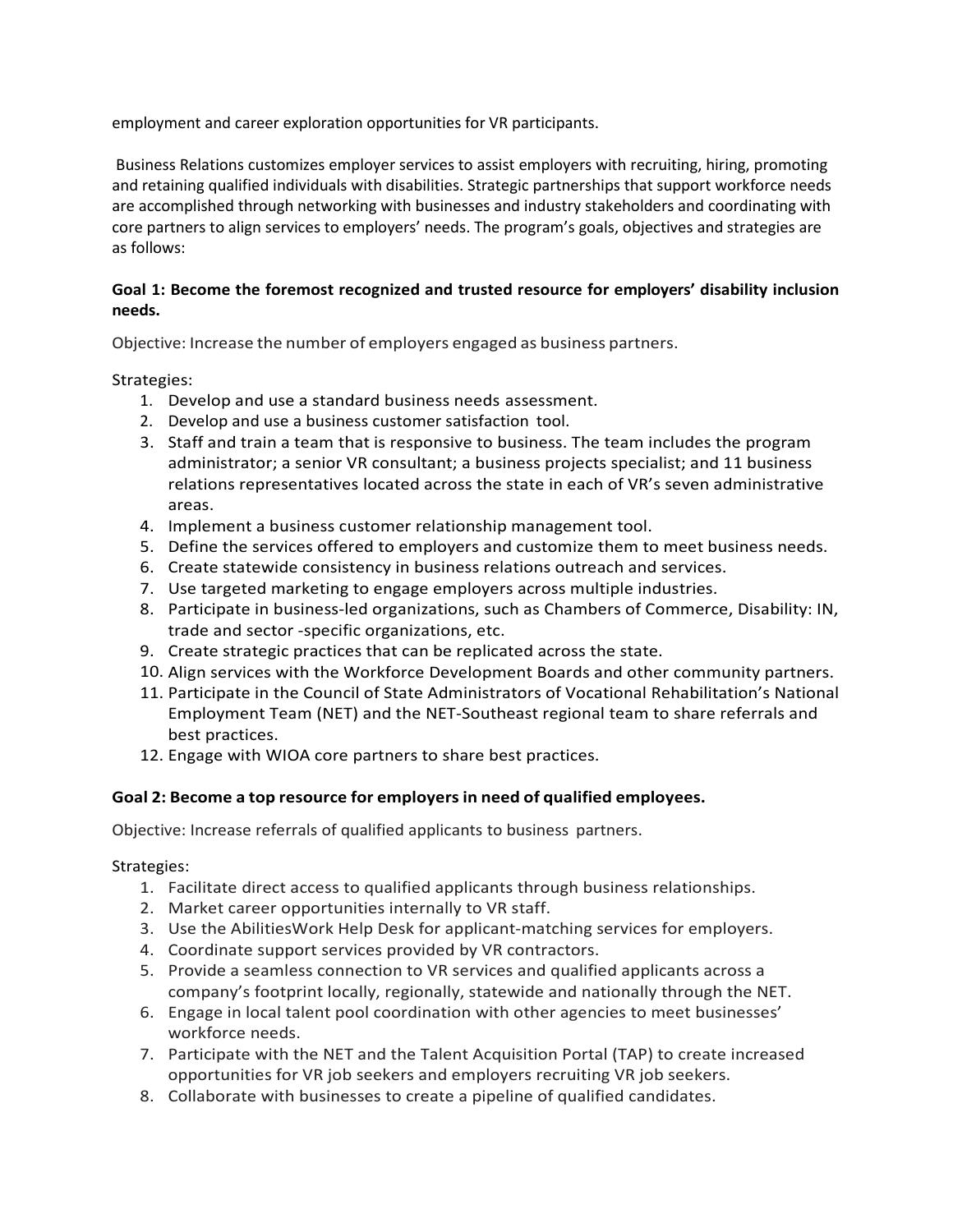employment and career exploration opportunities for VR participants.

Business Relations customizes employer services to assist employers with recruiting, hiring, promoting and retaining qualified individuals with disabilities. Strategic partnerships that support workforce needs are accomplished through networking with businesses and industry stakeholders and coordinating with core partners to align services to employers' needs. The program's goals, objectives and strategies are as follows:

**Goal 1: Become the foremost recognized and trusted resource for employers' disability inclusion needs.**

Objective: Increase the number of employers engaged as business partners.

Strategies:

1. Develop and use a standard business needs assessment.
2. Develop and use a business customer satisfaction tool.
3. Staff and train a team that is responsive to business. The team includes the program administrator; a senior VR consultant; a business projects specialist; and 11 business relations representatives located across the state in each of VR's seven administrative areas.
4. Implement a business customer relationship management tool.
5. Define the services offered to employers and customize them to meet business needs.
6. Create statewide consistency in business relations outreach and services.
7. Use targeted marketing to engage employers across multiple industries.
8. Participate in business-led organizations, such as Chambers of Commerce, Disability: IN, trade and sector -specific organizations, etc.
9. Create strategic practices that can be replicated across the state.
10. Align services with the Workforce Development Boards and other community partners.
11. Participate in the Council of State Administrators of Vocational Rehabilitation's National Employment Team (NET) and the NET-Southeast regional team to share referrals and best practices.
12. Engage with WIOA core partners to share best practices.

**Goal 2: Become a top resource for employers in need of qualified employees.**

Objective: Increase referrals of qualified applicants to business partners.

Strategies:

1. Facilitate direct access to qualified applicants through business relationships.
2. Market career opportunities internally to VR staff.
3. Use the AbilitiesWork Help Desk for applicant-matching services for employers.
4. Coordinate support services provided by VR contractors.
5. Provide a seamless connection to VR services and qualified applicants across a company's footprint locally, regionally, statewide and nationally through the NET.
6. Engage in local talent pool coordination with other agencies to meet businesses' workforce needs.
7. Participate with the NET and the Talent Acquisition Portal (TAP) to create increased opportunities for VR job seekers and employers recruiting VR job seekers.
8. Collaborate with businesses to create a pipeline of qualified candidates.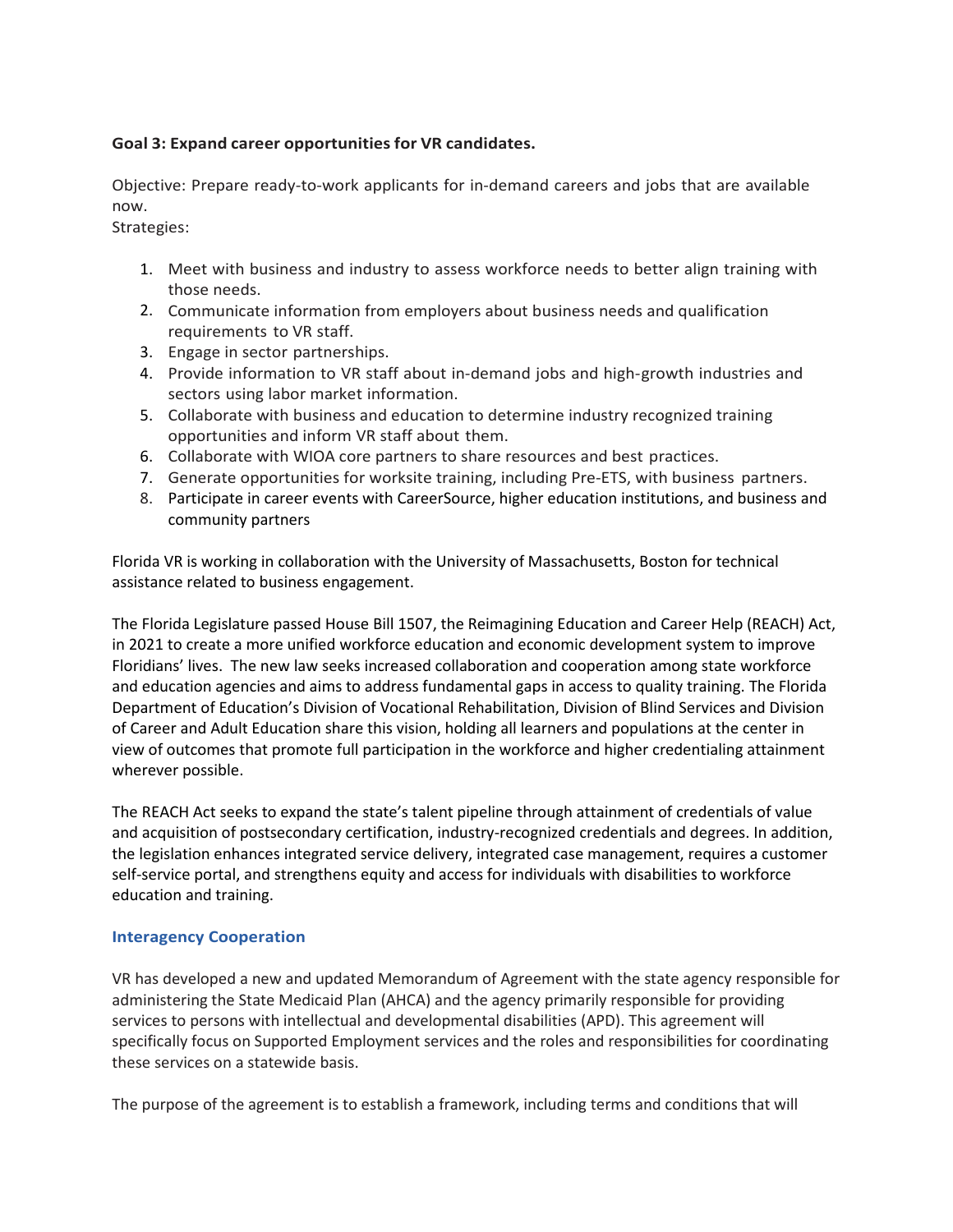**Goal 3: Expand career opportunities for VR candidates.**

Objective: Prepare ready-to-work applicants for in-demand careers and jobs that are available now.
Strategies:

1. Meet with business and industry to assess workforce needs to better align training with those needs.
2. Communicate information from employers about business needs and qualification requirements to VR staff.
3. Engage in sector partnerships.
4. Provide information to VR staff about in-demand jobs and high-growth industries and sectors using labor market information.
5. Collaborate with business and education to determine industry recognized training opportunities and inform VR staff about them.
6. Collaborate with WIOA core partners to share resources and best practices.
7. Generate opportunities for worksite training, including Pre-ETS, with business partners.
8. Participate in career events with CareerSource, higher education institutions, and business and community partners

Florida VR is working in collaboration with the University of Massachusetts, Boston for technical assistance related to business engagement.

The Florida Legislature passed House Bill 1507, the Reimagining Education and Career Help (REACH) Act, in 2021 to create a more unified workforce education and economic development system to improve Floridians' lives. The new law seeks increased collaboration and cooperation among state workforce and education agencies and aims to address fundamental gaps in access to quality training. The Florida Department of Education's Division of Vocational Rehabilitation, Division of Blind Services and Division of Career and Adult Education share this vision, holding all learners and populations at the center in view of outcomes that promote full participation in the workforce and higher credentialing attainment wherever possible.

The REACH Act seeks to expand the state's talent pipeline through attainment of credentials of value and acquisition of postsecondary certification, industry-recognized credentials and degrees. In addition, the legislation enhances integrated service delivery, integrated case management, requires a customer self-service portal, and strengthens equity and access for individuals with disabilities to workforce education and training.

## Interagency Cooperation

VR has developed a new and updated Memorandum of Agreement with the state agency responsible for administering the State Medicaid Plan (AHCA) and the agency primarily responsible for providing services to persons with intellectual and developmental disabilities (APD). This agreement will specifically focus on Supported Employment services and the roles and responsibilities for coordinating these services on a statewide basis.

The purpose of the agreement is to establish a framework, including terms and conditions that will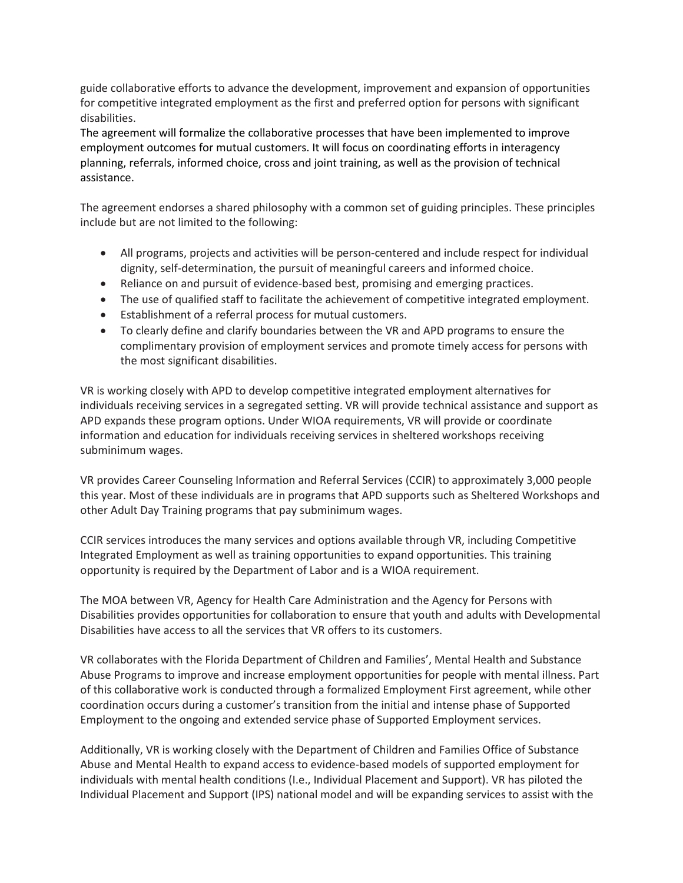guide collaborative efforts to advance the development, improvement and expansion of opportunities for competitive integrated employment as the first and preferred option for persons with significant disabilities.
The agreement will formalize the collaborative processes that have been implemented to improve employment outcomes for mutual customers. It will focus on coordinating efforts in interagency planning, referrals, informed choice, cross and joint training, as well as the provision of technical assistance.

The agreement endorses a shared philosophy with a common set of guiding principles. These principles include but are not limited to the following:

- All programs, projects and activities will be person-centered and include respect for individual dignity, self-determination, the pursuit of meaningful careers and informed choice.
- Reliance on and pursuit of evidence-based best, promising and emerging practices.
- The use of qualified staff to facilitate the achievement of competitive integrated employment.
- Establishment of a referral process for mutual customers.
- To clearly define and clarify boundaries between the VR and APD programs to ensure the complimentary provision of employment services and promote timely access for persons with the most significant disabilities.

VR is working closely with APD to develop competitive integrated employment alternatives for individuals receiving services in a segregated setting. VR will provide technical assistance and support as APD expands these program options. Under WIOA requirements, VR will provide or coordinate information and education for individuals receiving services in sheltered workshops receiving subminimum wages.

VR provides Career Counseling Information and Referral Services (CCIR) to approximately 3,000 people this year. Most of these individuals are in programs that APD supports such as Sheltered Workshops and other Adult Day Training programs that pay subminimum wages.

CCIR services introduces the many services and options available through VR, including Competitive Integrated Employment as well as training opportunities to expand opportunities. This training opportunity is required by the Department of Labor and is a WIOA requirement.

The MOA between VR, Agency for Health Care Administration and the Agency for Persons with Disabilities provides opportunities for collaboration to ensure that youth and adults with Developmental Disabilities have access to all the services that VR offers to its customers.

VR collaborates with the Florida Department of Children and Families', Mental Health and Substance Abuse Programs to improve and increase employment opportunities for people with mental illness. Part of this collaborative work is conducted through a formalized Employment First agreement, while other coordination occurs during a customer's transition from the initial and intense phase of Supported Employment to the ongoing and extended service phase of Supported Employment services.

Additionally, VR is working closely with the Department of Children and Families Office of Substance Abuse and Mental Health to expand access to evidence-based models of supported employment for individuals with mental health conditions (I.e., Individual Placement and Support). VR has piloted the Individual Placement and Support (IPS) national model and will be expanding services to assist with the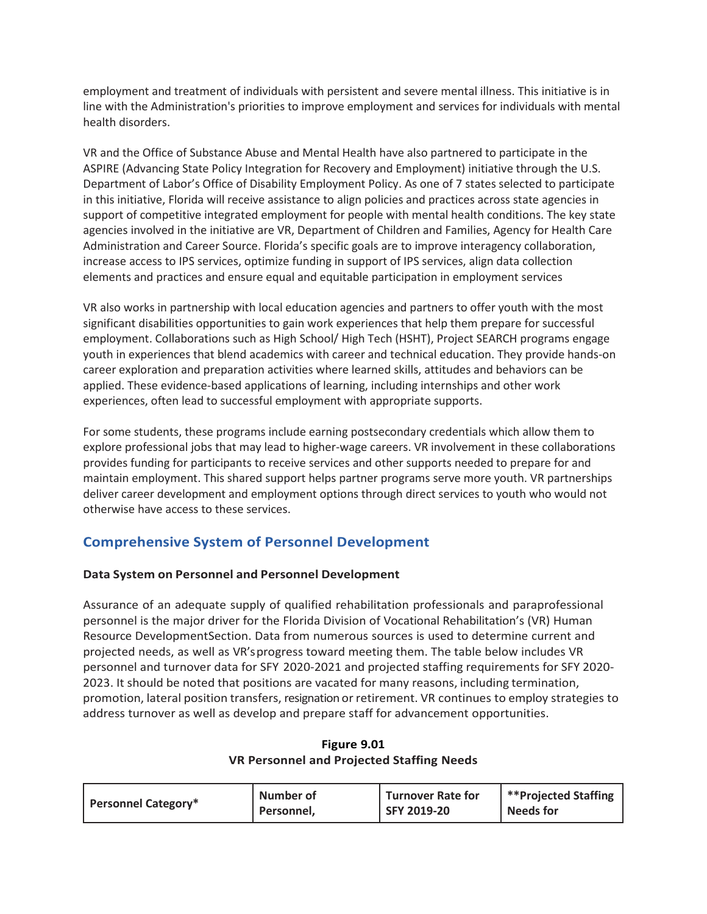employment and treatment of individuals with persistent and severe mental illness. This initiative is in line with the Administration's priorities to improve employment and services for individuals with mental health disorders.

VR and the Office of Substance Abuse and Mental Health have also partnered to participate in the ASPIRE (Advancing State Policy Integration for Recovery and Employment) initiative through the U.S. Department of Labor's Office of Disability Employment Policy. As one of 7 states selected to participate in this initiative, Florida will receive assistance to align policies and practices across state agencies in support of competitive integrated employment for people with mental health conditions. The key state agencies involved in the initiative are VR, Department of Children and Families, Agency for Health Care Administration and Career Source. Florida's specific goals are to improve interagency collaboration, increase access to IPS services, optimize funding in support of IPS services, align data collection elements and practices and ensure equal and equitable participation in employment services

VR also works in partnership with local education agencies and partners to offer youth with the most significant disabilities opportunities to gain work experiences that help them prepare for successful employment. Collaborations such as High School/ High Tech (HSHT), Project SEARCH programs engage youth in experiences that blend academics with career and technical education. They provide hands-on career exploration and preparation activities where learned skills, attitudes and behaviors can be applied. These evidence-based applications of learning, including internships and other work experiences, often lead to successful employment with appropriate supports.

For some students, these programs include earning postsecondary credentials which allow them to explore professional jobs that may lead to higher-wage careers. VR involvement in these collaborations provides funding for participants to receive services and other supports needed to prepare for and maintain employment. This shared support helps partner programs serve more youth. VR partnerships deliver career development and employment options through direct services to youth who would not otherwise have access to these services.

## Comprehensive System of Personnel Development

### Data System on Personnel and Personnel Development

Assurance of an adequate supply of qualified rehabilitation professionals and paraprofessional personnel is the major driver for the Florida Division of Vocational Rehabilitation's (VR) Human Resource DevelopmentSection. Data from numerous sources is used to determine current and projected needs, as well as VR'sprogress toward meeting them. The table below includes VR personnel and turnover data for SFY 2020-2021 and projected staffing requirements for SFY 2020-2023. It should be noted that positions are vacated for many reasons, including termination, promotion, lateral position transfers, resignation or retirement. VR continues to employ strategies to address turnover as well as develop and prepare staff for advancement opportunities.

**Figure 9.01**
**VR Personnel and Projected Staffing Needs**

| Personnel Category* | Number of Personnel, | Turnover Rate for SFY 2019-20 | **Projected Staffing Needs for |
|---|---|---|---|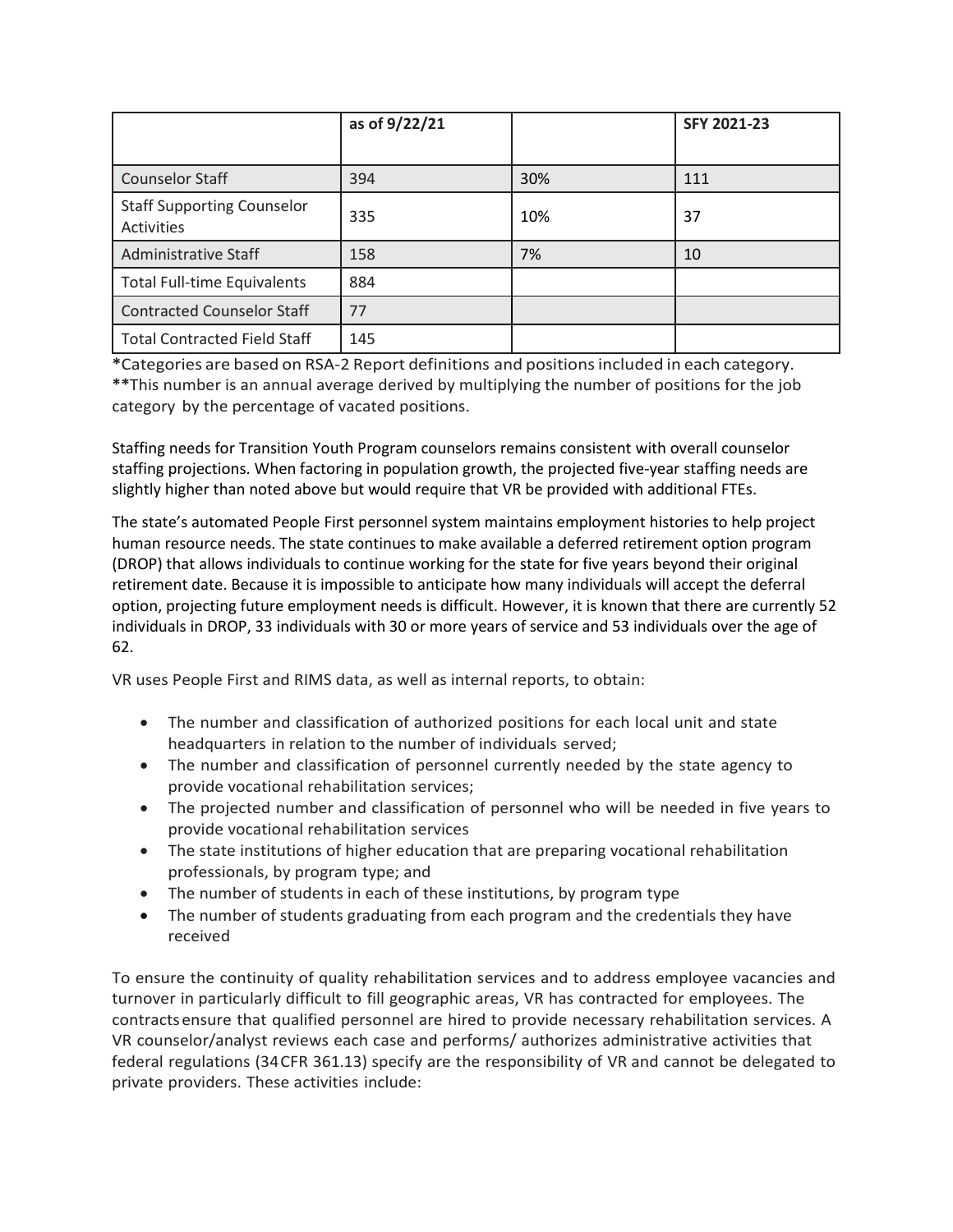| | as of 9/22/21 | | SFY 2021-23 |
|---|---|---|---|
| Counselor Staff | 394 | 30% | 111 |
| Staff Supporting Counselor Activities | 335 | 10% | 37 |
| Administrative Staff | 158 | 7% | 10 |
| Total Full-time Equivalents | 884 | | |
| Contracted Counselor Staff | 77 | | |
| Total Contracted Field Staff | 145 | | |

**\***Categories are based on RSA-2 Report definitions and positions included in each category.
**\*\***This number is an annual average derived by multiplying the number of positions for the job category by the percentage of vacated positions.

Staffing needs for Transition Youth Program counselors remains consistent with overall counselor staffing projections. When factoring in population growth, the projected five-year staffing needs are slightly higher than noted above but would require that VR be provided with additional FTEs.

The state's automated People First personnel system maintains employment histories to help project human resource needs. The state continues to make available a deferred retirement option program (DROP) that allows individuals to continue working for the state for five years beyond their original retirement date. Because it is impossible to anticipate how many individuals will accept the deferral option, projecting future employment needs is difficult. However, it is known that there are currently 52 individuals in DROP, 33 individuals with 30 or more years of service and 53 individuals over the age of 62.

VR uses People First and RIMS data, as well as internal reports, to obtain:

- The number and classification of authorized positions for each local unit and state headquarters in relation to the number of individuals served;
- The number and classification of personnel currently needed by the state agency to provide vocational rehabilitation services;
- The projected number and classification of personnel who will be needed in five years to provide vocational rehabilitation services
- The state institutions of higher education that are preparing vocational rehabilitation professionals, by program type; and
- The number of students in each of these institutions, by program type
- The number of students graduating from each program and the credentials they have received

To ensure the continuity of quality rehabilitation services and to address employee vacancies and turnover in particularly difficult to fill geographic areas, VR has contracted for employees. The contracts ensure that qualified personnel are hired to provide necessary rehabilitation services. A VR counselor/analyst reviews each case and performs/ authorizes administrative activities that federal regulations (34 CFR 361.13) specify are the responsibility of VR and cannot be delegated to private providers. These activities include: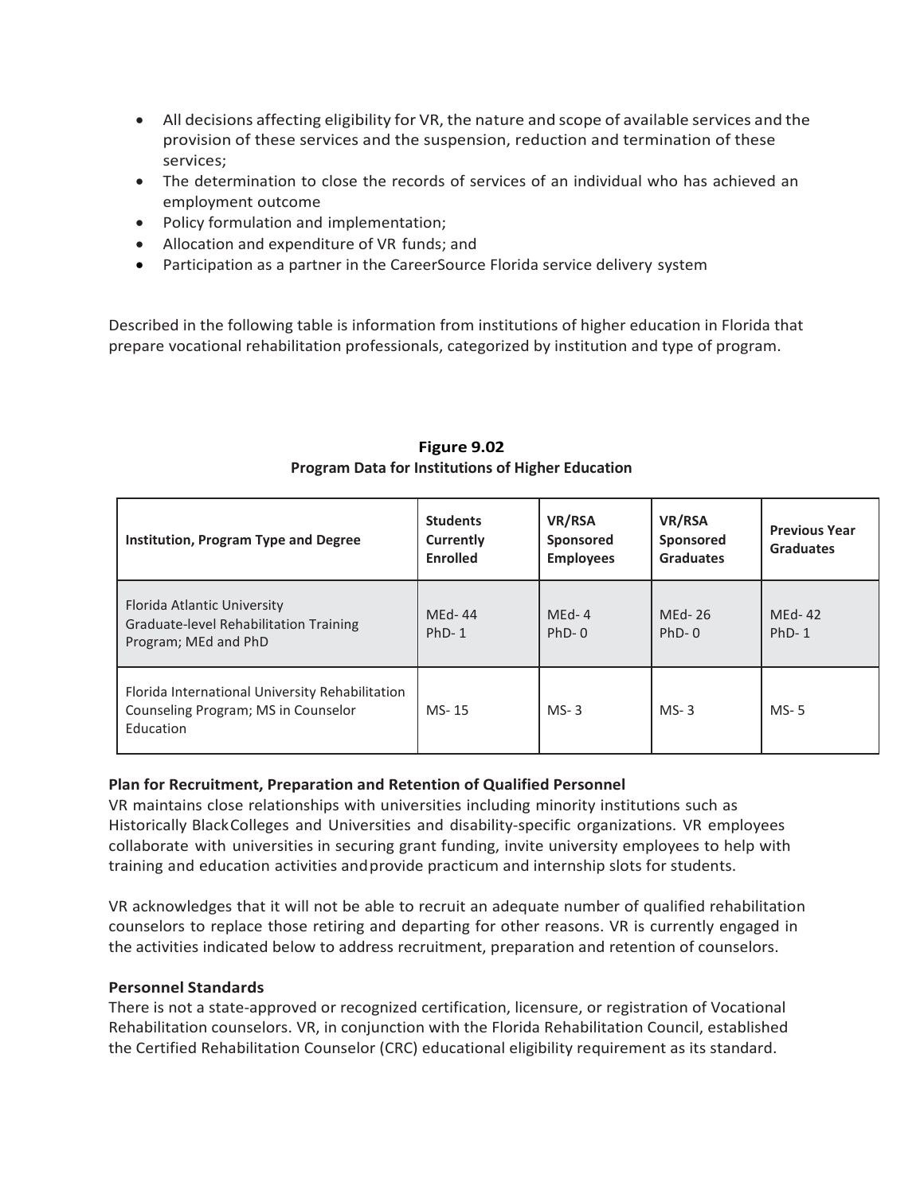- All decisions affecting eligibility for VR, the nature and scope of available services and the provision of these services and the suspension, reduction and termination of these services;
- The determination to close the records of services of an individual who has achieved an employment outcome
- Policy formulation and implementation;
- Allocation and expenditure of VR funds; and
- Participation as a partner in the CareerSource Florida service delivery system

Described in the following table is information from institutions of higher education in Florida that prepare vocational rehabilitation professionals, categorized by institution and type of program.

**Figure 9.02**
**Program Data for Institutions of Higher Education**

| Institution, Program Type and Degree | Students Currently Enrolled | VR/RSA Sponsored Employees | VR/RSA Sponsored Graduates | Previous Year Graduates |
|---|---|---|---|---|
| Florida Atlantic University Graduate-level Rehabilitation Training Program; MEd and PhD | MEd- 44<br>PhD- 1 | MEd- 4<br>PhD- 0 | MEd- 26<br>PhD- 0 | MEd- 42<br>PhD- 1 |
| Florida International University Rehabilitation Counseling Program; MS in Counselor Education | MS- 15 | MS- 3 | MS- 3 | MS- 5 |

**Plan for Recruitment, Preparation and Retention of Qualified Personnel**
VR maintains close relationships with universities including minority institutions such as Historically Black Colleges and Universities and disability-specific organizations. VR employees collaborate with universities in securing grant funding, invite university employees to help with training and education activities and provide practicum and internship slots for students.

VR acknowledges that it will not be able to recruit an adequate number of qualified rehabilitation counselors to replace those retiring and departing for other reasons. VR is currently engaged in the activities indicated below to address recruitment, preparation and retention of counselors.

**Personnel Standards**
There is not a state-approved or recognized certification, licensure, or registration of Vocational Rehabilitation counselors. VR, in conjunction with the Florida Rehabilitation Council, established the Certified Rehabilitation Counselor (CRC) educational eligibility requirement as its standard.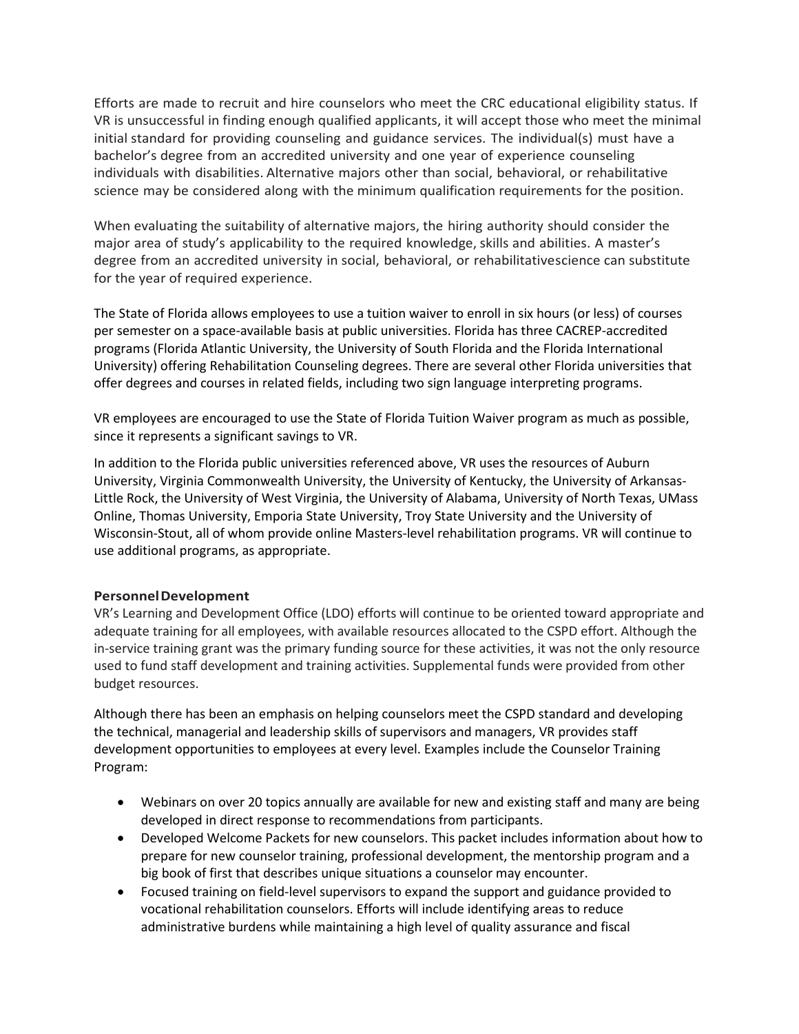Efforts are made to recruit and hire counselors who meet the CRC educational eligibility status. If VR is unsuccessful in finding enough qualified applicants, it will accept those who meet the minimal initial standard for providing counseling and guidance services. The individual(s) must have a bachelor's degree from an accredited university and one year of experience counseling individuals with disabilities. Alternative majors other than social, behavioral, or rehabilitative science may be considered along with the minimum qualification requirements for the position.

When evaluating the suitability of alternative majors, the hiring authority should consider the major area of study's applicability to the required knowledge, skills and abilities. A master's degree from an accredited university in social, behavioral, or rehabilitativescience can substitute for the year of required experience.

The State of Florida allows employees to use a tuition waiver to enroll in six hours (or less) of courses per semester on a space-available basis at public universities. Florida has three CACREP-accredited programs (Florida Atlantic University, the University of South Florida and the Florida International University) offering Rehabilitation Counseling degrees. There are several other Florida universities that offer degrees and courses in related fields, including two sign language interpreting programs.

VR employees are encouraged to use the State of Florida Tuition Waiver program as much as possible, since it represents a significant savings to VR.

In addition to the Florida public universities referenced above, VR uses the resources of Auburn University, Virginia Commonwealth University, the University of Kentucky, the University of Arkansas-Little Rock, the University of West Virginia, the University of Alabama, University of North Texas, UMass Online, Thomas University, Emporia State University, Troy State University and the University of Wisconsin-Stout, all of whom provide online Masters-level rehabilitation programs. VR will continue to use additional programs, as appropriate.

**Personnel Development**

VR's Learning and Development Office (LDO) efforts will continue to be oriented toward appropriate and adequate training for all employees, with available resources allocated to the CSPD effort. Although the in-service training grant was the primary funding source for these activities, it was not the only resource used to fund staff development and training activities. Supplemental funds were provided from other budget resources.

Although there has been an emphasis on helping counselors meet the CSPD standard and developing the technical, managerial and leadership skills of supervisors and managers, VR provides staff development opportunities to employees at every level. Examples include the Counselor Training Program:

- Webinars on over 20 topics annually are available for new and existing staff and many are being developed in direct response to recommendations from participants.
- Developed Welcome Packets for new counselors. This packet includes information about how to prepare for new counselor training, professional development, the mentorship program and a big book of first that describes unique situations a counselor may encounter.
- Focused training on field-level supervisors to expand the support and guidance provided to vocational rehabilitation counselors. Efforts will include identifying areas to reduce administrative burdens while maintaining a high level of quality assurance and fiscal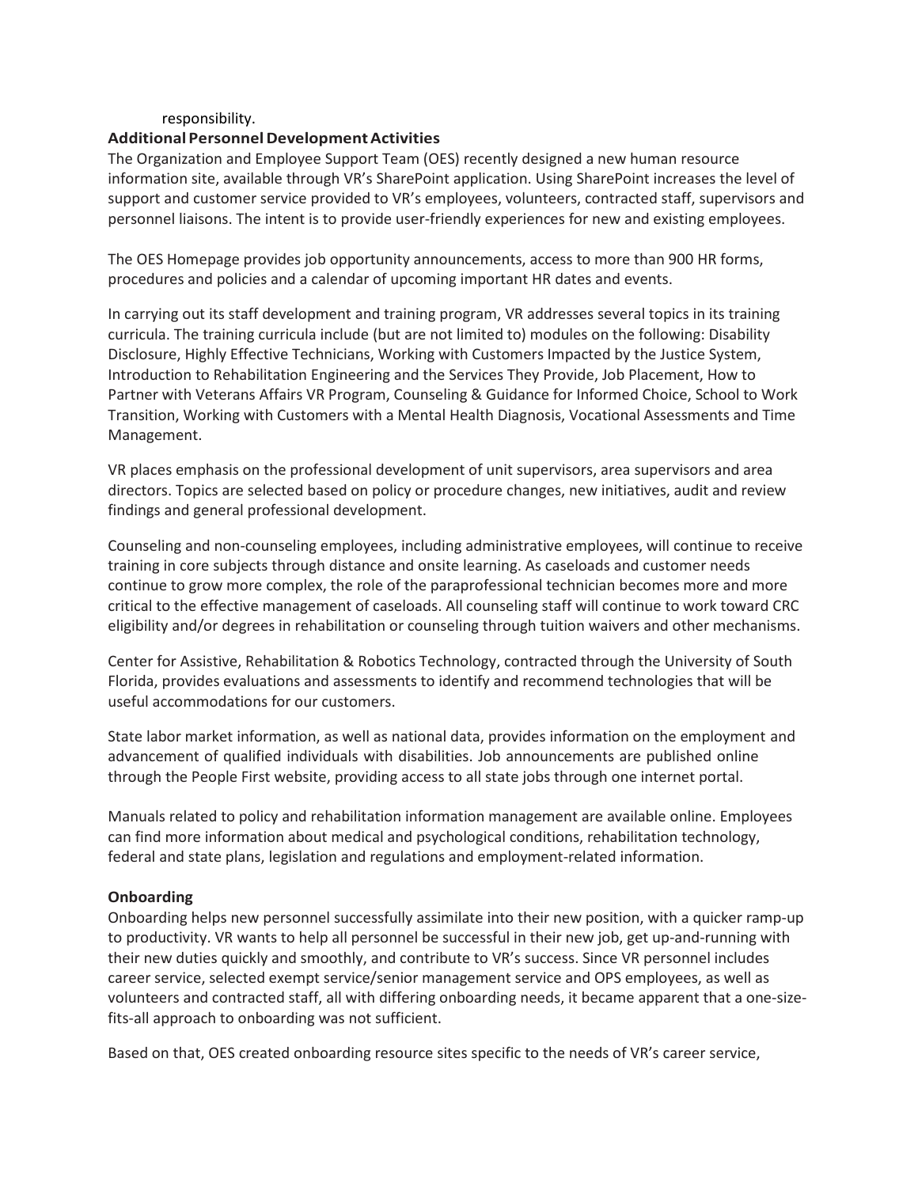responsibility.

**Additional Personnel Development Activities**

The Organization and Employee Support Team (OES) recently designed a new human resource information site, available through VR's SharePoint application. Using SharePoint increases the level of support and customer service provided to VR's employees, volunteers, contracted staff, supervisors and personnel liaisons. The intent is to provide user-friendly experiences for new and existing employees.

The OES Homepage provides job opportunity announcements, access to more than 900 HR forms, procedures and policies and a calendar of upcoming important HR dates and events.

In carrying out its staff development and training program, VR addresses several topics in its training curricula. The training curricula include (but are not limited to) modules on the following: Disability Disclosure, Highly Effective Technicians, Working with Customers Impacted by the Justice System, Introduction to Rehabilitation Engineering and the Services They Provide, Job Placement, How to Partner with Veterans Affairs VR Program, Counseling & Guidance for Informed Choice, School to Work Transition, Working with Customers with a Mental Health Diagnosis, Vocational Assessments and Time Management.

VR places emphasis on the professional development of unit supervisors, area supervisors and area directors. Topics are selected based on policy or procedure changes, new initiatives, audit and review findings and general professional development.

Counseling and non-counseling employees, including administrative employees, will continue to receive training in core subjects through distance and onsite learning. As caseloads and customer needs continue to grow more complex, the role of the paraprofessional technician becomes more and more critical to the effective management of caseloads. All counseling staff will continue to work toward CRC eligibility and/or degrees in rehabilitation or counseling through tuition waivers and other mechanisms.

Center for Assistive, Rehabilitation & Robotics Technology, contracted through the University of South Florida, provides evaluations and assessments to identify and recommend technologies that will be useful accommodations for our customers.

State labor market information, as well as national data, provides information on the employment and advancement of qualified individuals with disabilities. Job announcements are published online through the People First website, providing access to all state jobs through one internet portal.

Manuals related to policy and rehabilitation information management are available online. Employees can find more information about medical and psychological conditions, rehabilitation technology, federal and state plans, legislation and regulations and employment-related information.

**Onboarding**

Onboarding helps new personnel successfully assimilate into their new position, with a quicker ramp-up to productivity. VR wants to help all personnel be successful in their new job, get up-and-running with their new duties quickly and smoothly, and contribute to VR's success. Since VR personnel includes career service, selected exempt service/senior management service and OPS employees, as well as volunteers and contracted staff, all with differing onboarding needs, it became apparent that a one-size-fits-all approach to onboarding was not sufficient.

Based on that, OES created onboarding resource sites specific to the needs of VR's career service,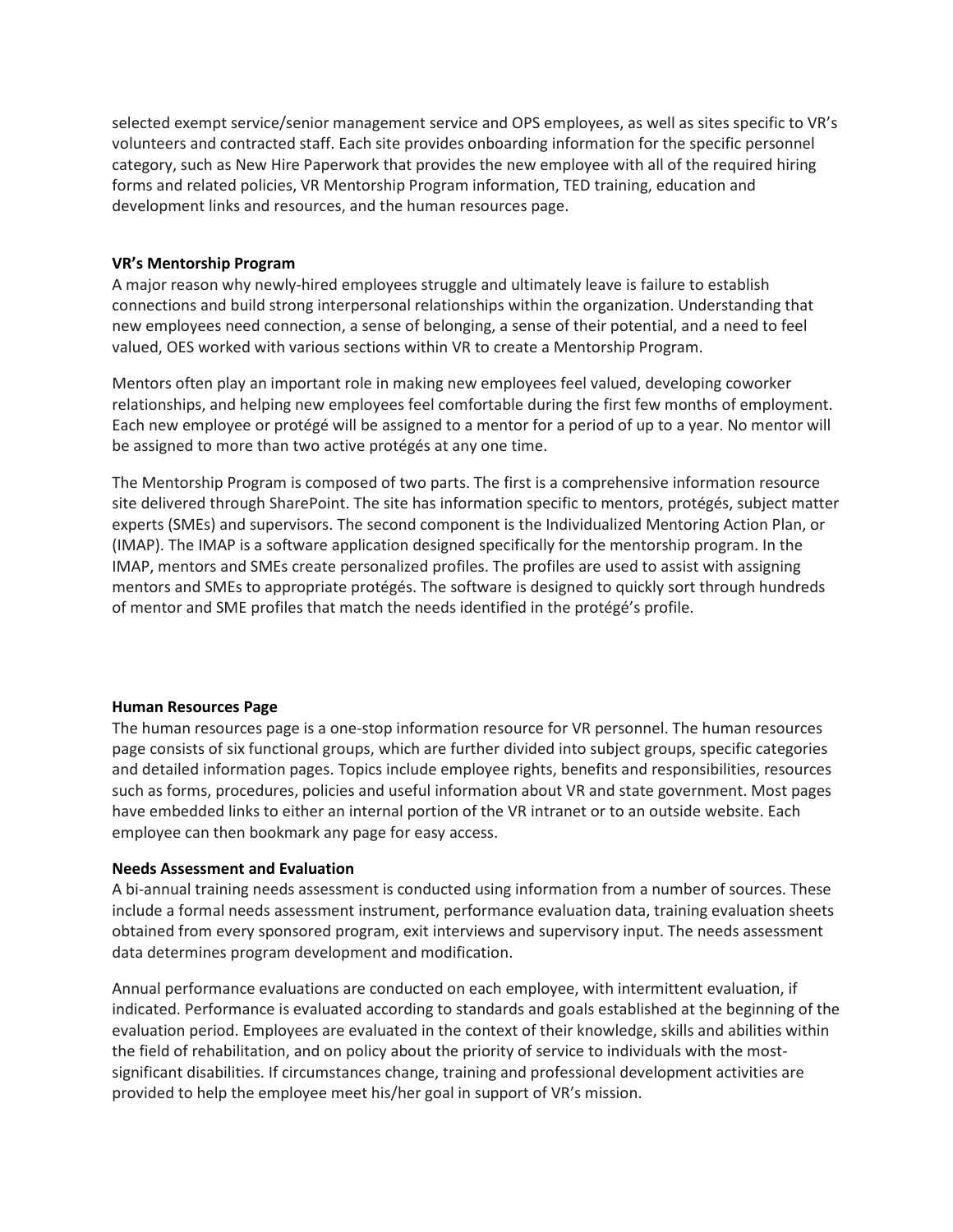selected exempt service/senior management service and OPS employees, as well as sites specific to VR's volunteers and contracted staff. Each site provides onboarding information for the specific personnel category, such as New Hire Paperwork that provides the new employee with all of the required hiring forms and related policies, VR Mentorship Program information, TED training, education and development links and resources, and the human resources page.

**VR's Mentorship Program**

A major reason why newly-hired employees struggle and ultimately leave is failure to establish connections and build strong interpersonal relationships within the organization. Understanding that new employees need connection, a sense of belonging, a sense of their potential, and a need to feel valued, OES worked with various sections within VR to create a Mentorship Program.

Mentors often play an important role in making new employees feel valued, developing coworker relationships, and helping new employees feel comfortable during the first few months of employment. Each new employee or protégé will be assigned to a mentor for a period of up to a year. No mentor will be assigned to more than two active protégés at any one time.

The Mentorship Program is composed of two parts. The first is a comprehensive information resource site delivered through SharePoint. The site has information specific to mentors, protégés, subject matter experts (SMEs) and supervisors. The second component is the Individualized Mentoring Action Plan, or (IMAP). The IMAP is a software application designed specifically for the mentorship program. In the IMAP, mentors and SMEs create personalized profiles. The profiles are used to assist with assigning mentors and SMEs to appropriate protégés. The software is designed to quickly sort through hundreds of mentor and SME profiles that match the needs identified in the protégé's profile.

**Human Resources Page**

The human resources page is a one-stop information resource for VR personnel. The human resources page consists of six functional groups, which are further divided into subject groups, specific categories and detailed information pages. Topics include employee rights, benefits and responsibilities, resources such as forms, procedures, policies and useful information about VR and state government. Most pages have embedded links to either an internal portion of the VR intranet or to an outside website. Each employee can then bookmark any page for easy access.

**Needs Assessment and Evaluation**

A bi-annual training needs assessment is conducted using information from a number of sources. These include a formal needs assessment instrument, performance evaluation data, training evaluation sheets obtained from every sponsored program, exit interviews and supervisory input. The needs assessment data determines program development and modification.

Annual performance evaluations are conducted on each employee, with intermittent evaluation, if indicated. Performance is evaluated according to standards and goals established at the beginning of the evaluation period. Employees are evaluated in the context of their knowledge, skills and abilities within the field of rehabilitation, and on policy about the priority of service to individuals with the most-significant disabilities. If circumstances change, training and professional development activities are provided to help the employee meet his/her goal in support of VR's mission.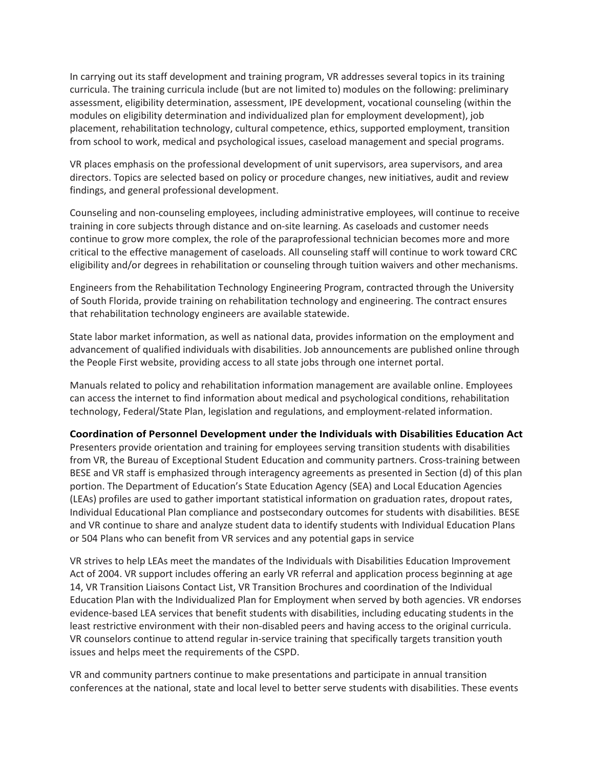In carrying out its staff development and training program, VR addresses several topics in its training curricula. The training curricula include (but are not limited to) modules on the following: preliminary assessment, eligibility determination, assessment, IPE development, vocational counseling (within the modules on eligibility determination and individualized plan for employment development), job placement, rehabilitation technology, cultural competence, ethics, supported employment, transition from school to work, medical and psychological issues, caseload management and special programs.

VR places emphasis on the professional development of unit supervisors, area supervisors, and area directors. Topics are selected based on policy or procedure changes, new initiatives, audit and review findings, and general professional development.

Counseling and non-counseling employees, including administrative employees, will continue to receive training in core subjects through distance and on-site learning. As caseloads and customer needs continue to grow more complex, the role of the paraprofessional technician becomes more and more critical to the effective management of caseloads. All counseling staff will continue to work toward CRC eligibility and/or degrees in rehabilitation or counseling through tuition waivers and other mechanisms.

Engineers from the Rehabilitation Technology Engineering Program, contracted through the University of South Florida, provide training on rehabilitation technology and engineering. The contract ensures that rehabilitation technology engineers are available statewide.

State labor market information, as well as national data, provides information on the employment and advancement of qualified individuals with disabilities. Job announcements are published online through the People First website, providing access to all state jobs through one internet portal.

Manuals related to policy and rehabilitation information management are available online. Employees can access the internet to find information about medical and psychological conditions, rehabilitation technology, Federal/State Plan, legislation and regulations, and employment-related information.

**Coordination of Personnel Development under the Individuals with Disabilities Education Act**

Presenters provide orientation and training for employees serving transition students with disabilities from VR, the Bureau of Exceptional Student Education and community partners. Cross-training between BESE and VR staff is emphasized through interagency agreements as presented in Section (d) of this plan portion. The Department of Education's State Education Agency (SEA) and Local Education Agencies (LEAs) profiles are used to gather important statistical information on graduation rates, dropout rates, Individual Educational Plan compliance and postsecondary outcomes for students with disabilities. BESE and VR continue to share and analyze student data to identify students with Individual Education Plans or 504 Plans who can benefit from VR services and any potential gaps in service

VR strives to help LEAs meet the mandates of the Individuals with Disabilities Education Improvement Act of 2004. VR support includes offering an early VR referral and application process beginning at age 14, VR Transition Liaisons Contact List, VR Transition Brochures and coordination of the Individual Education Plan with the Individualized Plan for Employment when served by both agencies. VR endorses evidence-based LEA services that benefit students with disabilities, including educating students in the least restrictive environment with their non-disabled peers and having access to the original curricula. VR counselors continue to attend regular in-service training that specifically targets transition youth issues and helps meet the requirements of the CSPD.

VR and community partners continue to make presentations and participate in annual transition conferences at the national, state and local level to better serve students with disabilities. These events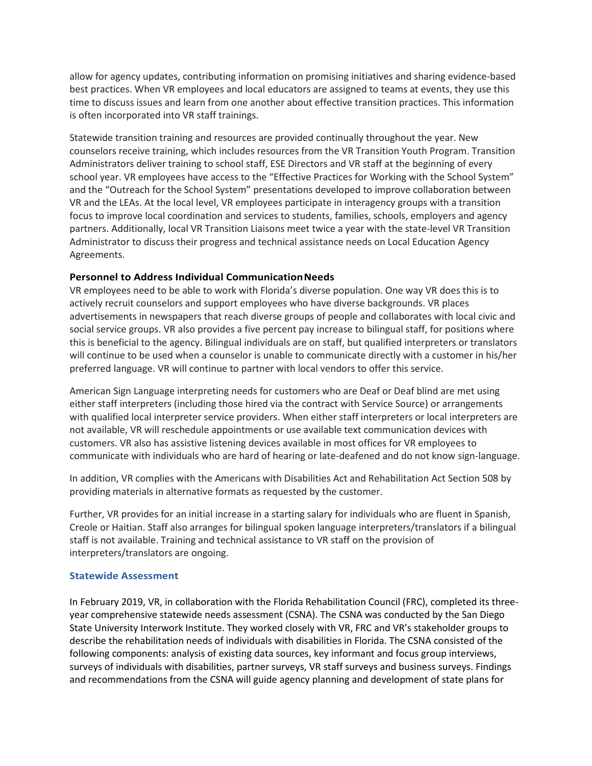allow for agency updates, contributing information on promising initiatives and sharing evidence-based best practices. When VR employees and local educators are assigned to teams at events, they use this time to discuss issues and learn from one another about effective transition practices. This information is often incorporated into VR staff trainings.

Statewide transition training and resources are provided continually throughout the year. New counselors receive training, which includes resources from the VR Transition Youth Program. Transition Administrators deliver training to school staff, ESE Directors and VR staff at the beginning of every school year. VR employees have access to the "Effective Practices for Working with the School System" and the "Outreach for the School System" presentations developed to improve collaboration between VR and the LEAs. At the local level, VR employees participate in interagency groups with a transition focus to improve local coordination and services to students, families, schools, employers and agency partners. Additionally, local VR Transition Liaisons meet twice a year with the state-level VR Transition Administrator to discuss their progress and technical assistance needs on Local Education Agency Agreements.

**Personnel to Address Individual Communication Needs**

VR employees need to be able to work with Florida's diverse population. One way VR does this is to actively recruit counselors and support employees who have diverse backgrounds. VR places advertisements in newspapers that reach diverse groups of people and collaborates with local civic and social service groups. VR also provides a five percent pay increase to bilingual staff, for positions where this is beneficial to the agency. Bilingual individuals are on staff, but qualified interpreters or translators will continue to be used when a counselor is unable to communicate directly with a customer in his/her preferred language. VR will continue to partner with local vendors to offer this service.

American Sign Language interpreting needs for customers who are Deaf or Deaf blind are met using either staff interpreters (including those hired via the contract with Service Source) or arrangements with qualified local interpreter service providers. When either staff interpreters or local interpreters are not available, VR will reschedule appointments or use available text communication devices with customers. VR also has assistive listening devices available in most offices for VR employees to communicate with individuals who are hard of hearing or late-deafened and do not know sign-language.

In addition, VR complies with the Americans with Disabilities Act and Rehabilitation Act Section 508 by providing materials in alternative formats as requested by the customer.

Further, VR provides for an initial increase in a starting salary for individuals who are fluent in Spanish, Creole or Haitian. Staff also arranges for bilingual spoken language interpreters/translators if a bilingual staff is not available. Training and technical assistance to VR staff on the provision of interpreters/translators are ongoing.

### Statewide Assessment

In February 2019, VR, in collaboration with the Florida Rehabilitation Council (FRC), completed its three-year comprehensive statewide needs assessment (CSNA). The CSNA was conducted by the San Diego State University Interwork Institute. They worked closely with VR, FRC and VR's stakeholder groups to describe the rehabilitation needs of individuals with disabilities in Florida. The CSNA consisted of the following components: analysis of existing data sources, key informant and focus group interviews, surveys of individuals with disabilities, partner surveys, VR staff surveys and business surveys. Findings and recommendations from the CSNA will guide agency planning and development of state plans for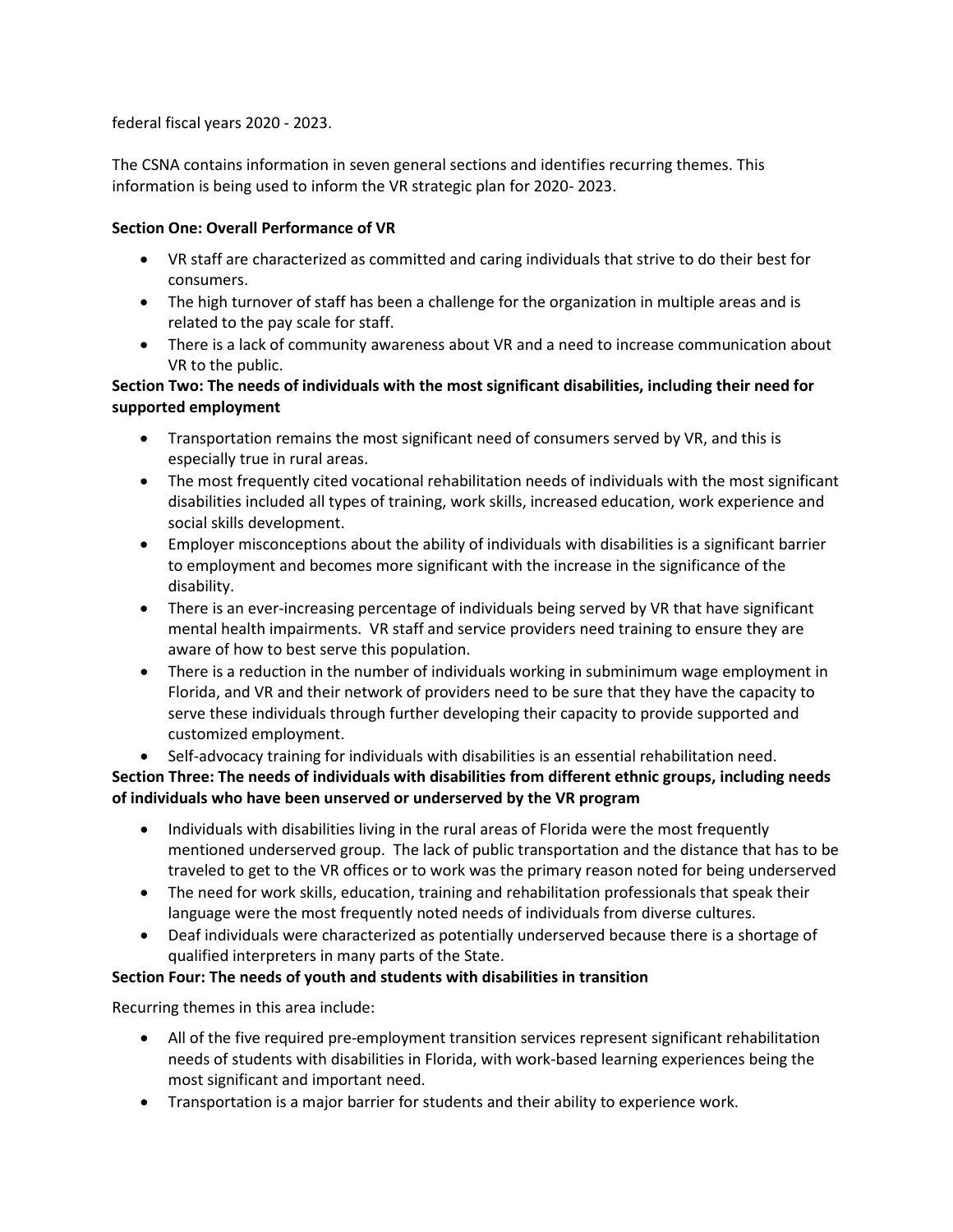federal fiscal years 2020 - 2023.

The CSNA contains information in seven general sections and identifies recurring themes. This information is being used to inform the VR strategic plan for 2020- 2023.

**Section One: Overall Performance of VR**

- VR staff are characterized as committed and caring individuals that strive to do their best for consumers.
- The high turnover of staff has been a challenge for the organization in multiple areas and is related to the pay scale for staff.
- There is a lack of community awareness about VR and a need to increase communication about VR to the public.

**Section Two: The needs of individuals with the most significant disabilities, including their need for supported employment**

- Transportation remains the most significant need of consumers served by VR, and this is especially true in rural areas.
- The most frequently cited vocational rehabilitation needs of individuals with the most significant disabilities included all types of training, work skills, increased education, work experience and social skills development.
- Employer misconceptions about the ability of individuals with disabilities is a significant barrier to employment and becomes more significant with the increase in the significance of the disability.
- There is an ever-increasing percentage of individuals being served by VR that have significant mental health impairments. VR staff and service providers need training to ensure they are aware of how to best serve this population.
- There is a reduction in the number of individuals working in subminimum wage employment in Florida, and VR and their network of providers need to be sure that they have the capacity to serve these individuals through further developing their capacity to provide supported and customized employment.
- Self-advocacy training for individuals with disabilities is an essential rehabilitation need.

**Section Three: The needs of individuals with disabilities from different ethnic groups, including needs of individuals who have been unserved or underserved by the VR program**

- Individuals with disabilities living in the rural areas of Florida were the most frequently mentioned underserved group. The lack of public transportation and the distance that has to be traveled to get to the VR offices or to work was the primary reason noted for being underserved
- The need for work skills, education, training and rehabilitation professionals that speak their language were the most frequently noted needs of individuals from diverse cultures.
- Deaf individuals were characterized as potentially underserved because there is a shortage of qualified interpreters in many parts of the State.

**Section Four: The needs of youth and students with disabilities in transition**

Recurring themes in this area include:

- All of the five required pre-employment transition services represent significant rehabilitation needs of students with disabilities in Florida, with work-based learning experiences being the most significant and important need.
- Transportation is a major barrier for students and their ability to experience work.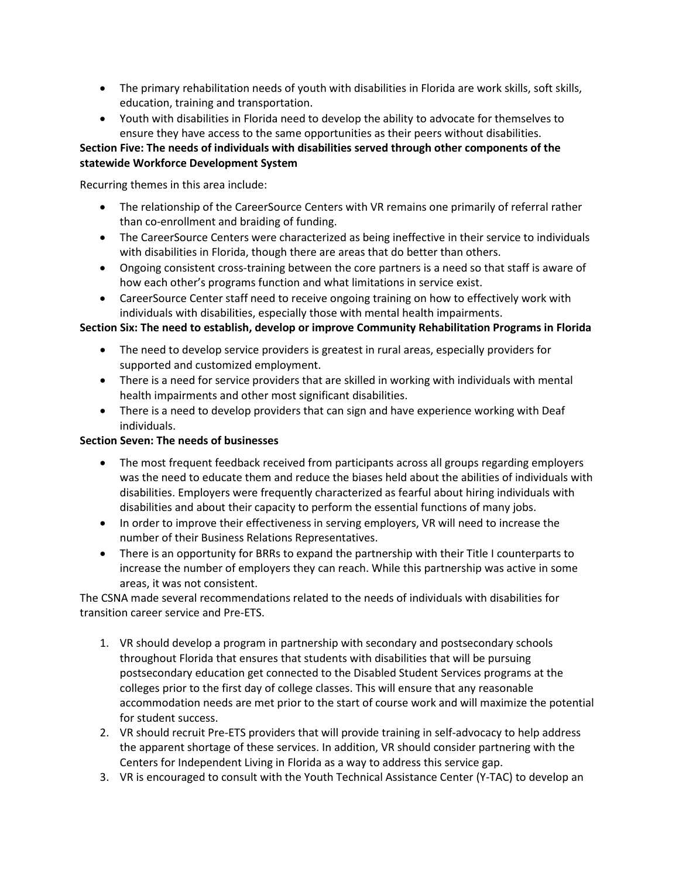- The primary rehabilitation needs of youth with disabilities in Florida are work skills, soft skills, education, training and transportation.
- Youth with disabilities in Florida need to develop the ability to advocate for themselves to ensure they have access to the same opportunities as their peers without disabilities.

**Section Five: The needs of individuals with disabilities served through other components of the statewide Workforce Development System**

Recurring themes in this area include:

- The relationship of the CareerSource Centers with VR remains one primarily of referral rather than co-enrollment and braiding of funding.
- The CareerSource Centers were characterized as being ineffective in their service to individuals with disabilities in Florida, though there are areas that do better than others.
- Ongoing consistent cross-training between the core partners is a need so that staff is aware of how each other's programs function and what limitations in service exist.
- CareerSource Center staff need to receive ongoing training on how to effectively work with individuals with disabilities, especially those with mental health impairments.

**Section Six: The need to establish, develop or improve Community Rehabilitation Programs in Florida**

- The need to develop service providers is greatest in rural areas, especially providers for supported and customized employment.
- There is a need for service providers that are skilled in working with individuals with mental health impairments and other most significant disabilities.
- There is a need to develop providers that can sign and have experience working with Deaf individuals.

**Section Seven: The needs of businesses**

- The most frequent feedback received from participants across all groups regarding employers was the need to educate them and reduce the biases held about the abilities of individuals with disabilities. Employers were frequently characterized as fearful about hiring individuals with disabilities and about their capacity to perform the essential functions of many jobs.
- In order to improve their effectiveness in serving employers, VR will need to increase the number of their Business Relations Representatives.
- There is an opportunity for BRRs to expand the partnership with their Title I counterparts to increase the number of employers they can reach. While this partnership was active in some areas, it was not consistent.

The CSNA made several recommendations related to the needs of individuals with disabilities for transition career service and Pre-ETS.

1. VR should develop a program in partnership with secondary and postsecondary schools throughout Florida that ensures that students with disabilities that will be pursuing postsecondary education get connected to the Disabled Student Services programs at the colleges prior to the first day of college classes. This will ensure that any reasonable accommodation needs are met prior to the start of course work and will maximize the potential for student success.
2. VR should recruit Pre-ETS providers that will provide training in self-advocacy to help address the apparent shortage of these services. In addition, VR should consider partnering with the Centers for Independent Living in Florida as a way to address this service gap.
3. VR is encouraged to consult with the Youth Technical Assistance Center (Y-TAC) to develop an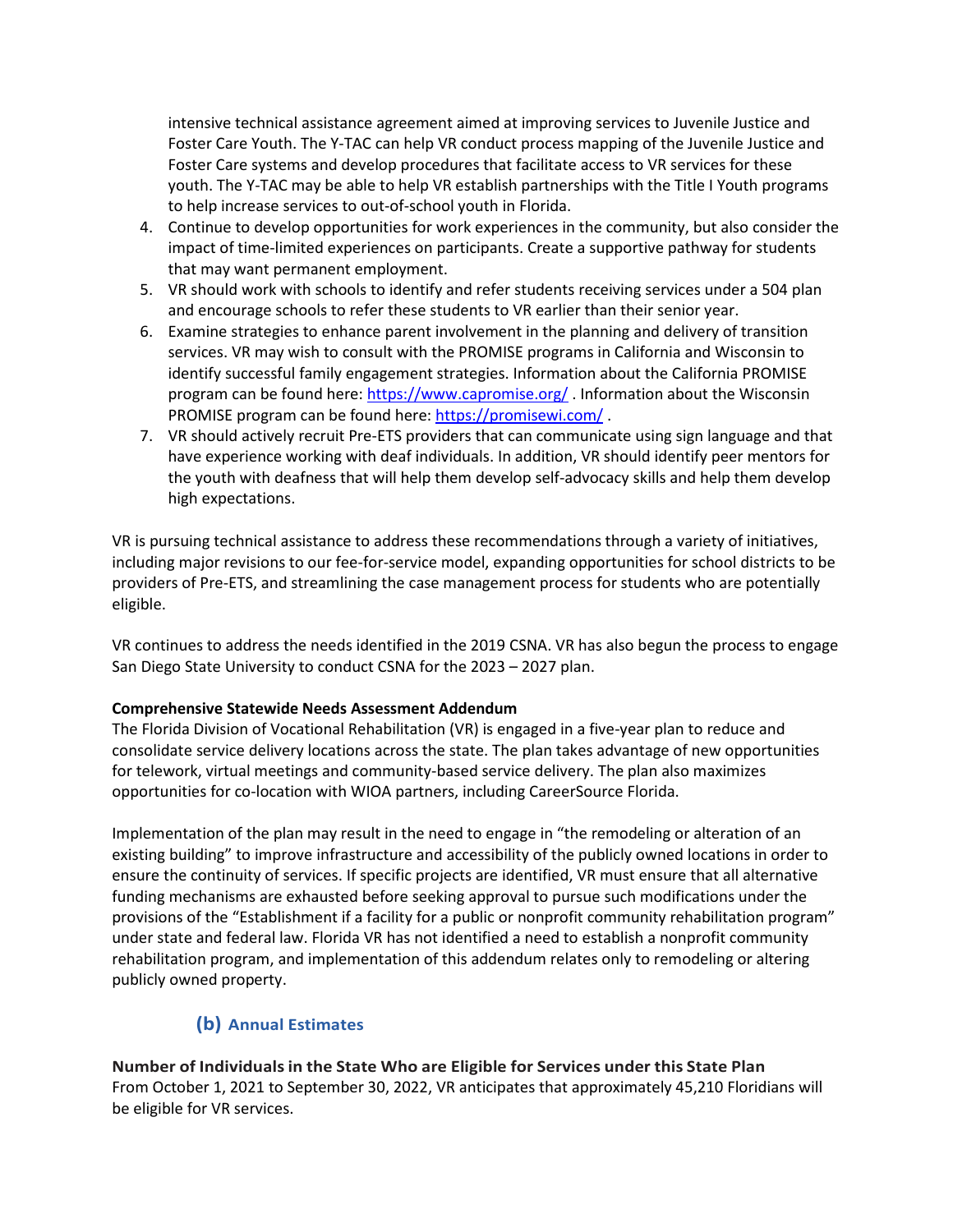intensive technical assistance agreement aimed at improving services to Juvenile Justice and Foster Care Youth. The Y-TAC can help VR conduct process mapping of the Juvenile Justice and Foster Care systems and develop procedures that facilitate access to VR services for these youth. The Y-TAC may be able to help VR establish partnerships with the Title I Youth programs to help increase services to out-of-school youth in Florida.

4. Continue to develop opportunities for work experiences in the community, but also consider the impact of time-limited experiences on participants. Create a supportive pathway for students that may want permanent employment.
5. VR should work with schools to identify and refer students receiving services under a 504 plan and encourage schools to refer these students to VR earlier than their senior year.
6. Examine strategies to enhance parent involvement in the planning and delivery of transition services. VR may wish to consult with the PROMISE programs in California and Wisconsin to identify successful family engagement strategies. Information about the California PROMISE program can be found here: https://www.capromise.org/ . Information about the Wisconsin PROMISE program can be found here: https://promisewi.com/ .
7. VR should actively recruit Pre-ETS providers that can communicate using sign language and that have experience working with deaf individuals. In addition, VR should identify peer mentors for the youth with deafness that will help them develop self-advocacy skills and help them develop high expectations.

VR is pursuing technical assistance to address these recommendations through a variety of initiatives, including major revisions to our fee-for-service model, expanding opportunities for school districts to be providers of Pre-ETS, and streamlining the case management process for students who are potentially eligible.

VR continues to address the needs identified in the 2019 CSNA. VR has also begun the process to engage San Diego State University to conduct CSNA for the 2023 – 2027 plan.

**Comprehensive Statewide Needs Assessment Addendum**

The Florida Division of Vocational Rehabilitation (VR) is engaged in a five-year plan to reduce and consolidate service delivery locations across the state. The plan takes advantage of new opportunities for telework, virtual meetings and community-based service delivery. The plan also maximizes opportunities for co-location with WIOA partners, including CareerSource Florida.

Implementation of the plan may result in the need to engage in "the remodeling or alteration of an existing building" to improve infrastructure and accessibility of the publicly owned locations in order to ensure the continuity of services. If specific projects are identified, VR must ensure that all alternative funding mechanisms are exhausted before seeking approval to pursue such modifications under the provisions of the "Establishment if a facility for a public or nonprofit community rehabilitation program" under state and federal law. Florida VR has not identified a need to establish a nonprofit community rehabilitation program, and implementation of this addendum relates only to remodeling or altering publicly owned property.

## (b) Annual Estimates

**Number of Individuals in the State Who are Eligible for Services under this State Plan**

From October 1, 2021 to September 30, 2022, VR anticipates that approximately 45,210 Floridians will be eligible for VR services.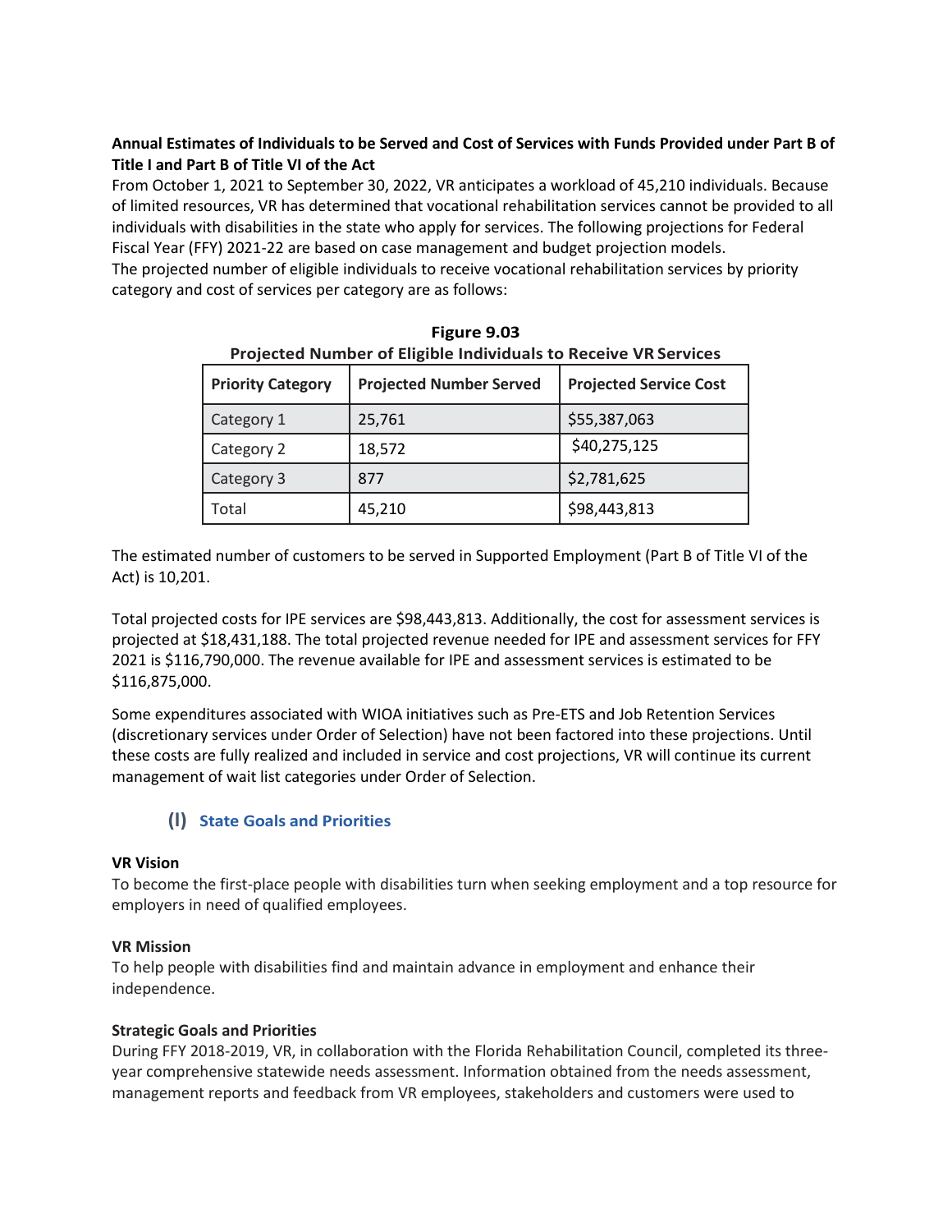**Annual Estimates of Individuals to be Served and Cost of Services with Funds Provided under Part B of Title I and Part B of Title VI of the Act**

From October 1, 2021 to September 30, 2022, VR anticipates a workload of 45,210 individuals. Because of limited resources, VR has determined that vocational rehabilitation services cannot be provided to all individuals with disabilities in the state who apply for services. The following projections for Federal Fiscal Year (FFY) 2021-22 are based on case management and budget projection models.

The projected number of eligible individuals to receive vocational rehabilitation services by priority category and cost of services per category are as follows:

**Figure 9.03**
**Projected Number of Eligible Individuals to Receive VR Services**

| Priority Category | Projected Number Served | Projected Service Cost |
|---|---|---|
| Category 1 | 25,761 | $55,387,063 |
| Category 2 | 18,572 | $40,275,125 |
| Category 3 | 877 | $2,781,625 |
| Total | 45,210 | $98,443,813 |

The estimated number of customers to be served in Supported Employment (Part B of Title VI of the Act) is 10,201.

Total projected costs for IPE services are $98,443,813. Additionally, the cost for assessment services is projected at $18,431,188. The total projected revenue needed for IPE and assessment services for FFY 2021 is $116,790,000. The revenue available for IPE and assessment services is estimated to be $116,875,000.

Some expenditures associated with WIOA initiatives such as Pre-ETS and Job Retention Services (discretionary services under Order of Selection) have not been factored into these projections. Until these costs are fully realized and included in service and cost projections, VR will continue its current management of wait list categories under Order of Selection.

## (l) State Goals and Priorities

**VR Vision**

To become the first-place people with disabilities turn when seeking employment and a top resource for employers in need of qualified employees.

**VR Mission**

To help people with disabilities find and maintain advance in employment and enhance their independence.

**Strategic Goals and Priorities**

During FFY 2018-2019, VR, in collaboration with the Florida Rehabilitation Council, completed its three-year comprehensive statewide needs assessment. Information obtained from the needs assessment, management reports and feedback from VR employees, stakeholders and customers were used to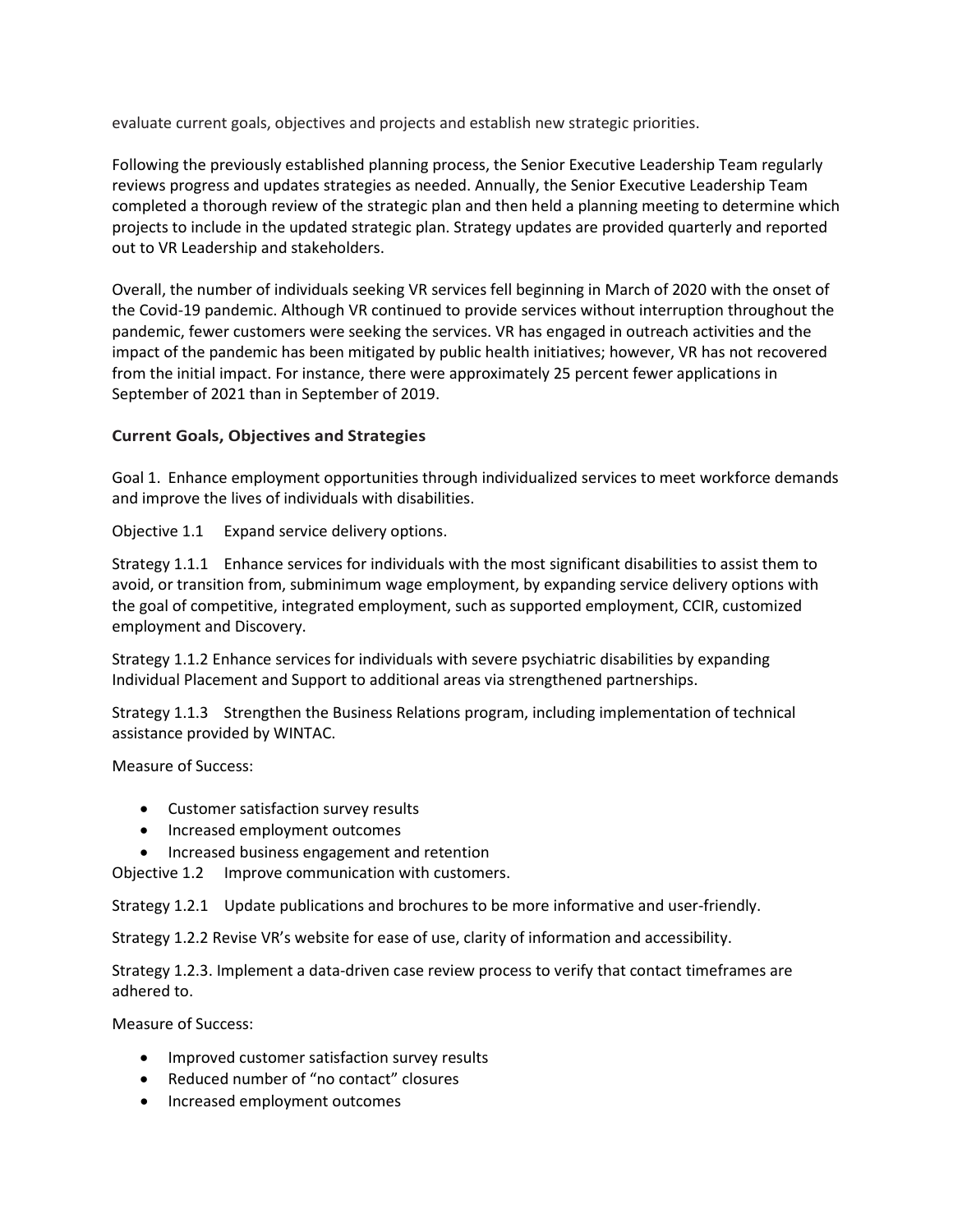evaluate current goals, objectives and projects and establish new strategic priorities.

Following the previously established planning process, the Senior Executive Leadership Team regularly reviews progress and updates strategies as needed. Annually, the Senior Executive Leadership Team completed a thorough review of the strategic plan and then held a planning meeting to determine which projects to include in the updated strategic plan. Strategy updates are provided quarterly and reported out to VR Leadership and stakeholders.

Overall, the number of individuals seeking VR services fell beginning in March of 2020 with the onset of the Covid-19 pandemic. Although VR continued to provide services without interruption throughout the pandemic, fewer customers were seeking the services. VR has engaged in outreach activities and the impact of the pandemic has been mitigated by public health initiatives; however, VR has not recovered from the initial impact. For instance, there were approximately 25 percent fewer applications in September of 2021 than in September of 2019.

### Current Goals, Objectives and Strategies

Goal 1. Enhance employment opportunities through individualized services to meet workforce demands and improve the lives of individuals with disabilities.

Objective 1.1 Expand service delivery options.

Strategy 1.1.1 Enhance services for individuals with the most significant disabilities to assist them to avoid, or transition from, subminimum wage employment, by expanding service delivery options with the goal of competitive, integrated employment, such as supported employment, CCIR, customized employment and Discovery.

Strategy 1.1.2 Enhance services for individuals with severe psychiatric disabilities by expanding Individual Placement and Support to additional areas via strengthened partnerships.

Strategy 1.1.3 Strengthen the Business Relations program, including implementation of technical assistance provided by WINTAC.

Measure of Success:

- Customer satisfaction survey results
- Increased employment outcomes
- Increased business engagement and retention

Objective 1.2 Improve communication with customers.

Strategy 1.2.1 Update publications and brochures to be more informative and user-friendly.

Strategy 1.2.2 Revise VR's website for ease of use, clarity of information and accessibility.

Strategy 1.2.3. Implement a data-driven case review process to verify that contact timeframes are adhered to.

Measure of Success:

- Improved customer satisfaction survey results
- Reduced number of "no contact" closures
- Increased employment outcomes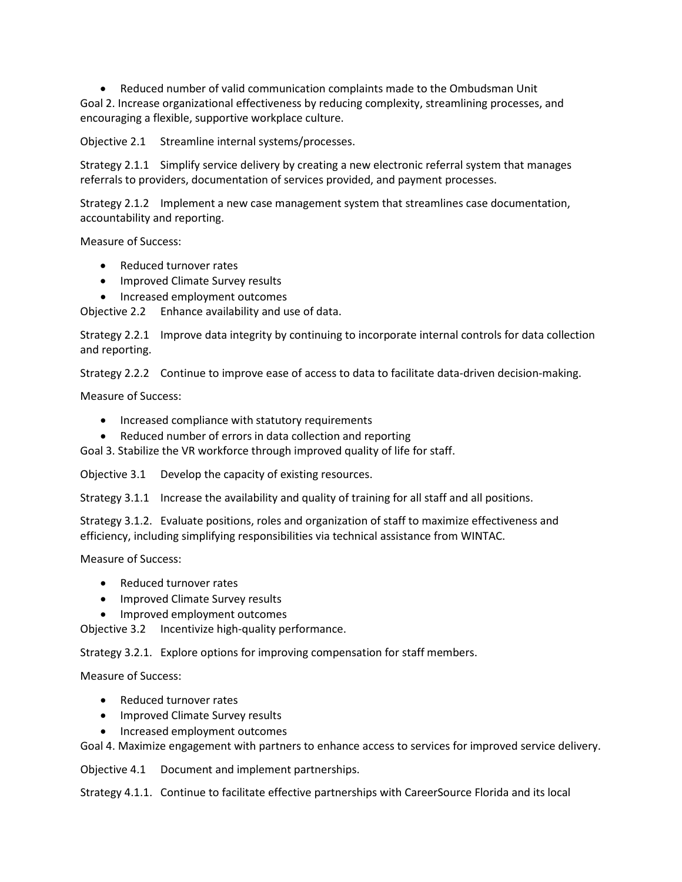- Reduced number of valid communication complaints made to the Ombudsman Unit

Goal 2. Increase organizational effectiveness by reducing complexity, streamlining processes, and encouraging a flexible, supportive workplace culture.

Objective 2.1 Streamline internal systems/processes.

Strategy 2.1.1 Simplify service delivery by creating a new electronic referral system that manages referrals to providers, documentation of services provided, and payment processes.

Strategy 2.1.2 Implement a new case management system that streamlines case documentation, accountability and reporting.

Measure of Success:

- Reduced turnover rates
- Improved Climate Survey results
- Increased employment outcomes

Objective 2.2 Enhance availability and use of data.

Strategy 2.2.1 Improve data integrity by continuing to incorporate internal controls for data collection and reporting.

Strategy 2.2.2 Continue to improve ease of access to data to facilitate data-driven decision-making.

Measure of Success:

- Increased compliance with statutory requirements
- Reduced number of errors in data collection and reporting

Goal 3. Stabilize the VR workforce through improved quality of life for staff.

Objective 3.1 Develop the capacity of existing resources.

Strategy 3.1.1 Increase the availability and quality of training for all staff and all positions.

Strategy 3.1.2. Evaluate positions, roles and organization of staff to maximize effectiveness and efficiency, including simplifying responsibilities via technical assistance from WINTAC.

Measure of Success:

- Reduced turnover rates
- Improved Climate Survey results
- Improved employment outcomes

Objective 3.2 Incentivize high-quality performance.

Strategy 3.2.1. Explore options for improving compensation for staff members.

Measure of Success:

- Reduced turnover rates
- Improved Climate Survey results
- Increased employment outcomes

Goal 4. Maximize engagement with partners to enhance access to services for improved service delivery.

Objective 4.1 Document and implement partnerships.

Strategy 4.1.1. Continue to facilitate effective partnerships with CareerSource Florida and its local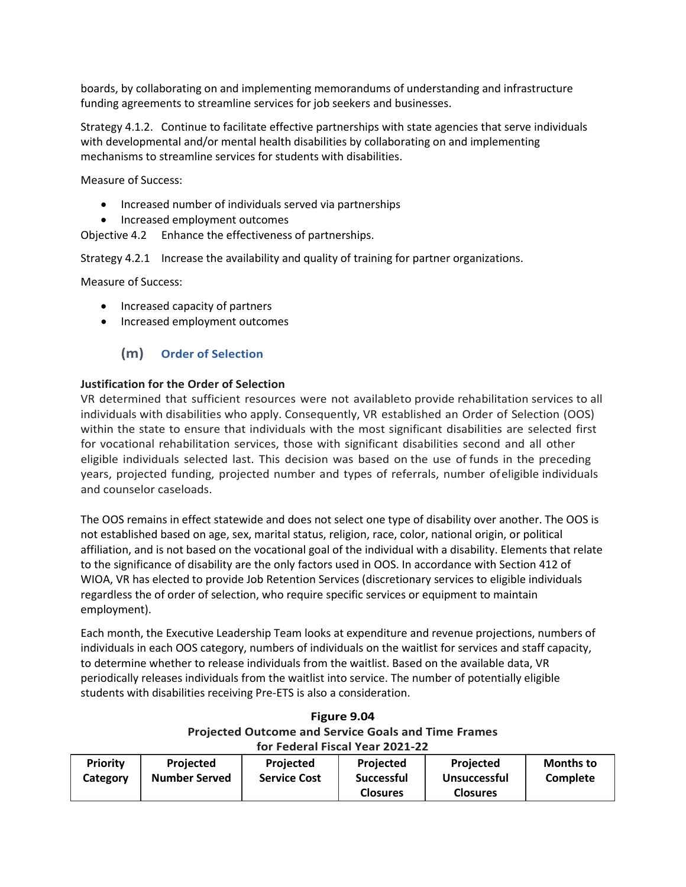boards, by collaborating on and implementing memorandums of understanding and infrastructure funding agreements to streamline services for job seekers and businesses.

Strategy 4.1.2. Continue to facilitate effective partnerships with state agencies that serve individuals with developmental and/or mental health disabilities by collaborating on and implementing mechanisms to streamline services for students with disabilities.

Measure of Success:

- Increased number of individuals served via partnerships
- Increased employment outcomes

Objective 4.2 Enhance the effectiveness of partnerships.

Strategy 4.2.1 Increase the availability and quality of training for partner organizations.

Measure of Success:

- Increased capacity of partners
- Increased employment outcomes

## (m) Order of Selection

**Justification for the Order of Selection**

VR determined that sufficient resources were not availableto provide rehabilitation services to all individuals with disabilities who apply. Consequently, VR established an Order of Selection (OOS) within the state to ensure that individuals with the most significant disabilities are selected first for vocational rehabilitation services, those with significant disabilities second and all other eligible individuals selected last. This decision was based on the use of funds in the preceding years, projected funding, projected number and types of referrals, number ofeligible individuals and counselor caseloads.

The OOS remains in effect statewide and does not select one type of disability over another. The OOS is not established based on age, sex, marital status, religion, race, color, national origin, or political affiliation, and is not based on the vocational goal of the individual with a disability. Elements that relate to the significance of disability are the only factors used in OOS. In accordance with Section 412 of WIOA, VR has elected to provide Job Retention Services (discretionary services to eligible individuals regardless the of order of selection, who require specific services or equipment to maintain employment).

Each month, the Executive Leadership Team looks at expenditure and revenue projections, numbers of individuals in each OOS category, numbers of individuals on the waitlist for services and staff capacity, to determine whether to release individuals from the waitlist. Based on the available data, VR periodically releases individuals from the waitlist into service. The number of potentially eligible students with disabilities receiving Pre-ETS is also a consideration.

**Figure 9.04**
**Projected Outcome and Service Goals and Time Frames for Federal Fiscal Year 2021-22**

| Priority Category | Projected Number Served | Projected Service Cost | Projected Successful Closures | Projected Unsuccessful Closures | Months to Complete |
|---|---|---|---|---|---|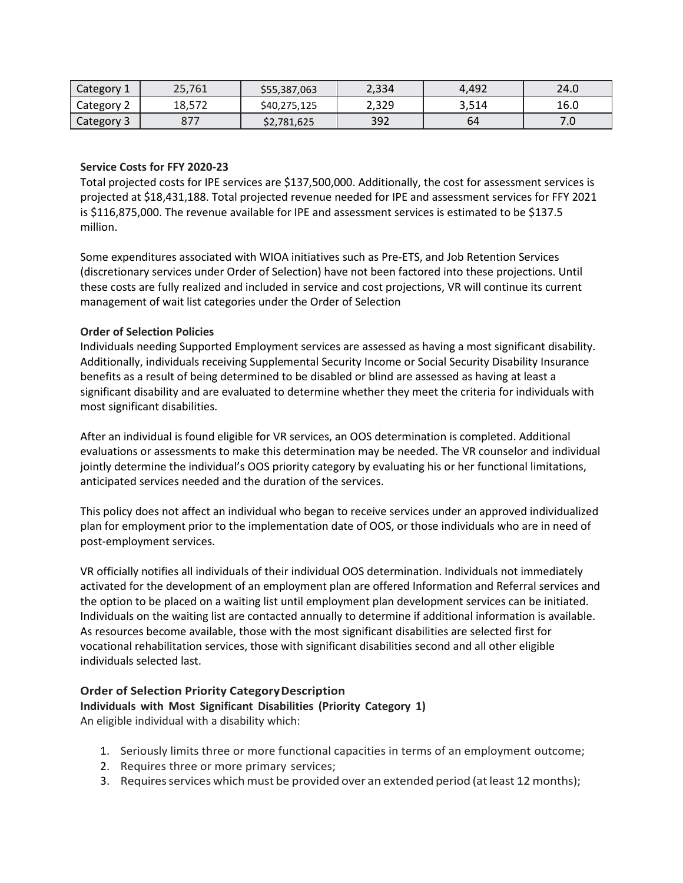| Category 1 | 25,761 | $55,387,063 | 2,334 | 4,492 | 24.0 |
|---|---|---|---|---|---|
| Category 2 | 18,572 | $40,275,125 | 2,329 | 3,514 | 16.0 |
| Category 3 | 877 | $2,781,625 | 392 | 64 | 7.0 |

**Service Costs for FFY 2020-23**

Total projected costs for IPE services are $137,500,000. Additionally, the cost for assessment services is projected at $18,431,188. Total projected revenue needed for IPE and assessment services for FFY 2021 is $116,875,000. The revenue available for IPE and assessment services is estimated to be $137.5 million.

Some expenditures associated with WIOA initiatives such as Pre-ETS, and Job Retention Services (discretionary services under Order of Selection) have not been factored into these projections. Until these costs are fully realized and included in service and cost projections, VR will continue its current management of wait list categories under the Order of Selection

**Order of Selection Policies**

Individuals needing Supported Employment services are assessed as having a most significant disability. Additionally, individuals receiving Supplemental Security Income or Social Security Disability Insurance benefits as a result of being determined to be disabled or blind are assessed as having at least a significant disability and are evaluated to determine whether they meet the criteria for individuals with most significant disabilities.

After an individual is found eligible for VR services, an OOS determination is completed. Additional evaluations or assessments to make this determination may be needed. The VR counselor and individual jointly determine the individual's OOS priority category by evaluating his or her functional limitations, anticipated services needed and the duration of the services.

This policy does not affect an individual who began to receive services under an approved individualized plan for employment prior to the implementation date of OOS, or those individuals who are in need of post-employment services.

VR officially notifies all individuals of their individual OOS determination. Individuals not immediately activated for the development of an employment plan are offered Information and Referral services and the option to be placed on a waiting list until employment plan development services can be initiated. Individuals on the waiting list are contacted annually to determine if additional information is available. As resources become available, those with the most significant disabilities are selected first for vocational rehabilitation services, those with significant disabilities second and all other eligible individuals selected last.

**Order of Selection Priority Category Description**

**Individuals with Most Significant Disabilities (Priority Category 1)**

An eligible individual with a disability which:

1. Seriously limits three or more functional capacities in terms of an employment outcome;
2. Requires three or more primary services;
3. Requires services which must be provided over an extended period (at least 12 months);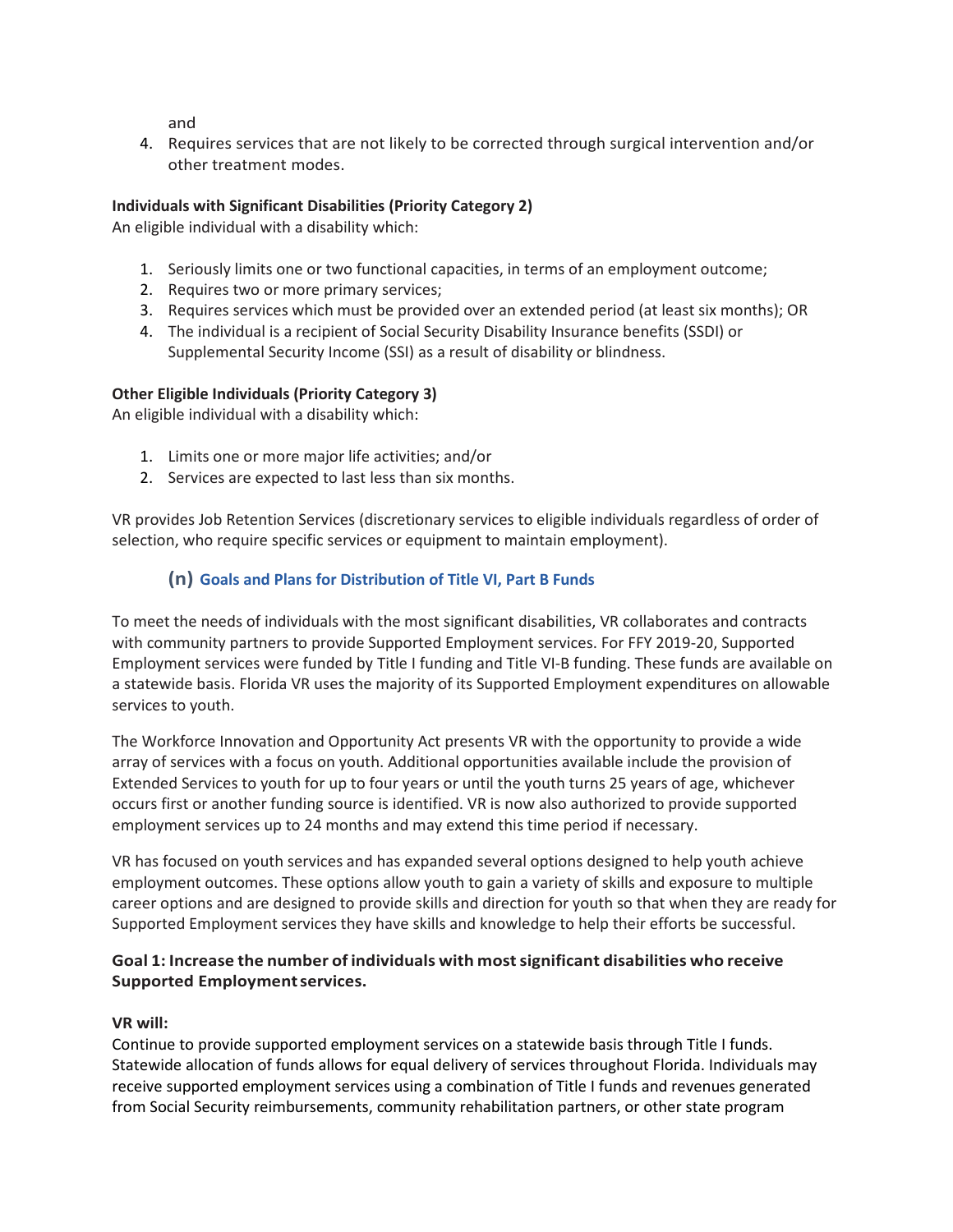and

4. Requires services that are not likely to be corrected through surgical intervention and/or other treatment modes.

**Individuals with Significant Disabilities (Priority Category 2)**
An eligible individual with a disability which:

1. Seriously limits one or two functional capacities, in terms of an employment outcome;
2. Requires two or more primary services;
3. Requires services which must be provided over an extended period (at least six months); OR
4. The individual is a recipient of Social Security Disability Insurance benefits (SSDI) or Supplemental Security Income (SSI) as a result of disability or blindness.

**Other Eligible Individuals (Priority Category 3)**
An eligible individual with a disability which:

1. Limits one or more major life activities; and/or
2. Services are expected to last less than six months.

VR provides Job Retention Services (discretionary services to eligible individuals regardless of order of selection, who require specific services or equipment to maintain employment).

### (n) Goals and Plans for Distribution of Title VI, Part B Funds

To meet the needs of individuals with the most significant disabilities, VR collaborates and contracts with community partners to provide Supported Employment services. For FFY 2019-20, Supported Employment services were funded by Title I funding and Title VI-B funding. These funds are available on a statewide basis. Florida VR uses the majority of its Supported Employment expenditures on allowable services to youth.

The Workforce Innovation and Opportunity Act presents VR with the opportunity to provide a wide array of services with a focus on youth. Additional opportunities available include the provision of Extended Services to youth for up to four years or until the youth turns 25 years of age, whichever occurs first or another funding source is identified. VR is now also authorized to provide supported employment services up to 24 months and may extend this time period if necessary.

VR has focused on youth services and has expanded several options designed to help youth achieve employment outcomes. These options allow youth to gain a variety of skills and exposure to multiple career options and are designed to provide skills and direction for youth so that when they are ready for Supported Employment services they have skills and knowledge to help their efforts be successful.

**Goal 1: Increase the number of individuals with most significant disabilities who receive Supported Employment services.**

**VR will:**
Continue to provide supported employment services on a statewide basis through Title I funds. Statewide allocation of funds allows for equal delivery of services throughout Florida. Individuals may receive supported employment services using a combination of Title I funds and revenues generated from Social Security reimbursements, community rehabilitation partners, or other state program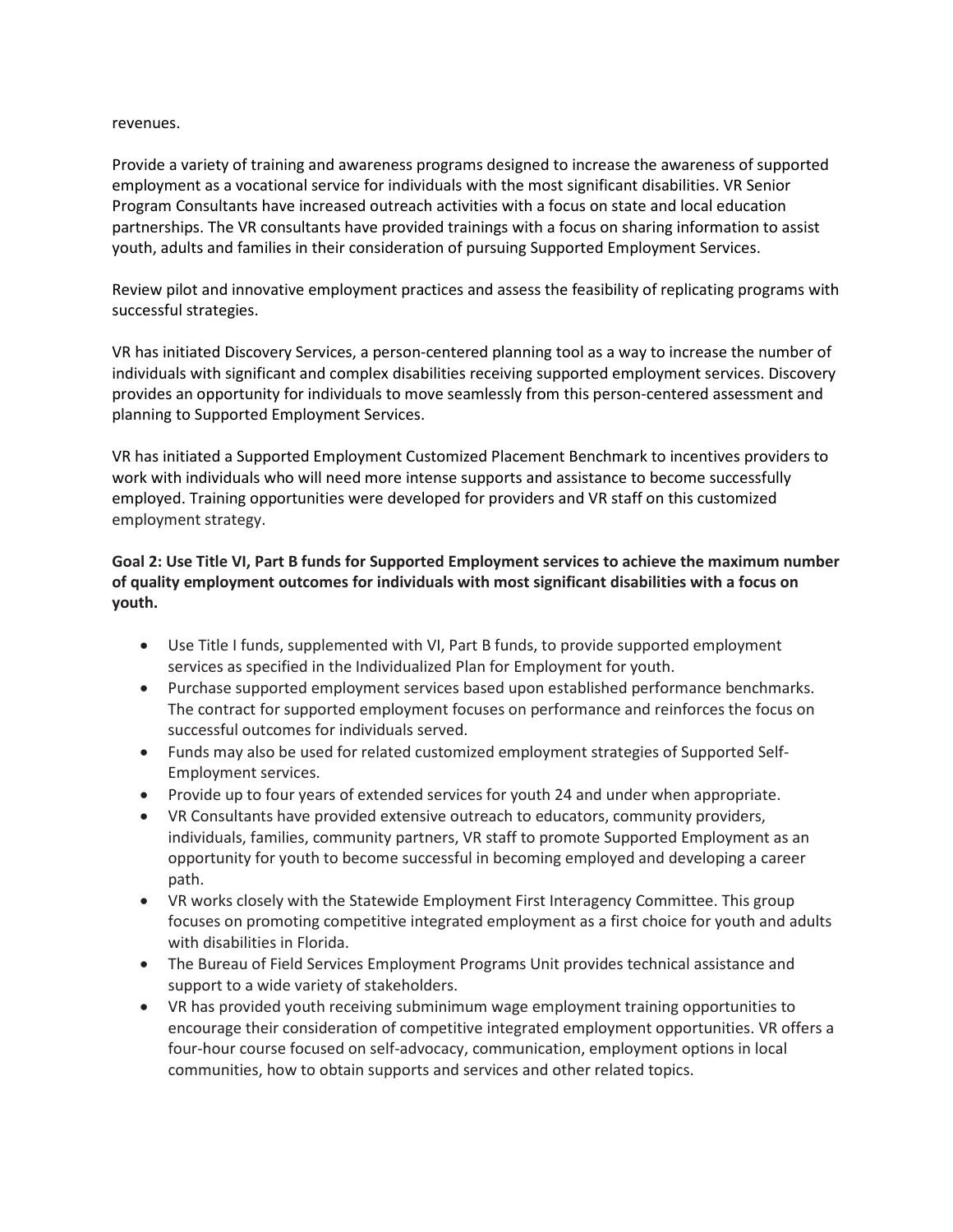revenues.

Provide a variety of training and awareness programs designed to increase the awareness of supported employment as a vocational service for individuals with the most significant disabilities. VR Senior Program Consultants have increased outreach activities with a focus on state and local education partnerships. The VR consultants have provided trainings with a focus on sharing information to assist youth, adults and families in their consideration of pursuing Supported Employment Services.

Review pilot and innovative employment practices and assess the feasibility of replicating programs with successful strategies.

VR has initiated Discovery Services, a person-centered planning tool as a way to increase the number of individuals with significant and complex disabilities receiving supported employment services. Discovery provides an opportunity for individuals to move seamlessly from this person-centered assessment and planning to Supported Employment Services.

VR has initiated a Supported Employment Customized Placement Benchmark to incentives providers to work with individuals who will need more intense supports and assistance to become successfully employed. Training opportunities were developed for providers and VR staff on this customized employment strategy.

**Goal 2: Use Title VI, Part B funds for Supported Employment services to achieve the maximum number of quality employment outcomes for individuals with most significant disabilities with a focus on youth.**

- Use Title I funds, supplemented with VI, Part B funds, to provide supported employment services as specified in the Individualized Plan for Employment for youth.
- Purchase supported employment services based upon established performance benchmarks. The contract for supported employment focuses on performance and reinforces the focus on successful outcomes for individuals served.
- Funds may also be used for related customized employment strategies of Supported Self-Employment services.
- Provide up to four years of extended services for youth 24 and under when appropriate.
- VR Consultants have provided extensive outreach to educators, community providers, individuals, families, community partners, VR staff to promote Supported Employment as an opportunity for youth to become successful in becoming employed and developing a career path.
- VR works closely with the Statewide Employment First Interagency Committee. This group focuses on promoting competitive integrated employment as a first choice for youth and adults with disabilities in Florida.
- The Bureau of Field Services Employment Programs Unit provides technical assistance and support to a wide variety of stakeholders.
- VR has provided youth receiving subminimum wage employment training opportunities to encourage their consideration of competitive integrated employment opportunities. VR offers a four-hour course focused on self-advocacy, communication, employment options in local communities, how to obtain supports and services and other related topics.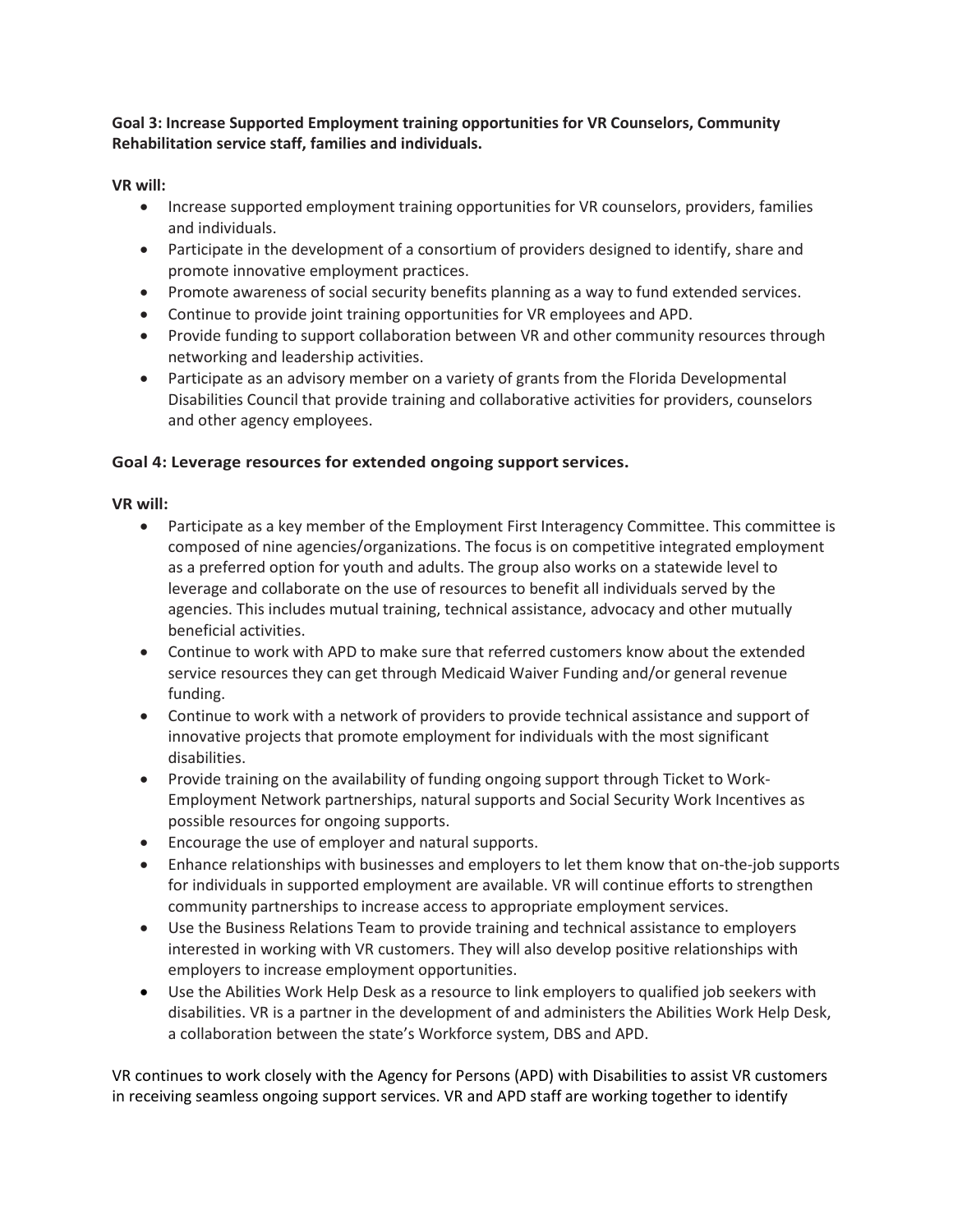**Goal 3: Increase Supported Employment training opportunities for VR Counselors, Community Rehabilitation service staff, families and individuals.**

**VR will:**

- Increase supported employment training opportunities for VR counselors, providers, families and individuals.
- Participate in the development of a consortium of providers designed to identify, share and promote innovative employment practices.
- Promote awareness of social security benefits planning as a way to fund extended services.
- Continue to provide joint training opportunities for VR employees and APD.
- Provide funding to support collaboration between VR and other community resources through networking and leadership activities.
- Participate as an advisory member on a variety of grants from the Florida Developmental Disabilities Council that provide training and collaborative activities for providers, counselors and other agency employees.

**Goal 4: Leverage resources for extended ongoing support services.**

**VR will:**

- Participate as a key member of the Employment First Interagency Committee. This committee is composed of nine agencies/organizations. The focus is on competitive integrated employment as a preferred option for youth and adults. The group also works on a statewide level to leverage and collaborate on the use of resources to benefit all individuals served by the agencies. This includes mutual training, technical assistance, advocacy and other mutually beneficial activities.
- Continue to work with APD to make sure that referred customers know about the extended service resources they can get through Medicaid Waiver Funding and/or general revenue funding.
- Continue to work with a network of providers to provide technical assistance and support of innovative projects that promote employment for individuals with the most significant disabilities.
- Provide training on the availability of funding ongoing support through Ticket to Work-Employment Network partnerships, natural supports and Social Security Work Incentives as possible resources for ongoing supports.
- Encourage the use of employer and natural supports.
- Enhance relationships with businesses and employers to let them know that on-the-job supports for individuals in supported employment are available. VR will continue efforts to strengthen community partnerships to increase access to appropriate employment services.
- Use the Business Relations Team to provide training and technical assistance to employers interested in working with VR customers. They will also develop positive relationships with employers to increase employment opportunities.
- Use the Abilities Work Help Desk as a resource to link employers to qualified job seekers with disabilities. VR is a partner in the development of and administers the Abilities Work Help Desk, a collaboration between the state's Workforce system, DBS and APD.

VR continues to work closely with the Agency for Persons (APD) with Disabilities to assist VR customers in receiving seamless ongoing support services. VR and APD staff are working together to identify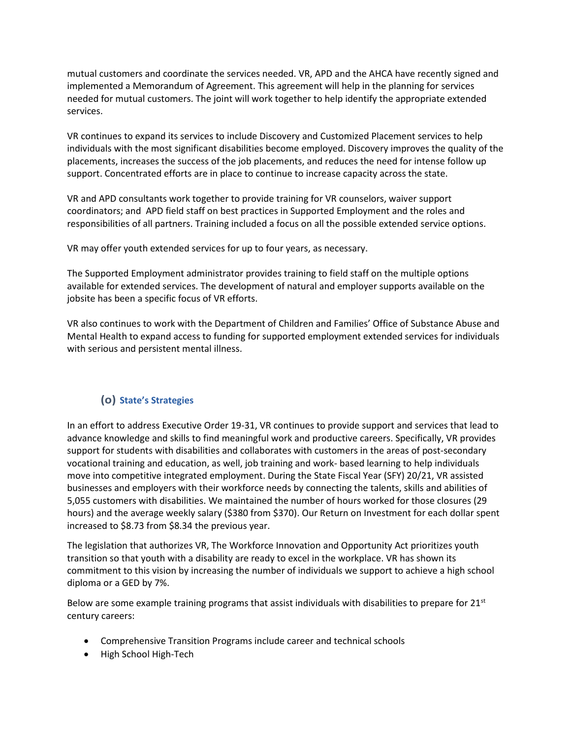mutual customers and coordinate the services needed. VR, APD and the AHCA have recently signed and implemented a Memorandum of Agreement. This agreement will help in the planning for services needed for mutual customers. The joint will work together to help identify the appropriate extended services.

VR continues to expand its services to include Discovery and Customized Placement services to help individuals with the most significant disabilities become employed. Discovery improves the quality of the placements, increases the success of the job placements, and reduces the need for intense follow up support. Concentrated efforts are in place to continue to increase capacity across the state.

VR and APD consultants work together to provide training for VR counselors, waiver support coordinators; and APD field staff on best practices in Supported Employment and the roles and responsibilities of all partners. Training included a focus on all the possible extended service options.

VR may offer youth extended services for up to four years, as necessary.

The Supported Employment administrator provides training to field staff on the multiple options available for extended services. The development of natural and employer supports available on the jobsite has been a specific focus of VR efforts.

VR also continues to work with the Department of Children and Families' Office of Substance Abuse and Mental Health to expand access to funding for supported employment extended services for individuals with serious and persistent mental illness.

## (o) State's Strategies

In an effort to address Executive Order 19-31, VR continues to provide support and services that lead to advance knowledge and skills to find meaningful work and productive careers. Specifically, VR provides support for students with disabilities and collaborates with customers in the areas of post-secondary vocational training and education, as well, job training and work- based learning to help individuals move into competitive integrated employment. During the State Fiscal Year (SFY) 20/21, VR assisted businesses and employers with their workforce needs by connecting the talents, skills and abilities of 5,055 customers with disabilities. We maintained the number of hours worked for those closures (29 hours) and the average weekly salary ($380 from $370). Our Return on Investment for each dollar spent increased to $8.73 from $8.34 the previous year.

The legislation that authorizes VR, The Workforce Innovation and Opportunity Act prioritizes youth transition so that youth with a disability are ready to excel in the workplace. VR has shown its commitment to this vision by increasing the number of individuals we support to achieve a high school diploma or a GED by 7%.

Below are some example training programs that assist individuals with disabilities to prepare for 21st century careers:

- Comprehensive Transition Programs include career and technical schools
- High School High-Tech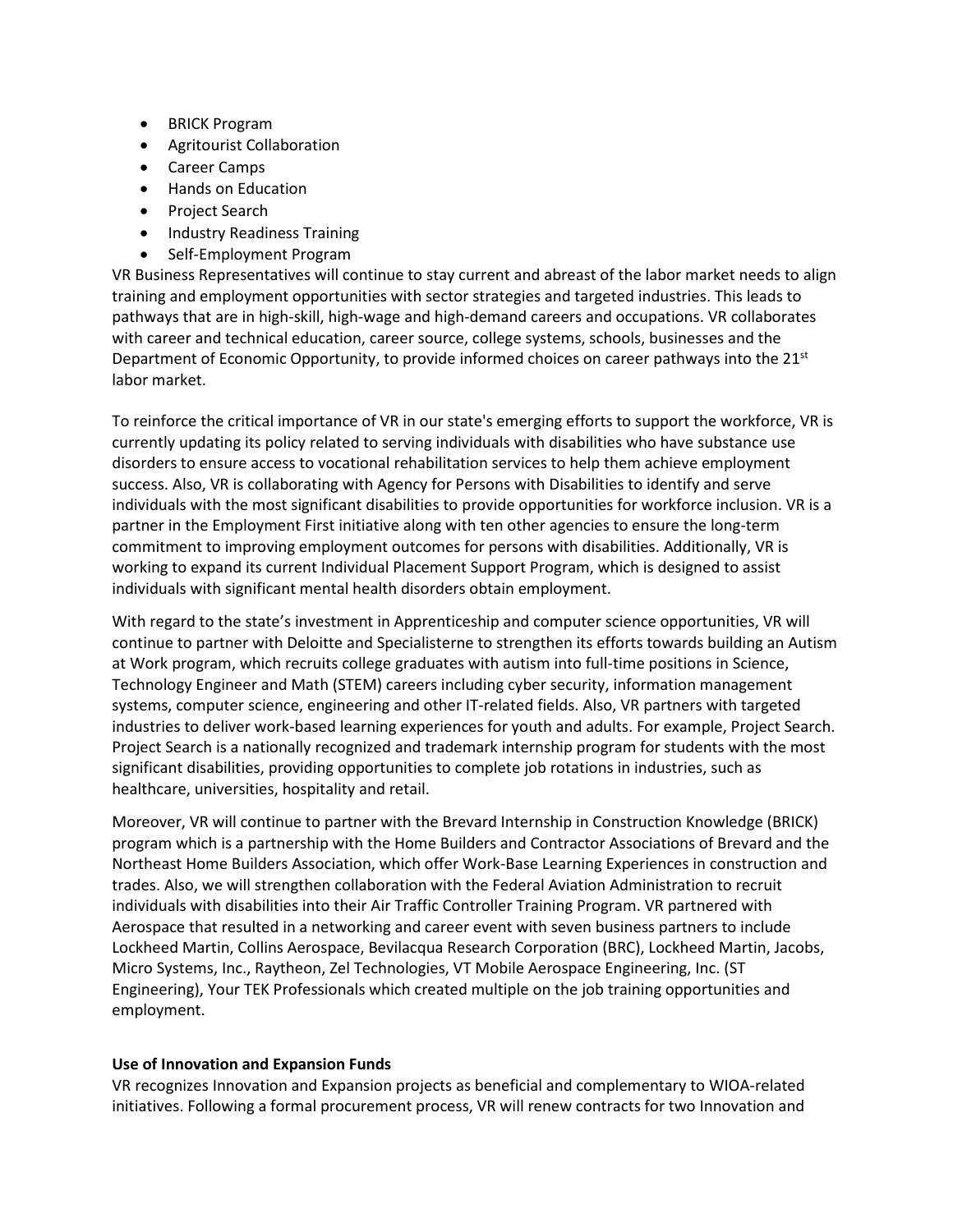- BRICK Program
- Agritourist Collaboration
- Career Camps
- Hands on Education
- Project Search
- Industry Readiness Training
- Self-Employment Program

VR Business Representatives will continue to stay current and abreast of the labor market needs to align training and employment opportunities with sector strategies and targeted industries. This leads to pathways that are in high-skill, high-wage and high-demand careers and occupations. VR collaborates with career and technical education, career source, college systems, schools, businesses and the Department of Economic Opportunity, to provide informed choices on career pathways into the 21st labor market.

To reinforce the critical importance of VR in our state's emerging efforts to support the workforce, VR is currently updating its policy related to serving individuals with disabilities who have substance use disorders to ensure access to vocational rehabilitation services to help them achieve employment success. Also, VR is collaborating with Agency for Persons with Disabilities to identify and serve individuals with the most significant disabilities to provide opportunities for workforce inclusion. VR is a partner in the Employment First initiative along with ten other agencies to ensure the long-term commitment to improving employment outcomes for persons with disabilities. Additionally, VR is working to expand its current Individual Placement Support Program, which is designed to assist individuals with significant mental health disorders obtain employment.

With regard to the state's investment in Apprenticeship and computer science opportunities, VR will continue to partner with Deloitte and Specialisterne to strengthen its efforts towards building an Autism at Work program, which recruits college graduates with autism into full-time positions in Science, Technology Engineer and Math (STEM) careers including cyber security, information management systems, computer science, engineering and other IT-related fields. Also, VR partners with targeted industries to deliver work-based learning experiences for youth and adults. For example, Project Search. Project Search is a nationally recognized and trademark internship program for students with the most significant disabilities, providing opportunities to complete job rotations in industries, such as healthcare, universities, hospitality and retail.

Moreover, VR will continue to partner with the Brevard Internship in Construction Knowledge (BRICK) program which is a partnership with the Home Builders and Contractor Associations of Brevard and the Northeast Home Builders Association, which offer Work-Base Learning Experiences in construction and trades. Also, we will strengthen collaboration with the Federal Aviation Administration to recruit individuals with disabilities into their Air Traffic Controller Training Program. VR partnered with Aerospace that resulted in a networking and career event with seven business partners to include Lockheed Martin, Collins Aerospace, Bevilacqua Research Corporation (BRC), Lockheed Martin, Jacobs, Micro Systems, Inc., Raytheon, Zel Technologies, VT Mobile Aerospace Engineering, Inc. (ST Engineering), Your TEK Professionals which created multiple on the job training opportunities and employment.

**Use of Innovation and Expansion Funds**

VR recognizes Innovation and Expansion projects as beneficial and complementary to WIOA-related initiatives. Following a formal procurement process, VR will renew contracts for two Innovation and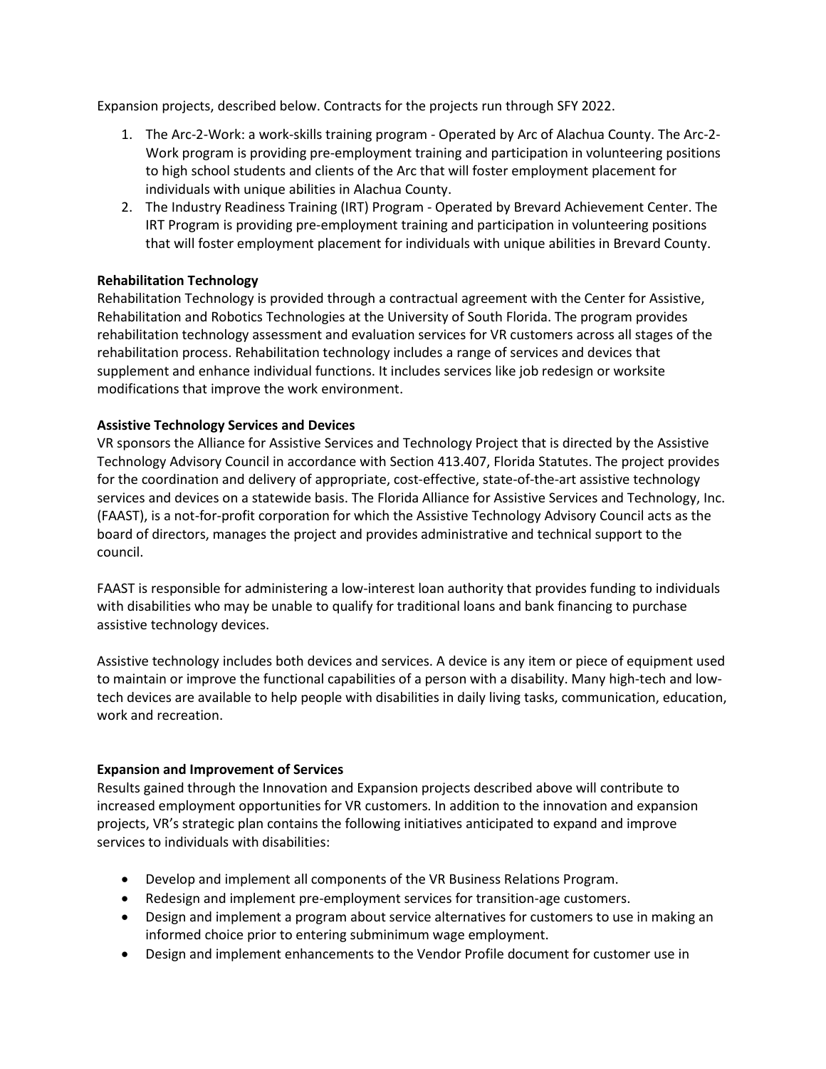Expansion projects, described below. Contracts for the projects run through SFY 2022.

1. The Arc-2-Work: a work-skills training program - Operated by Arc of Alachua County. The Arc-2-Work program is providing pre-employment training and participation in volunteering positions to high school students and clients of the Arc that will foster employment placement for individuals with unique abilities in Alachua County.
2. The Industry Readiness Training (IRT) Program - Operated by Brevard Achievement Center. The IRT Program is providing pre-employment training and participation in volunteering positions that will foster employment placement for individuals with unique abilities in Brevard County.

**Rehabilitation Technology**
Rehabilitation Technology is provided through a contractual agreement with the Center for Assistive, Rehabilitation and Robotics Technologies at the University of South Florida. The program provides rehabilitation technology assessment and evaluation services for VR customers across all stages of the rehabilitation process. Rehabilitation technology includes a range of services and devices that supplement and enhance individual functions. It includes services like job redesign or worksite modifications that improve the work environment.

**Assistive Technology Services and Devices**
VR sponsors the Alliance for Assistive Services and Technology Project that is directed by the Assistive Technology Advisory Council in accordance with Section 413.407, Florida Statutes. The project provides for the coordination and delivery of appropriate, cost-effective, state-of-the-art assistive technology services and devices on a statewide basis. The Florida Alliance for Assistive Services and Technology, Inc. (FAAST), is a not-for-profit corporation for which the Assistive Technology Advisory Council acts as the board of directors, manages the project and provides administrative and technical support to the council.

FAAST is responsible for administering a low-interest loan authority that provides funding to individuals with disabilities who may be unable to qualify for traditional loans and bank financing to purchase assistive technology devices.

Assistive technology includes both devices and services. A device is any item or piece of equipment used to maintain or improve the functional capabilities of a person with a disability. Many high-tech and low-tech devices are available to help people with disabilities in daily living tasks, communication, education, work and recreation.

**Expansion and Improvement of Services**
Results gained through the Innovation and Expansion projects described above will contribute to increased employment opportunities for VR customers. In addition to the innovation and expansion projects, VR's strategic plan contains the following initiatives anticipated to expand and improve services to individuals with disabilities:

- Develop and implement all components of the VR Business Relations Program.
- Redesign and implement pre-employment services for transition-age customers.
- Design and implement a program about service alternatives for customers to use in making an informed choice prior to entering subminimum wage employment.
- Design and implement enhancements to the Vendor Profile document for customer use in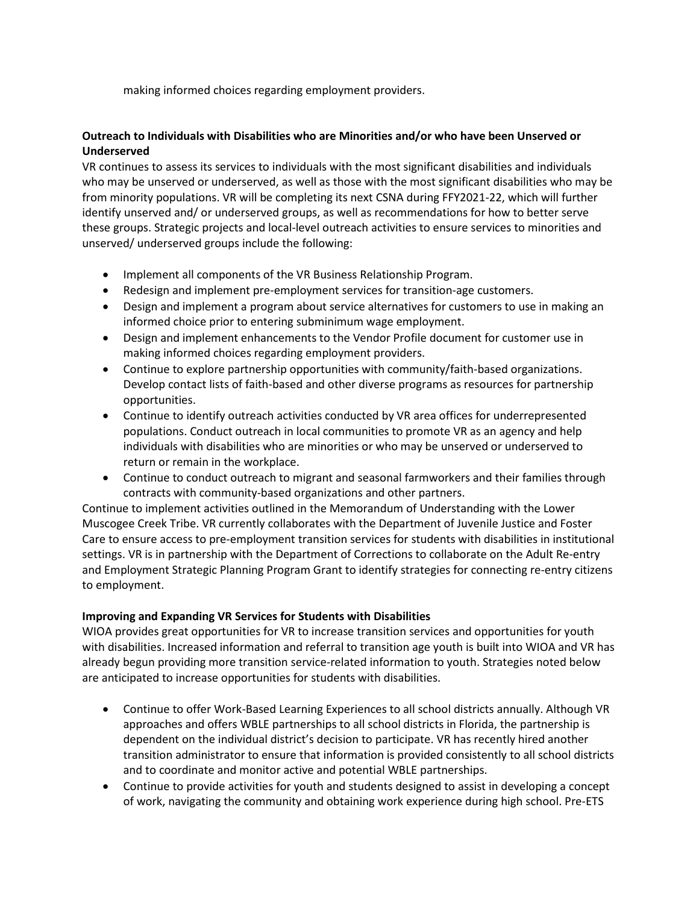making informed choices regarding employment providers.

**Outreach to Individuals with Disabilities who are Minorities and/or who have been Unserved or Underserved**

VR continues to assess its services to individuals with the most significant disabilities and individuals who may be unserved or underserved, as well as those with the most significant disabilities who may be from minority populations. VR will be completing its next CSNA during FFY2021-22, which will further identify unserved and/ or underserved groups, as well as recommendations for how to better serve these groups. Strategic projects and local-level outreach activities to ensure services to minorities and unserved/ underserved groups include the following:

- Implement all components of the VR Business Relationship Program.
- Redesign and implement pre-employment services for transition-age customers.
- Design and implement a program about service alternatives for customers to use in making an informed choice prior to entering subminimum wage employment.
- Design and implement enhancements to the Vendor Profile document for customer use in making informed choices regarding employment providers.
- Continue to explore partnership opportunities with community/faith-based organizations. Develop contact lists of faith-based and other diverse programs as resources for partnership opportunities.
- Continue to identify outreach activities conducted by VR area offices for underrepresented populations. Conduct outreach in local communities to promote VR as an agency and help individuals with disabilities who are minorities or who may be unserved or underserved to return or remain in the workplace.
- Continue to conduct outreach to migrant and seasonal farmworkers and their families through contracts with community-based organizations and other partners.

Continue to implement activities outlined in the Memorandum of Understanding with the Lower Muscogee Creek Tribe. VR currently collaborates with the Department of Juvenile Justice and Foster Care to ensure access to pre-employment transition services for students with disabilities in institutional settings. VR is in partnership with the Department of Corrections to collaborate on the Adult Re-entry and Employment Strategic Planning Program Grant to identify strategies for connecting re-entry citizens to employment.

**Improving and Expanding VR Services for Students with Disabilities**

WIOA provides great opportunities for VR to increase transition services and opportunities for youth with disabilities. Increased information and referral to transition age youth is built into WIOA and VR has already begun providing more transition service-related information to youth. Strategies noted below are anticipated to increase opportunities for students with disabilities.

- Continue to offer Work-Based Learning Experiences to all school districts annually. Although VR approaches and offers WBLE partnerships to all school districts in Florida, the partnership is dependent on the individual district's decision to participate. VR has recently hired another transition administrator to ensure that information is provided consistently to all school districts and to coordinate and monitor active and potential WBLE partnerships.
- Continue to provide activities for youth and students designed to assist in developing a concept of work, navigating the community and obtaining work experience during high school. Pre-ETS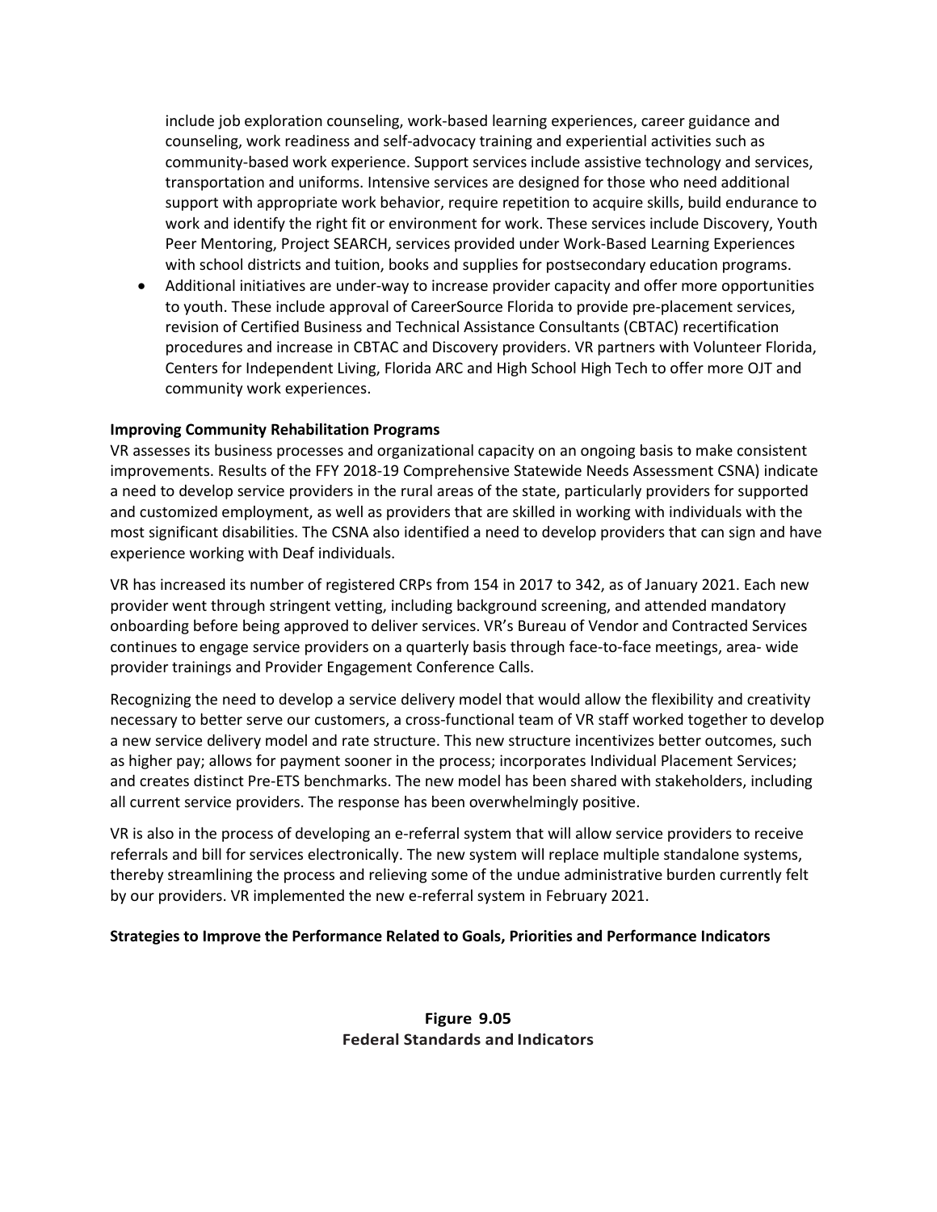include job exploration counseling, work-based learning experiences, career guidance and counseling, work readiness and self-advocacy training and experiential activities such as community-based work experience. Support services include assistive technology and services, transportation and uniforms. Intensive services are designed for those who need additional support with appropriate work behavior, require repetition to acquire skills, build endurance to work and identify the right fit or environment for work. These services include Discovery, Youth Peer Mentoring, Project SEARCH, services provided under Work-Based Learning Experiences with school districts and tuition, books and supplies for postsecondary education programs.

- Additional initiatives are under-way to increase provider capacity and offer more opportunities to youth. These include approval of CareerSource Florida to provide pre-placement services, revision of Certified Business and Technical Assistance Consultants (CBTAC) recertification procedures and increase in CBTAC and Discovery providers. VR partners with Volunteer Florida, Centers for Independent Living, Florida ARC and High School High Tech to offer more OJT and community work experiences.

**Improving Community Rehabilitation Programs**

VR assesses its business processes and organizational capacity on an ongoing basis to make consistent improvements. Results of the FFY 2018-19 Comprehensive Statewide Needs Assessment CSNA) indicate a need to develop service providers in the rural areas of the state, particularly providers for supported and customized employment, as well as providers that are skilled in working with individuals with the most significant disabilities. The CSNA also identified a need to develop providers that can sign and have experience working with Deaf individuals.

VR has increased its number of registered CRPs from 154 in 2017 to 342, as of January 2021. Each new provider went through stringent vetting, including background screening, and attended mandatory onboarding before being approved to deliver services. VR's Bureau of Vendor and Contracted Services continues to engage service providers on a quarterly basis through face-to-face meetings, area- wide provider trainings and Provider Engagement Conference Calls.

Recognizing the need to develop a service delivery model that would allow the flexibility and creativity necessary to better serve our customers, a cross-functional team of VR staff worked together to develop a new service delivery model and rate structure. This new structure incentivizes better outcomes, such as higher pay; allows for payment sooner in the process; incorporates Individual Placement Services; and creates distinct Pre-ETS benchmarks. The new model has been shared with stakeholders, including all current service providers. The response has been overwhelmingly positive.

VR is also in the process of developing an e-referral system that will allow service providers to receive referrals and bill for services electronically. The new system will replace multiple standalone systems, thereby streamlining the process and relieving some of the undue administrative burden currently felt by our providers. VR implemented the new e-referral system in February 2021.

**Strategies to Improve the Performance Related to Goals, Priorities and Performance Indicators**

**Figure 9.05**
**Federal Standards and Indicators**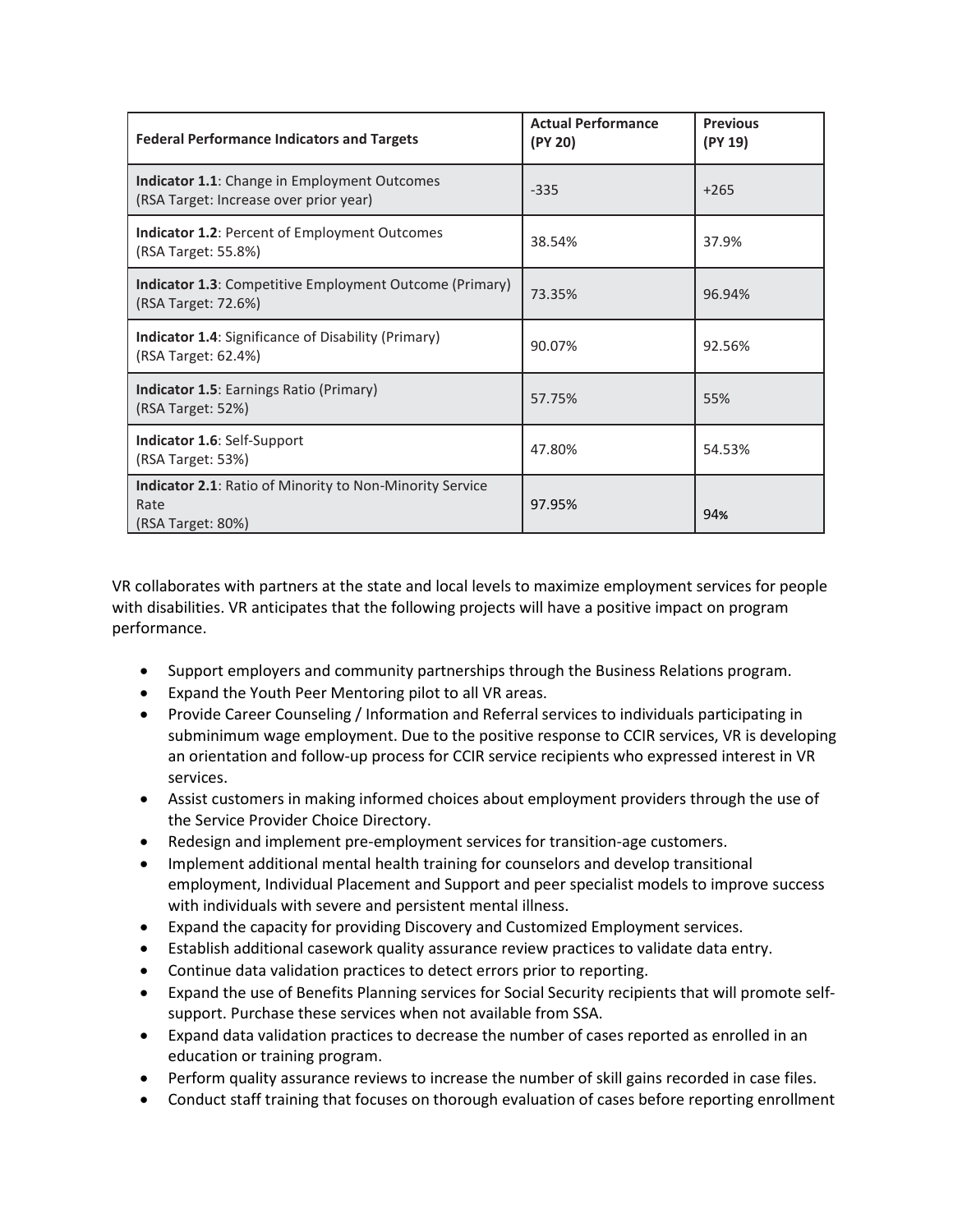| Federal Performance Indicators and Targets | Actual Performance (PY 20) | Previous (PY 19) |
|---|---|---|
| **Indicator 1.1**: Change in Employment Outcomes (RSA Target: Increase over prior year) | -335 | +265 |
| **Indicator 1.2**: Percent of Employment Outcomes (RSA Target: 55.8%) | 38.54% | 37.9% |
| **Indicator 1.3**: Competitive Employment Outcome (Primary) (RSA Target: 72.6%) | 73.35% | 96.94% |
| **Indicator 1.4**: Significance of Disability (Primary) (RSA Target: 62.4%) | 90.07% | 92.56% |
| **Indicator 1.5**: Earnings Ratio (Primary) (RSA Target: 52%) | 57.75% | 55% |
| **Indicator 1.6**: Self-Support (RSA Target: 53%) | 47.80% | 54.53% |
| **Indicator 2.1**: Ratio of Minority to Non-Minority Service Rate (RSA Target: 80%) | 97.95% | 94% |

VR collaborates with partners at the state and local levels to maximize employment services for people with disabilities. VR anticipates that the following projects will have a positive impact on program performance.

- Support employers and community partnerships through the Business Relations program.
- Expand the Youth Peer Mentoring pilot to all VR areas.
- Provide Career Counseling / Information and Referral services to individuals participating in subminimum wage employment. Due to the positive response to CCIR services, VR is developing an orientation and follow-up process for CCIR service recipients who expressed interest in VR services.
- Assist customers in making informed choices about employment providers through the use of the Service Provider Choice Directory.
- Redesign and implement pre-employment services for transition-age customers.
- Implement additional mental health training for counselors and develop transitional employment, Individual Placement and Support and peer specialist models to improve success with individuals with severe and persistent mental illness.
- Expand the capacity for providing Discovery and Customized Employment services.
- Establish additional casework quality assurance review practices to validate data entry.
- Continue data validation practices to detect errors prior to reporting.
- Expand the use of Benefits Planning services for Social Security recipients that will promote self-support. Purchase these services when not available from SSA.
- Expand data validation practices to decrease the number of cases reported as enrolled in an education or training program.
- Perform quality assurance reviews to increase the number of skill gains recorded in case files.
- Conduct staff training that focuses on thorough evaluation of cases before reporting enrollment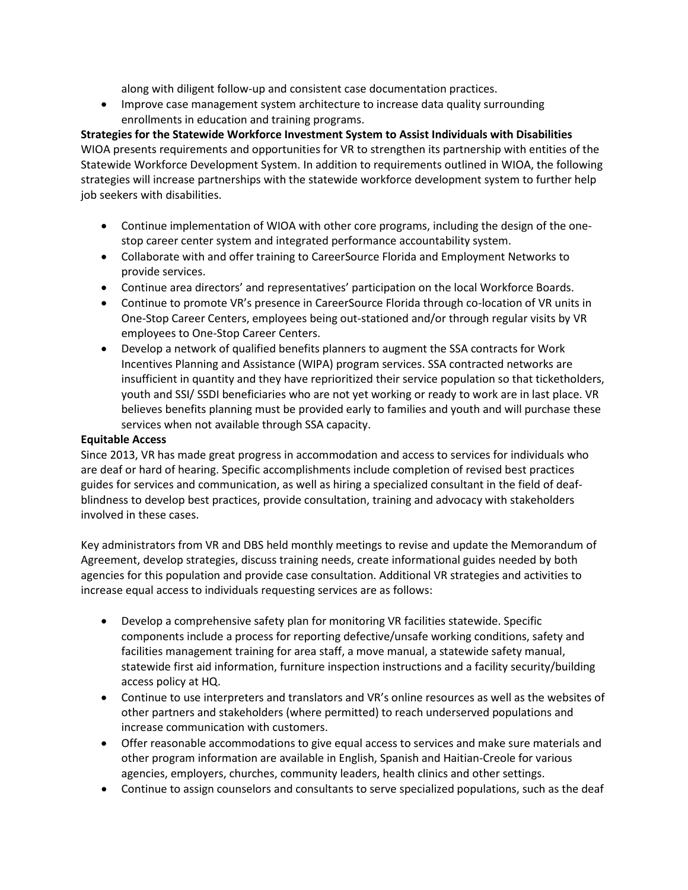along with diligent follow-up and consistent case documentation practices.

- Improve case management system architecture to increase data quality surrounding enrollments in education and training programs.

**Strategies for the Statewide Workforce Investment System to Assist Individuals with Disabilities**

WIOA presents requirements and opportunities for VR to strengthen its partnership with entities of the Statewide Workforce Development System. In addition to requirements outlined in WIOA, the following strategies will increase partnerships with the statewide workforce development system to further help job seekers with disabilities.

- Continue implementation of WIOA with other core programs, including the design of the one-stop career center system and integrated performance accountability system.
- Collaborate with and offer training to CareerSource Florida and Employment Networks to provide services.
- Continue area directors' and representatives' participation on the local Workforce Boards.
- Continue to promote VR's presence in CareerSource Florida through co-location of VR units in One-Stop Career Centers, employees being out-stationed and/or through regular visits by VR employees to One-Stop Career Centers.
- Develop a network of qualified benefits planners to augment the SSA contracts for Work Incentives Planning and Assistance (WIPA) program services. SSA contracted networks are insufficient in quantity and they have reprioritized their service population so that ticketholders, youth and SSI/ SSDI beneficiaries who are not yet working or ready to work are in last place. VR believes benefits planning must be provided early to families and youth and will purchase these services when not available through SSA capacity.

**Equitable Access**

Since 2013, VR has made great progress in accommodation and access to services for individuals who are deaf or hard of hearing. Specific accomplishments include completion of revised best practices guides for services and communication, as well as hiring a specialized consultant in the field of deaf-blindness to develop best practices, provide consultation, training and advocacy with stakeholders involved in these cases.

Key administrators from VR and DBS held monthly meetings to revise and update the Memorandum of Agreement, develop strategies, discuss training needs, create informational guides needed by both agencies for this population and provide case consultation. Additional VR strategies and activities to increase equal access to individuals requesting services are as follows:

- Develop a comprehensive safety plan for monitoring VR facilities statewide. Specific components include a process for reporting defective/unsafe working conditions, safety and facilities management training for area staff, a move manual, a statewide safety manual, statewide first aid information, furniture inspection instructions and a facility security/building access policy at HQ.
- Continue to use interpreters and translators and VR's online resources as well as the websites of other partners and stakeholders (where permitted) to reach underserved populations and increase communication with customers.
- Offer reasonable accommodations to give equal access to services and make sure materials and other program information are available in English, Spanish and Haitian-Creole for various agencies, employers, churches, community leaders, health clinics and other settings.
- Continue to assign counselors and consultants to serve specialized populations, such as the deaf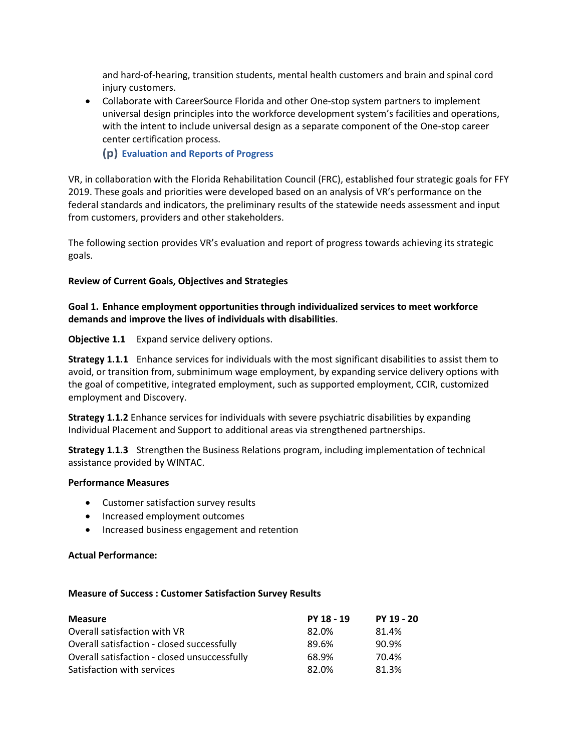and hard-of-hearing, transition students, mental health customers and brain and spinal cord injury customers.

- Collaborate with CareerSource Florida and other One-stop system partners to implement universal design principles into the workforce development system's facilities and operations, with the intent to include universal design as a separate component of the One-stop career center certification process.

## (p) Evaluation and Reports of Progress

VR, in collaboration with the Florida Rehabilitation Council (FRC), established four strategic goals for FFY 2019. These goals and priorities were developed based on an analysis of VR's performance on the federal standards and indicators, the preliminary results of the statewide needs assessment and input from customers, providers and other stakeholders.

The following section provides VR's evaluation and report of progress towards achieving its strategic goals.

**Review of Current Goals, Objectives and Strategies**

**Goal 1. Enhance employment opportunities through individualized services to meet workforce demands and improve the lives of individuals with disabilities**.

**Objective 1.1** Expand service delivery options.

**Strategy 1.1.1** Enhance services for individuals with the most significant disabilities to assist them to avoid, or transition from, subminimum wage employment, by expanding service delivery options with the goal of competitive, integrated employment, such as supported employment, CCIR, customized employment and Discovery.

**Strategy 1.1.2** Enhance services for individuals with severe psychiatric disabilities by expanding Individual Placement and Support to additional areas via strengthened partnerships.

**Strategy 1.1.3** Strengthen the Business Relations program, including implementation of technical assistance provided by WINTAC.

**Performance Measures**

- Customer satisfaction survey results
- Increased employment outcomes
- Increased business engagement and retention

**Actual Performance:**

**Measure of Success : Customer Satisfaction Survey Results**

| Measure | PY 18 - 19 | PY 19 - 20 |
|---|---|---|
| Overall satisfaction with VR | 82.0% | 81.4% |
| Overall satisfaction - closed successfully | 89.6% | 90.9% |
| Overall satisfaction - closed unsuccessfully | 68.9% | 70.4% |
| Satisfaction with services | 82.0% | 81.3% |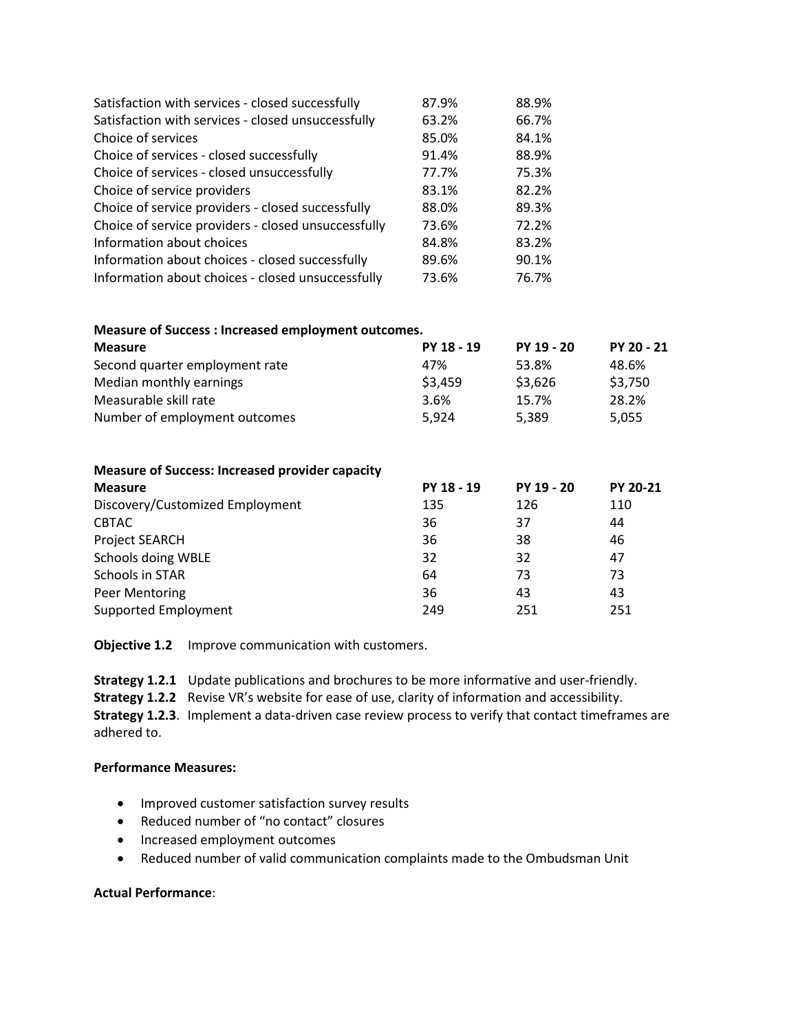| | | |
|---|---|---|
| Satisfaction with services - closed successfully | 87.9% | 88.9% |
| Satisfaction with services - closed unsuccessfully | 63.2% | 66.7% |
| Choice of services | 85.0% | 84.1% |
| Choice of services - closed successfully | 91.4% | 88.9% |
| Choice of services - closed unsuccessfully | 77.7% | 75.3% |
| Choice of service providers | 83.1% | 82.2% |
| Choice of service providers - closed successfully | 88.0% | 89.3% |
| Choice of service providers - closed unsuccessfully | 73.6% | 72.2% |
| Information about choices | 84.8% | 83.2% |
| Information about choices - closed successfully | 89.6% | 90.1% |
| Information about choices - closed unsuccessfully | 73.6% | 76.7% |

**Measure of Success : Increased employment outcomes.**

| Measure | PY 18 - 19 | PY 19 - 20 | PY 20 - 21 |
|---|---|---|---|
| Second quarter employment rate | 47% | 53.8% | 48.6% |
| Median monthly earnings | $3,459 | $3,626 | $3,750 |
| Measurable skill rate | 3.6% | 15.7% | 28.2% |
| Number of employment outcomes | 5,924 | 5,389 | 5,055 |

**Measure of Success: Increased provider capacity**

| Measure | PY 18 - 19 | PY 19 - 20 | PY 20-21 |
|---|---|---|---|
| Discovery/Customized Employment | 135 | 126 | 110 |
| CBTAC | 36 | 37 | 44 |
| Project SEARCH | 36 | 38 | 46 |
| Schools doing WBLE | 32 | 32 | 47 |
| Schools in STAR | 64 | 73 | 73 |
| Peer Mentoring | 36 | 43 | 43 |
| Supported Employment | 249 | 251 | 251 |

**Objective 1.2** Improve communication with customers.

**Strategy 1.2.1** Update publications and brochures to be more informative and user-friendly.
**Strategy 1.2.2** Revise VR's website for ease of use, clarity of information and accessibility.
**Strategy 1.2.3**. Implement a data-driven case review process to verify that contact timeframes are adhered to.

**Performance Measures:**

- Improved customer satisfaction survey results
- Reduced number of "no contact" closures
- Increased employment outcomes
- Reduced number of valid communication complaints made to the Ombudsman Unit

**Actual Performance**: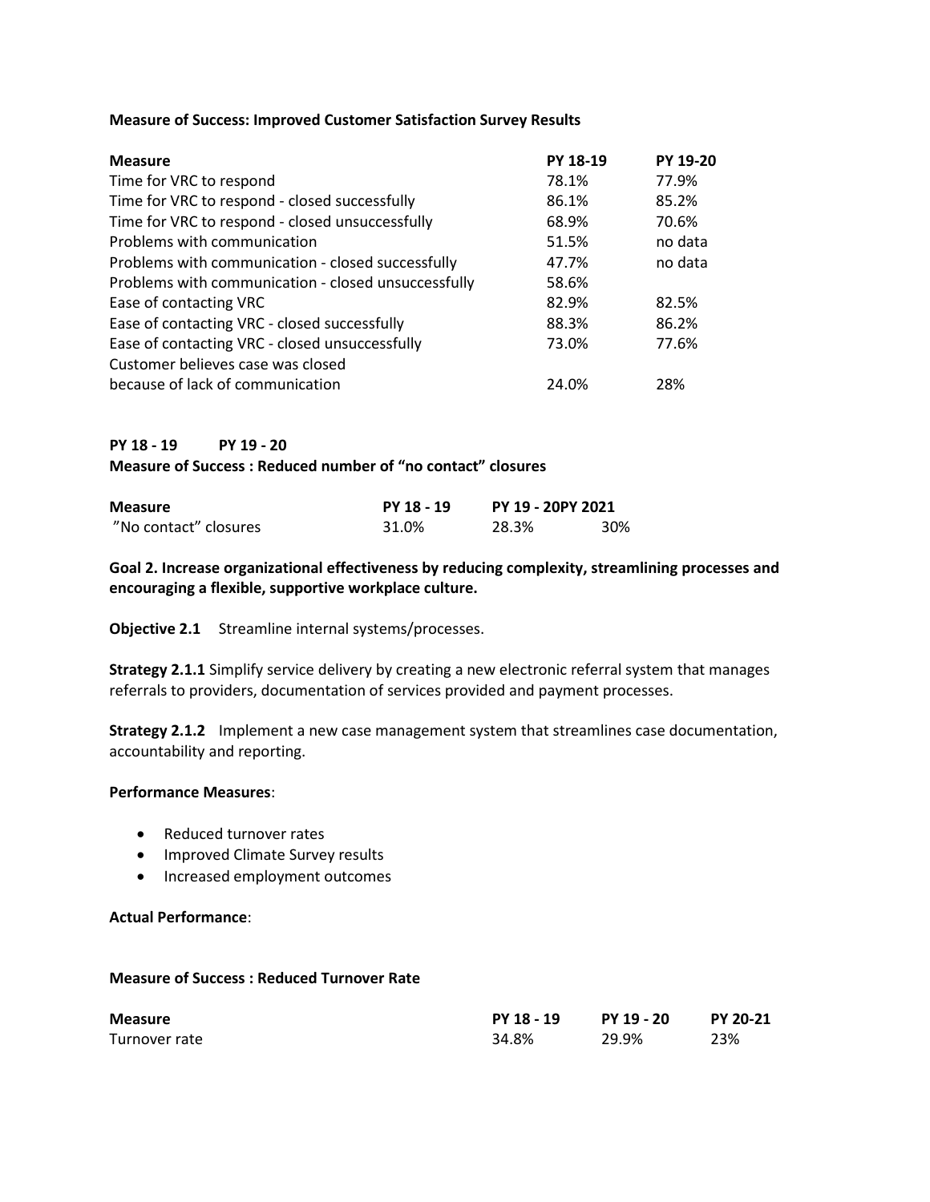**Measure of Success: Improved Customer Satisfaction Survey Results**

| Measure | PY 18-19 | PY 19-20 |
|---|---|---|
| Time for VRC to respond | 78.1% | 77.9% |
| Time for VRC to respond - closed successfully | 86.1% | 85.2% |
| Time for VRC to respond - closed unsuccessfully | 68.9% | 70.6% |
| Problems with communication | 51.5% | no data |
| Problems with communication - closed successfully | 47.7% | no data |
| Problems with communication - closed unsuccessfully | 58.6% | |
| Ease of contacting VRC | 82.9% | 82.5% |
| Ease of contacting VRC - closed successfully | 88.3% | 86.2% |
| Ease of contacting VRC - closed unsuccessfully | 73.0% | 77.6% |
| Customer believes case was closed because of lack of communication | 24.0% | 28% |

**PY 18 - 19 PY 19 - 20**

**Measure of Success : Reduced number of "no contact" closures**

| Measure | PY 18 - 19 | PY 19 - 20 | PY 2021 |
|---|---|---|---|
| "No contact" closures | 31.0% | 28.3% | 30% |

**Goal 2. Increase organizational effectiveness by reducing complexity, streamlining processes and encouraging a flexible, supportive workplace culture.**

**Objective 2.1** Streamline internal systems/processes.

**Strategy 2.1.1** Simplify service delivery by creating a new electronic referral system that manages referrals to providers, documentation of services provided and payment processes.

**Strategy 2.1.2** Implement a new case management system that streamlines case documentation, accountability and reporting.

**Performance Measures**:

- Reduced turnover rates
- Improved Climate Survey results
- Increased employment outcomes

**Actual Performance**:

**Measure of Success : Reduced Turnover Rate**

| Measure | PY 18 - 19 | PY 19 - 20 | PY 20-21 |
|---|---|---|---|
| Turnover rate | 34.8% | 29.9% | 23% |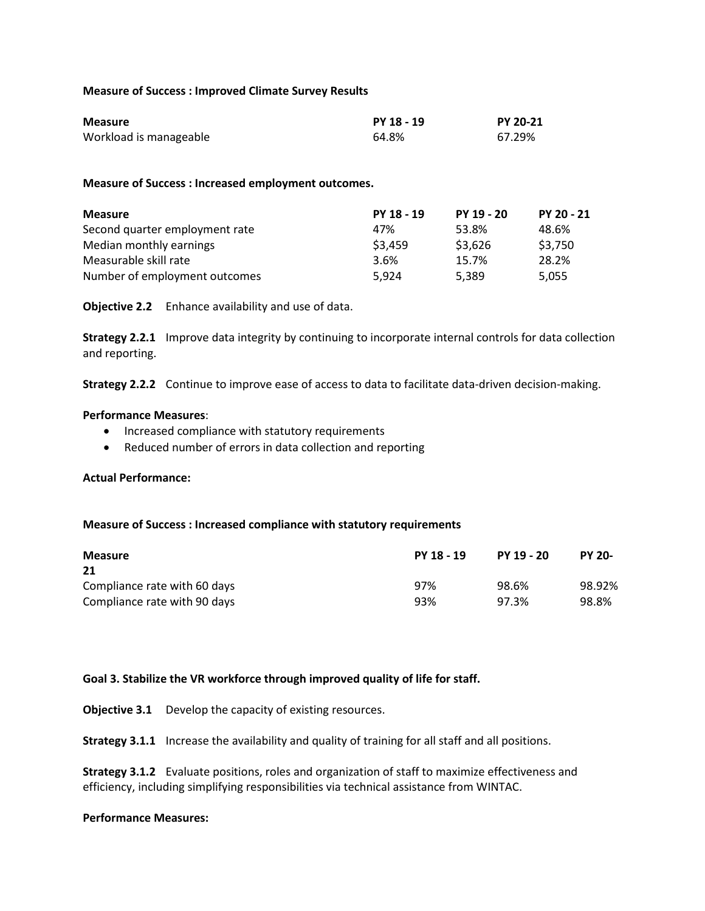**Measure of Success : Improved Climate Survey Results**

| Measure | PY 18 - 19 | PY 20-21 |
|---|---|---|
| Workload is manageable | 64.8% | 67.29% |

**Measure of Success : Increased employment outcomes.**

| Measure | PY 18 - 19 | PY 19 - 20 | PY 20 - 21 |
|---|---|---|---|
| Second quarter employment rate | 47% | 53.8% | 48.6% |
| Median monthly earnings | $3,459 | $3,626 | $3,750 |
| Measurable skill rate | 3.6% | 15.7% | 28.2% |
| Number of employment outcomes | 5,924 | 5,389 | 5,055 |

**Objective 2.2** Enhance availability and use of data.

**Strategy 2.2.1** Improve data integrity by continuing to incorporate internal controls for data collection and reporting.

**Strategy 2.2.2** Continue to improve ease of access to data to facilitate data-driven decision-making.

**Performance Measures**:

- Increased compliance with statutory requirements
- Reduced number of errors in data collection and reporting

**Actual Performance:**

**Measure of Success : Increased compliance with statutory requirements**

| Measure | PY 18 - 19 | PY 19 - 20 | PY 20-21 |
|---|---|---|---|
| Compliance rate with 60 days | 97% | 98.6% | 98.92% |
| Compliance rate with 90 days | 93% | 97.3% | 98.8% |

**Goal 3. Stabilize the VR workforce through improved quality of life for staff.**

**Objective 3.1** Develop the capacity of existing resources.

**Strategy 3.1.1** Increase the availability and quality of training for all staff and all positions.

**Strategy 3.1.2** Evaluate positions, roles and organization of staff to maximize effectiveness and efficiency, including simplifying responsibilities via technical assistance from WINTAC.

**Performance Measures:**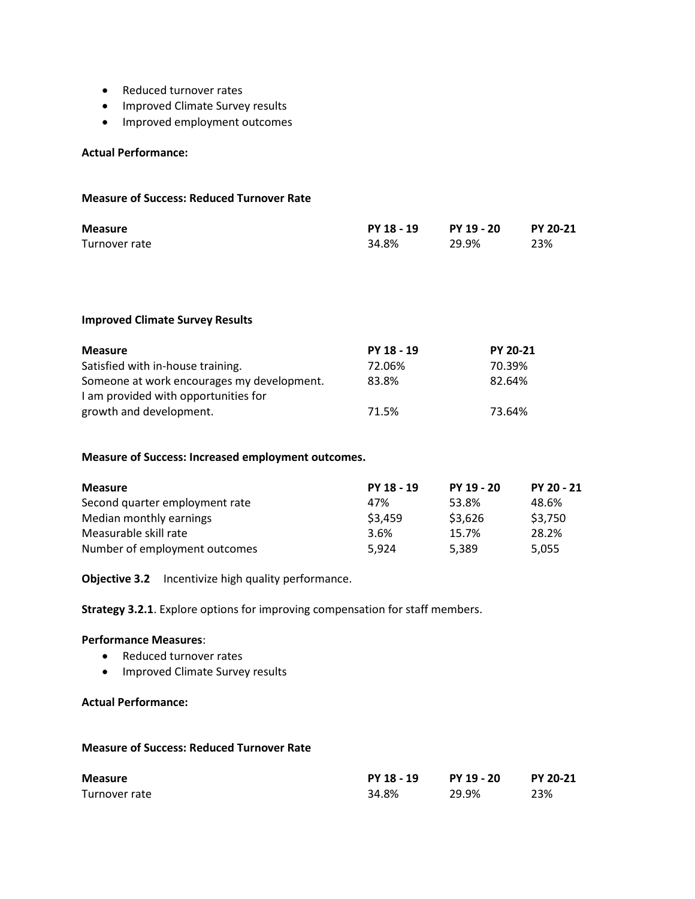- Reduced turnover rates
- Improved Climate Survey results
- Improved employment outcomes

**Actual Performance:**

**Measure of Success: Reduced Turnover Rate**

| Measure | PY 18 - 19 | PY 19 - 20 | PY 20-21 |
|---|---|---|---|
| Turnover rate | 34.8% | 29.9% | 23% |

**Improved Climate Survey Results**

| Measure | PY 18 - 19 | PY 20-21 |
|---|---|---|
| Satisfied with in-house training. | 72.06% | 70.39% |
| Someone at work encourages my development. | 83.8% | 82.64% |
| I am provided with opportunities for growth and development. | 71.5% | 73.64% |

**Measure of Success: Increased employment outcomes.**

| Measure | PY 18 - 19 | PY 19 - 20 | PY 20 - 21 |
|---|---|---|---|
| Second quarter employment rate | 47% | 53.8% | 48.6% |
| Median monthly earnings | $3,459 | $3,626 | $3,750 |
| Measurable skill rate | 3.6% | 15.7% | 28.2% |
| Number of employment outcomes | 5,924 | 5,389 | 5,055 |

**Objective 3.2** Incentivize high quality performance.

**Strategy 3.2.1**. Explore options for improving compensation for staff members.

**Performance Measures**:

- Reduced turnover rates
- Improved Climate Survey results

**Actual Performance:**

**Measure of Success: Reduced Turnover Rate**

| Measure | PY 18 - 19 | PY 19 - 20 | PY 20-21 |
|---|---|---|---|
| Turnover rate | 34.8% | 29.9% | 23% |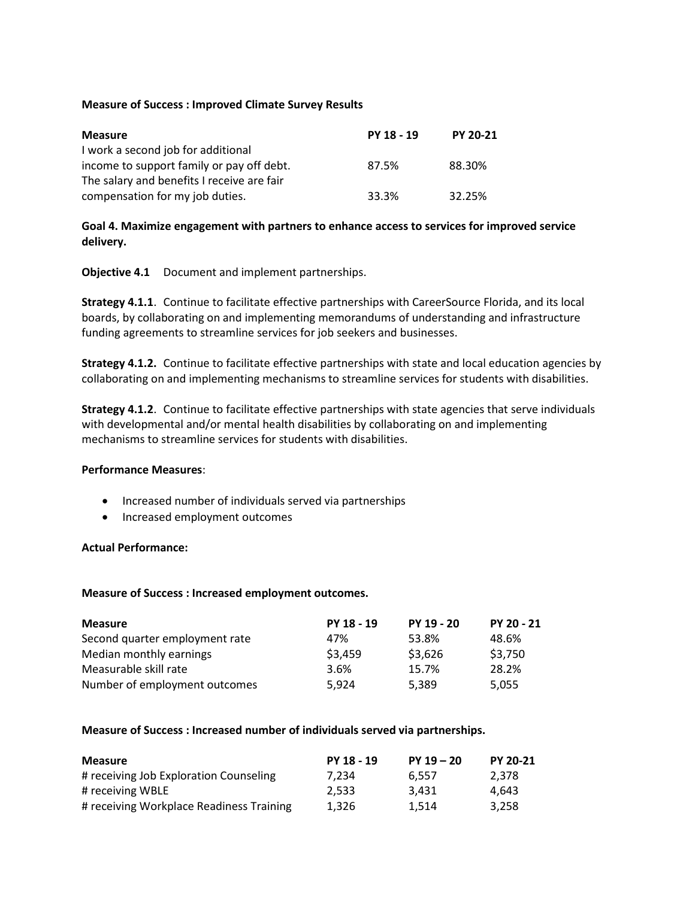**Measure of Success : Improved Climate Survey Results**

| Measure | PY 18 - 19 | PY 20-21 |
|---|---|---|
| I work a second job for additional income to support family or pay off debt. | 87.5% | 88.30% |
| The salary and benefits I receive are fair compensation for my job duties. | 33.3% | 32.25% |

**Goal 4. Maximize engagement with partners to enhance access to services for improved service delivery.**

**Objective 4.1** Document and implement partnerships.

**Strategy 4.1.1**. Continue to facilitate effective partnerships with CareerSource Florida, and its local boards, by collaborating on and implementing memorandums of understanding and infrastructure funding agreements to streamline services for job seekers and businesses.

**Strategy 4.1.2.** Continue to facilitate effective partnerships with state and local education agencies by collaborating on and implementing mechanisms to streamline services for students with disabilities.

**Strategy 4.1.2**. Continue to facilitate effective partnerships with state agencies that serve individuals with developmental and/or mental health disabilities by collaborating on and implementing mechanisms to streamline services for students with disabilities.

**Performance Measures**:

- Increased number of individuals served via partnerships
- Increased employment outcomes

**Actual Performance:**

**Measure of Success : Increased employment outcomes.**

| Measure | PY 18 - 19 | PY 19 - 20 | PY 20 - 21 |
|---|---|---|---|
| Second quarter employment rate | 47% | 53.8% | 48.6% |
| Median monthly earnings | $3,459 | $3,626 | $3,750 |
| Measurable skill rate | 3.6% | 15.7% | 28.2% |
| Number of employment outcomes | 5,924 | 5,389 | 5,055 |

**Measure of Success : Increased number of individuals served via partnerships.**

| Measure | PY 18 - 19 | PY 19 – 20 | PY 20-21 |
|---|---|---|---|
| # receiving Job Exploration Counseling | 7,234 | 6,557 | 2,378 |
| # receiving WBLE | 2,533 | 3,431 | 4,643 |
| # receiving Workplace Readiness Training | 1,326 | 1,514 | 3,258 |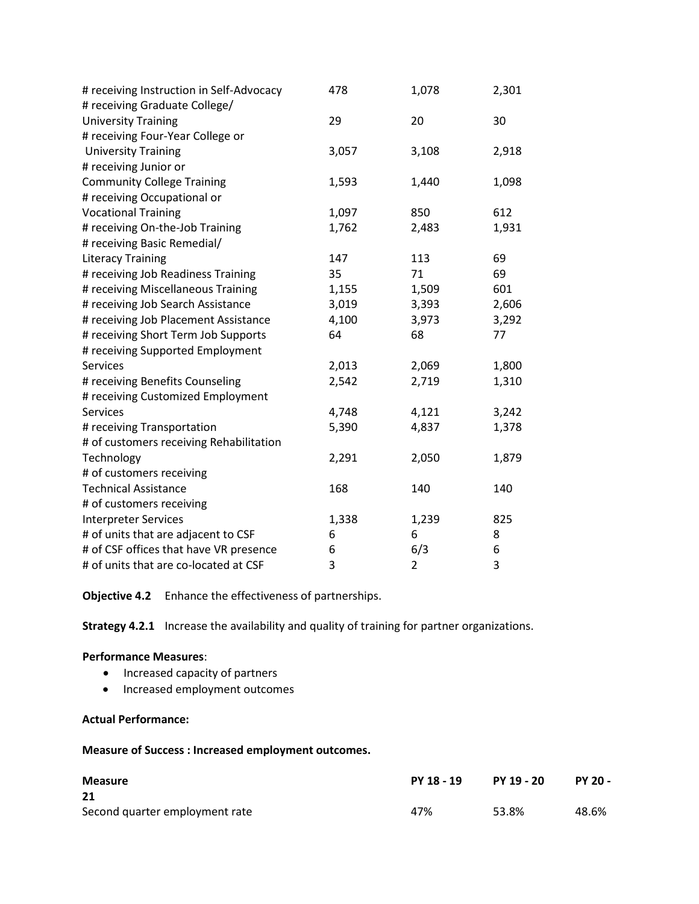| | | | |
|---|---|---|---|
| # receiving Instruction in Self-Advocacy | 478 | 1,078 | 2,301 |
| # receiving Graduate College/ University Training | 29 | 20 | 30 |
| # receiving Four-Year College or University Training | 3,057 | 3,108 | 2,918 |
| # receiving Junior or Community College Training | 1,593 | 1,440 | 1,098 |
| # receiving Occupational or Vocational Training | 1,097 | 850 | 612 |
| # receiving On-the-Job Training | 1,762 | 2,483 | 1,931 |
| # receiving Basic Remedial/ Literacy Training | 147 | 113 | 69 |
| # receiving Job Readiness Training | 35 | 71 | 69 |
| # receiving Miscellaneous Training | 1,155 | 1,509 | 601 |
| # receiving Job Search Assistance | 3,019 | 3,393 | 2,606 |
| # receiving Job Placement Assistance | 4,100 | 3,973 | 3,292 |
| # receiving Short Term Job Supports | 64 | 68 | 77 |
| # receiving Supported Employment Services | 2,013 | 2,069 | 1,800 |
| # receiving Benefits Counseling | 2,542 | 2,719 | 1,310 |
| # receiving Customized Employment Services | 4,748 | 4,121 | 3,242 |
| # receiving Transportation | 5,390 | 4,837 | 1,378 |
| # of customers receiving Rehabilitation Technology | 2,291 | 2,050 | 1,879 |
| # of customers receiving Technical Assistance | 168 | 140 | 140 |
| # of customers receiving Interpreter Services | 1,338 | 1,239 | 825 |
| # of units that are adjacent to CSF | 6 | 6 | 8 |
| # of CSF offices that have VR presence | 6 | 6/3 | 6 |
| # of units that are co-located at CSF | 3 | 2 | 3 |

**Objective 4.2** Enhance the effectiveness of partnerships.

**Strategy 4.2.1** Increase the availability and quality of training for partner organizations.

**Performance Measures**:

- Increased capacity of partners
- Increased employment outcomes

**Actual Performance:**

**Measure of Success : Increased employment outcomes.**

| Measure | PY 18 - 19 | PY 19 - 20 | PY 20 - 21 |
|---|---|---|---|
| Second quarter employment rate | 47% | 53.8% | 48.6% |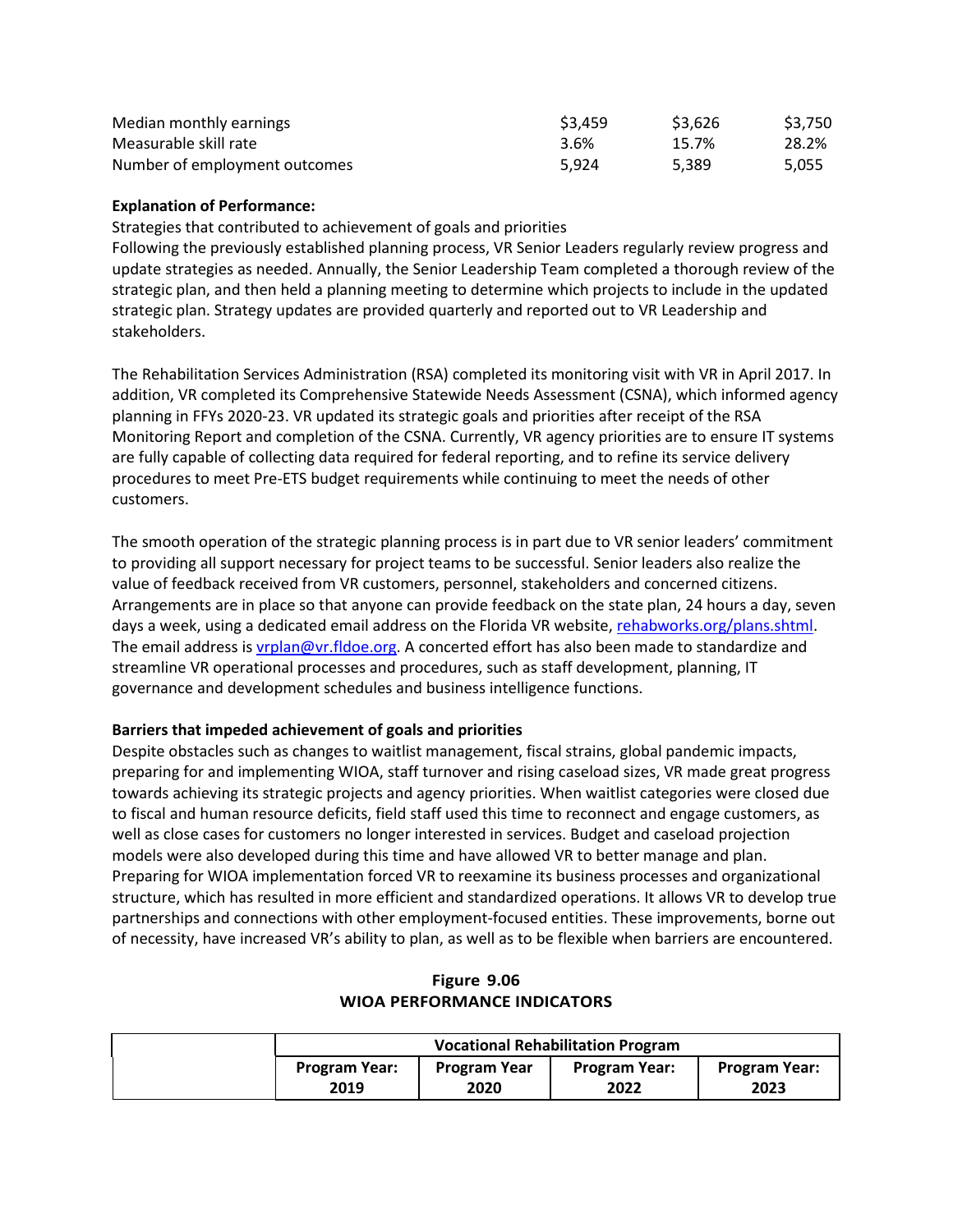| | | | |
|---|---|---|---|
| Median monthly earnings | $3,459 | $3,626 | $3,750 |
| Measurable skill rate | 3.6% | 15.7% | 28.2% |
| Number of employment outcomes | 5,924 | 5,389 | 5,055 |

**Explanation of Performance:**

Strategies that contributed to achievement of goals and priorities

Following the previously established planning process, VR Senior Leaders regularly review progress and update strategies as needed. Annually, the Senior Leadership Team completed a thorough review of the strategic plan, and then held a planning meeting to determine which projects to include in the updated strategic plan. Strategy updates are provided quarterly and reported out to VR Leadership and stakeholders.

The Rehabilitation Services Administration (RSA) completed its monitoring visit with VR in April 2017. In addition, VR completed its Comprehensive Statewide Needs Assessment (CSNA), which informed agency planning in FFYs 2020-23. VR updated its strategic goals and priorities after receipt of the RSA Monitoring Report and completion of the CSNA. Currently, VR agency priorities are to ensure IT systems are fully capable of collecting data required for federal reporting, and to refine its service delivery procedures to meet Pre-ETS budget requirements while continuing to meet the needs of other customers.

The smooth operation of the strategic planning process is in part due to VR senior leaders' commitment to providing all support necessary for project teams to be successful. Senior leaders also realize the value of feedback received from VR customers, personnel, stakeholders and concerned citizens. Arrangements are in place so that anyone can provide feedback on the state plan, 24 hours a day, seven days a week, using a dedicated email address on the Florida VR website, [rehabworks.org/plans.shtml](rehabworks.org/plans.shtml). The email address is [vrplan@vr.fldoe.org](mailto:vrplan@vr.fldoe.org). A concerted effort has also been made to standardize and streamline VR operational processes and procedures, such as staff development, planning, IT governance and development schedules and business intelligence functions.

**Barriers that impeded achievement of goals and priorities**

Despite obstacles such as changes to waitlist management, fiscal strains, global pandemic impacts, preparing for and implementing WIOA, staff turnover and rising caseload sizes, VR made great progress towards achieving its strategic projects and agency priorities. When waitlist categories were closed due to fiscal and human resource deficits, field staff used this time to reconnect and engage customers, as well as close cases for customers no longer interested in services. Budget and caseload projection models were also developed during this time and have allowed VR to better manage and plan. Preparing for WIOA implementation forced VR to reexamine its business processes and organizational structure, which has resulted in more efficient and standardized operations. It allows VR to develop true partnerships and connections with other employment-focused entities. These improvements, borne out of necessity, have increased VR's ability to plan, as well as to be flexible when barriers are encountered.

**Figure 9.06**
**WIOA PERFORMANCE INDICATORS**

| | Vocational Rehabilitation Program | | | |
|---|---|---|---|---|
| | **Program Year: 2019** | **Program Year 2020** | **Program Year: 2022** | **Program Year: 2023** |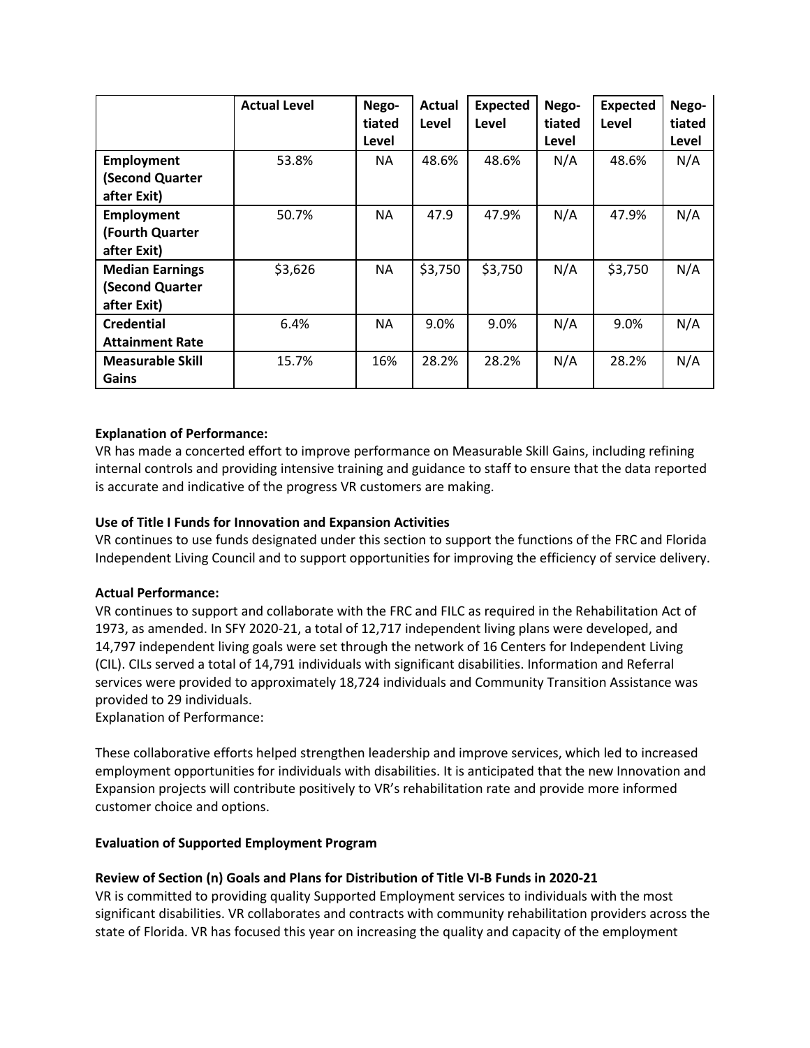| | Actual Level | Nego-tiated Level | Actual Level | Expected Level | Nego-tiated Level | Expected Level | Nego-tiated Level |
|---|---|---|---|---|---|---|---|
| **Employment (Second Quarter after Exit)** | 53.8% | NA | 48.6% | 48.6% | N/A | 48.6% | N/A |
| **Employment (Fourth Quarter after Exit)** | 50.7% | NA | 47.9 | 47.9% | N/A | 47.9% | N/A |
| **Median Earnings (Second Quarter after Exit)** | $3,626 | NA | $3,750 | $3,750 | N/A | $3,750 | N/A |
| **Credential Attainment Rate** | 6.4% | NA | 9.0% | 9.0% | N/A | 9.0% | N/A |
| **Measurable Skill Gains** | 15.7% | 16% | 28.2% | 28.2% | N/A | 28.2% | N/A |

**Explanation of Performance:**

VR has made a concerted effort to improve performance on Measurable Skill Gains, including refining internal controls and providing intensive training and guidance to staff to ensure that the data reported is accurate and indicative of the progress VR customers are making.

**Use of Title I Funds for Innovation and Expansion Activities**

VR continues to use funds designated under this section to support the functions of the FRC and Florida Independent Living Council and to support opportunities for improving the efficiency of service delivery.

**Actual Performance:**

VR continues to support and collaborate with the FRC and FILC as required in the Rehabilitation Act of 1973, as amended. In SFY 2020-21, a total of 12,717 independent living plans were developed, and 14,797 independent living goals were set through the network of 16 Centers for Independent Living (CIL). CILs served a total of 14,791 individuals with significant disabilities. Information and Referral services were provided to approximately 18,724 individuals and Community Transition Assistance was provided to 29 individuals.

Explanation of Performance:

These collaborative efforts helped strengthen leadership and improve services, which led to increased employment opportunities for individuals with disabilities. It is anticipated that the new Innovation and Expansion projects will contribute positively to VR's rehabilitation rate and provide more informed customer choice and options.

**Evaluation of Supported Employment Program**

**Review of Section (n) Goals and Plans for Distribution of Title VI-B Funds in 2020-21**

VR is committed to providing quality Supported Employment services to individuals with the most significant disabilities. VR collaborates and contracts with community rehabilitation providers across the state of Florida. VR has focused this year on increasing the quality and capacity of the employment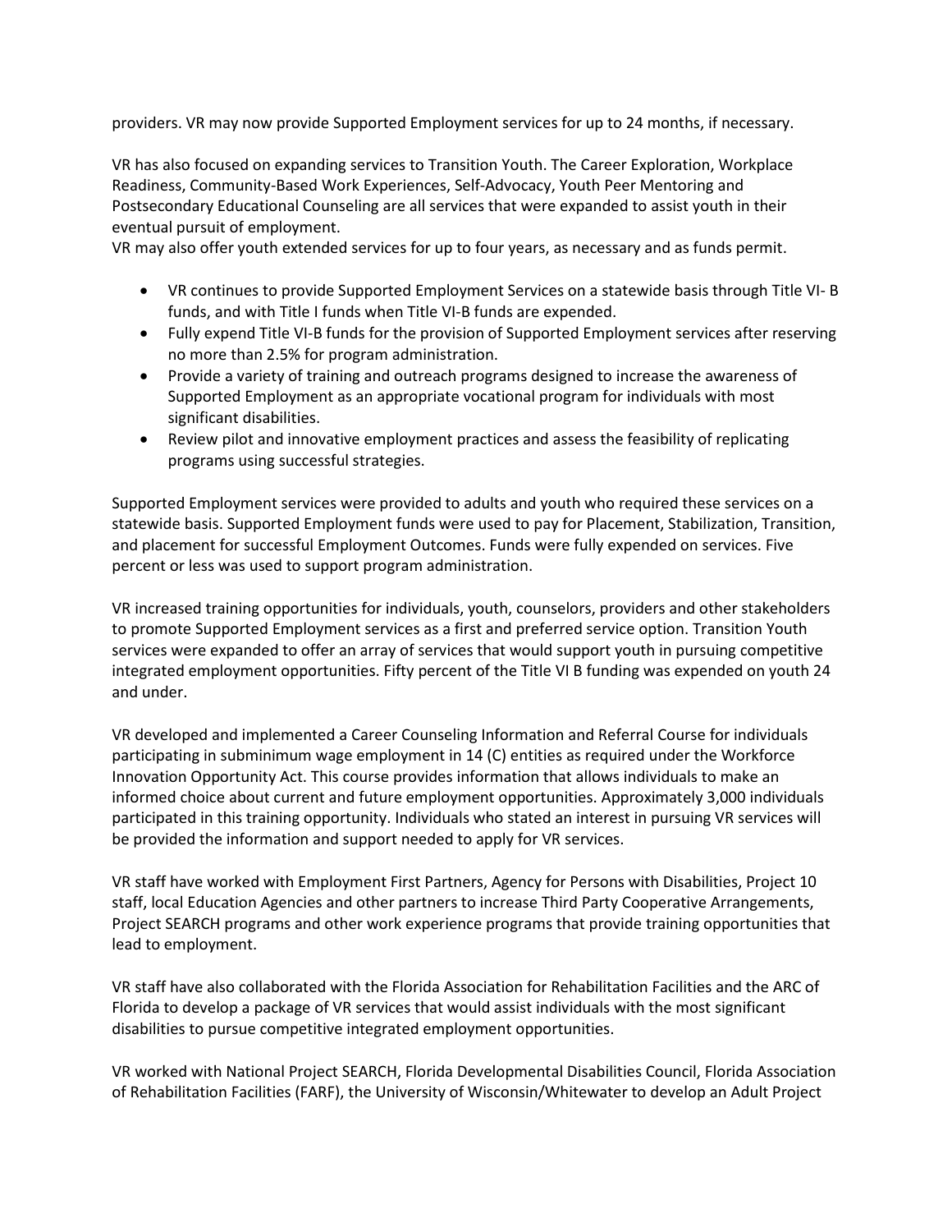providers. VR may now provide Supported Employment services for up to 24 months, if necessary.

VR has also focused on expanding services to Transition Youth. The Career Exploration, Workplace Readiness, Community-Based Work Experiences, Self-Advocacy, Youth Peer Mentoring and Postsecondary Educational Counseling are all services that were expanded to assist youth in their eventual pursuit of employment.
VR may also offer youth extended services for up to four years, as necessary and as funds permit.

- VR continues to provide Supported Employment Services on a statewide basis through Title VI- B funds, and with Title I funds when Title VI-B funds are expended.
- Fully expend Title VI-B funds for the provision of Supported Employment services after reserving no more than 2.5% for program administration.
- Provide a variety of training and outreach programs designed to increase the awareness of Supported Employment as an appropriate vocational program for individuals with most significant disabilities.
- Review pilot and innovative employment practices and assess the feasibility of replicating programs using successful strategies.

Supported Employment services were provided to adults and youth who required these services on a statewide basis. Supported Employment funds were used to pay for Placement, Stabilization, Transition, and placement for successful Employment Outcomes. Funds were fully expended on services. Five percent or less was used to support program administration.

VR increased training opportunities for individuals, youth, counselors, providers and other stakeholders to promote Supported Employment services as a first and preferred service option. Transition Youth services were expanded to offer an array of services that would support youth in pursuing competitive integrated employment opportunities. Fifty percent of the Title VI B funding was expended on youth 24 and under.

VR developed and implemented a Career Counseling Information and Referral Course for individuals participating in subminimum wage employment in 14 (C) entities as required under the Workforce Innovation Opportunity Act. This course provides information that allows individuals to make an informed choice about current and future employment opportunities. Approximately 3,000 individuals participated in this training opportunity. Individuals who stated an interest in pursuing VR services will be provided the information and support needed to apply for VR services.

VR staff have worked with Employment First Partners, Agency for Persons with Disabilities, Project 10 staff, local Education Agencies and other partners to increase Third Party Cooperative Arrangements, Project SEARCH programs and other work experience programs that provide training opportunities that lead to employment.

VR staff have also collaborated with the Florida Association for Rehabilitation Facilities and the ARC of Florida to develop a package of VR services that would assist individuals with the most significant disabilities to pursue competitive integrated employment opportunities.

VR worked with National Project SEARCH, Florida Developmental Disabilities Council, Florida Association of Rehabilitation Facilities (FARF), the University of Wisconsin/Whitewater to develop an Adult Project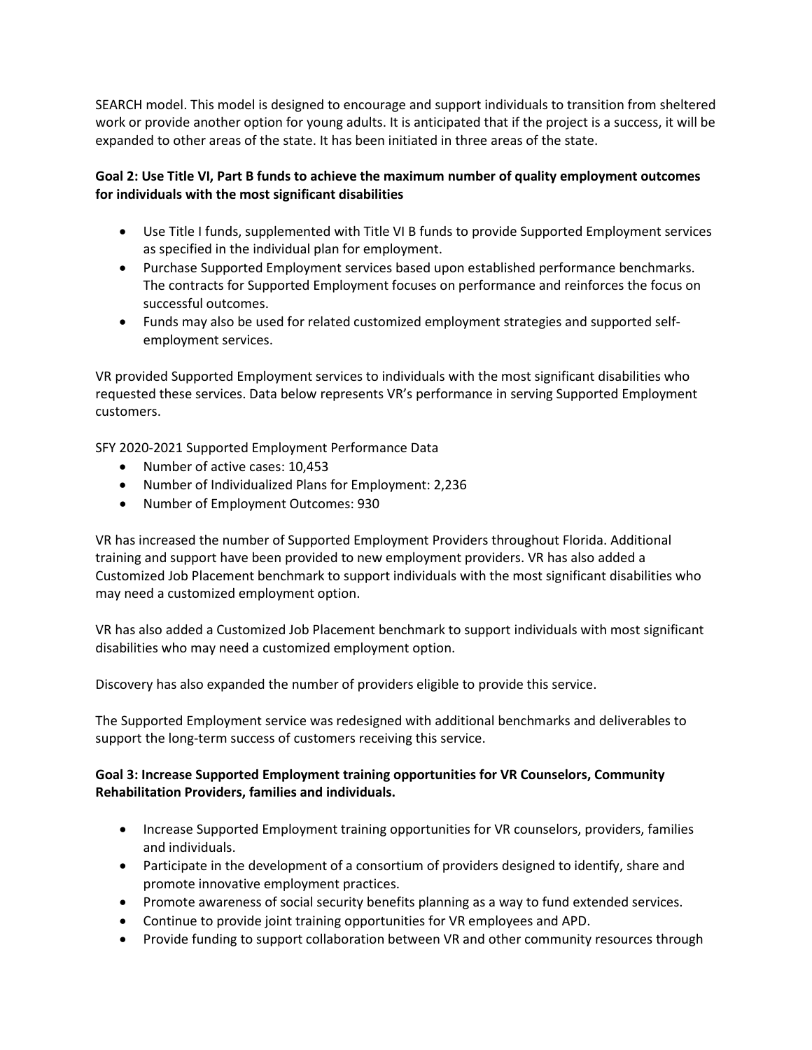SEARCH model. This model is designed to encourage and support individuals to transition from sheltered work or provide another option for young adults. It is anticipated that if the project is a success, it will be expanded to other areas of the state. It has been initiated in three areas of the state.

**Goal 2: Use Title VI, Part B funds to achieve the maximum number of quality employment outcomes for individuals with the most significant disabilities**

- Use Title I funds, supplemented with Title VI B funds to provide Supported Employment services as specified in the individual plan for employment.
- Purchase Supported Employment services based upon established performance benchmarks. The contracts for Supported Employment focuses on performance and reinforces the focus on successful outcomes.
- Funds may also be used for related customized employment strategies and supported self-employment services.

VR provided Supported Employment services to individuals with the most significant disabilities who requested these services. Data below represents VR's performance in serving Supported Employment customers.

SFY 2020-2021 Supported Employment Performance Data

- Number of active cases: 10,453
- Number of Individualized Plans for Employment: 2,236
- Number of Employment Outcomes: 930

VR has increased the number of Supported Employment Providers throughout Florida. Additional training and support have been provided to new employment providers. VR has also added a Customized Job Placement benchmark to support individuals with the most significant disabilities who may need a customized employment option.

VR has also added a Customized Job Placement benchmark to support individuals with most significant disabilities who may need a customized employment option.

Discovery has also expanded the number of providers eligible to provide this service.

The Supported Employment service was redesigned with additional benchmarks and deliverables to support the long-term success of customers receiving this service.

**Goal 3: Increase Supported Employment training opportunities for VR Counselors, Community Rehabilitation Providers, families and individuals.**

- Increase Supported Employment training opportunities for VR counselors, providers, families and individuals.
- Participate in the development of a consortium of providers designed to identify, share and promote innovative employment practices.
- Promote awareness of social security benefits planning as a way to fund extended services.
- Continue to provide joint training opportunities for VR employees and APD.
- Provide funding to support collaboration between VR and other community resources through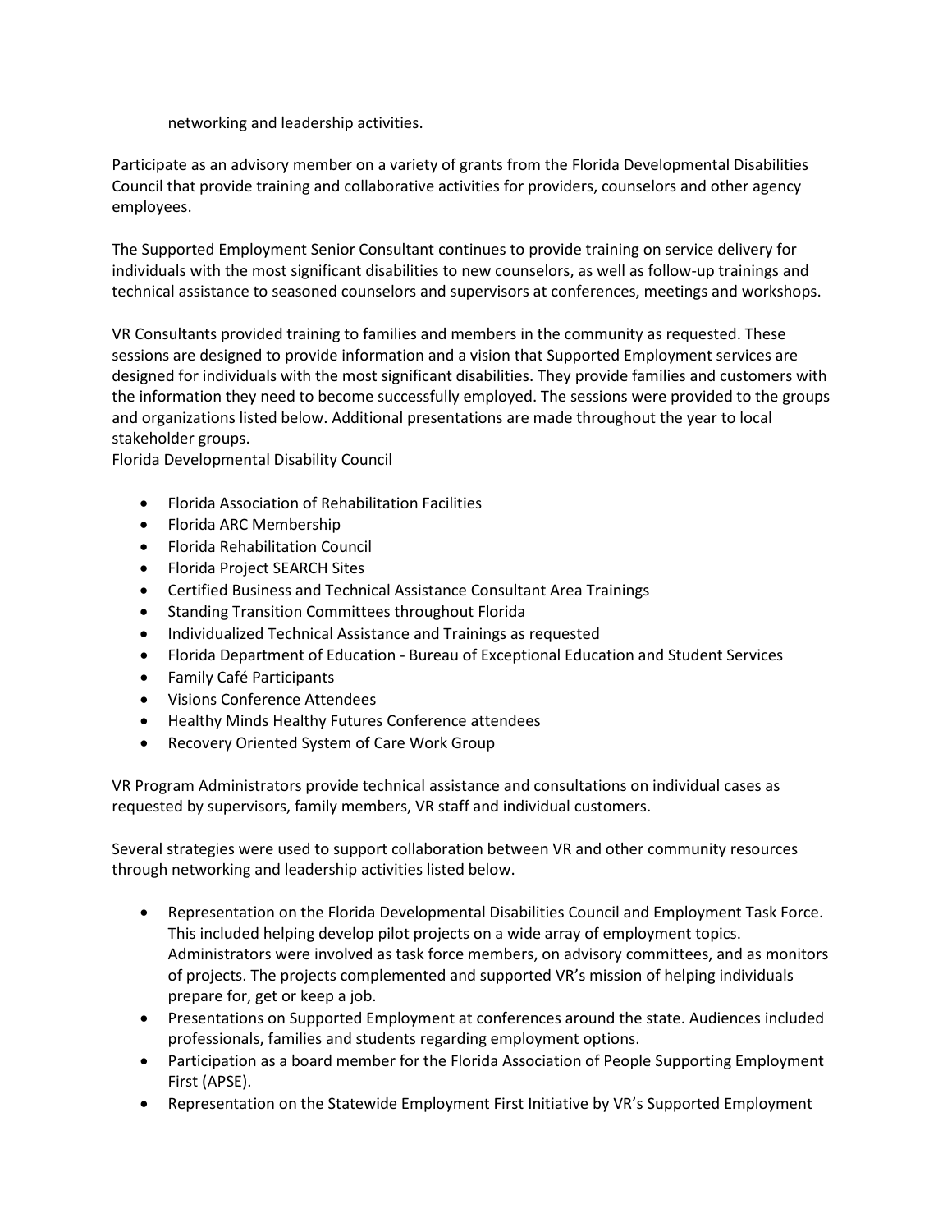networking and leadership activities.

Participate as an advisory member on a variety of grants from the Florida Developmental Disabilities Council that provide training and collaborative activities for providers, counselors and other agency employees.

The Supported Employment Senior Consultant continues to provide training on service delivery for individuals with the most significant disabilities to new counselors, as well as follow-up trainings and technical assistance to seasoned counselors and supervisors at conferences, meetings and workshops.

VR Consultants provided training to families and members in the community as requested. These sessions are designed to provide information and a vision that Supported Employment services are designed for individuals with the most significant disabilities. They provide families and customers with the information they need to become successfully employed. The sessions were provided to the groups and organizations listed below. Additional presentations are made throughout the year to local stakeholder groups.
Florida Developmental Disability Council

- Florida Association of Rehabilitation Facilities
- Florida ARC Membership
- Florida Rehabilitation Council
- Florida Project SEARCH Sites
- Certified Business and Technical Assistance Consultant Area Trainings
- Standing Transition Committees throughout Florida
- Individualized Technical Assistance and Trainings as requested
- Florida Department of Education - Bureau of Exceptional Education and Student Services
- Family Café Participants
- Visions Conference Attendees
- Healthy Minds Healthy Futures Conference attendees
- Recovery Oriented System of Care Work Group

VR Program Administrators provide technical assistance and consultations on individual cases as requested by supervisors, family members, VR staff and individual customers.

Several strategies were used to support collaboration between VR and other community resources through networking and leadership activities listed below.

- Representation on the Florida Developmental Disabilities Council and Employment Task Force. This included helping develop pilot projects on a wide array of employment topics. Administrators were involved as task force members, on advisory committees, and as monitors of projects. The projects complemented and supported VR's mission of helping individuals prepare for, get or keep a job.
- Presentations on Supported Employment at conferences around the state. Audiences included professionals, families and students regarding employment options.
- Participation as a board member for the Florida Association of People Supporting Employment First (APSE).
- Representation on the Statewide Employment First Initiative by VR's Supported Employment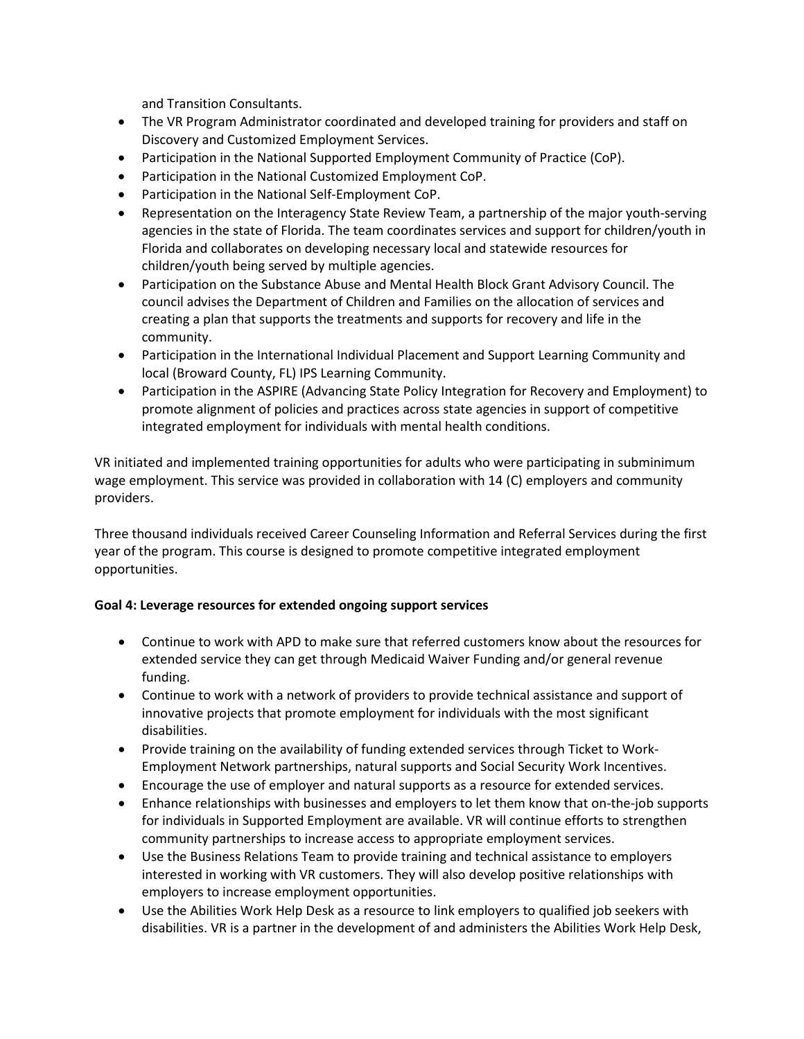and Transition Consultants.

- The VR Program Administrator coordinated and developed training for providers and staff on Discovery and Customized Employment Services.
- Participation in the National Supported Employment Community of Practice (CoP).
- Participation in the National Customized Employment CoP.
- Participation in the National Self-Employment CoP.
- Representation on the Interagency State Review Team, a partnership of the major youth-serving agencies in the state of Florida. The team coordinates services and support for children/youth in Florida and collaborates on developing necessary local and statewide resources for children/youth being served by multiple agencies.
- Participation on the Substance Abuse and Mental Health Block Grant Advisory Council. The council advises the Department of Children and Families on the allocation of services and creating a plan that supports the treatments and supports for recovery and life in the community.
- Participation in the International Individual Placement and Support Learning Community and local (Broward County, FL) IPS Learning Community.
- Participation in the ASPIRE (Advancing State Policy Integration for Recovery and Employment) to promote alignment of policies and practices across state agencies in support of competitive integrated employment for individuals with mental health conditions.

VR initiated and implemented training opportunities for adults who were participating in subminimum wage employment. This service was provided in collaboration with 14 (C) employers and community providers.

Three thousand individuals received Career Counseling Information and Referral Services during the first year of the program. This course is designed to promote competitive integrated employment opportunities.

**Goal 4: Leverage resources for extended ongoing support services**

- Continue to work with APD to make sure that referred customers know about the resources for extended service they can get through Medicaid Waiver Funding and/or general revenue funding.
- Continue to work with a network of providers to provide technical assistance and support of innovative projects that promote employment for individuals with the most significant disabilities.
- Provide training on the availability of funding extended services through Ticket to Work-Employment Network partnerships, natural supports and Social Security Work Incentives.
- Encourage the use of employer and natural supports as a resource for extended services.
- Enhance relationships with businesses and employers to let them know that on-the-job supports for individuals in Supported Employment are available. VR will continue efforts to strengthen community partnerships to increase access to appropriate employment services.
- Use the Business Relations Team to provide training and technical assistance to employers interested in working with VR customers. They will also develop positive relationships with employers to increase employment opportunities.
- Use the Abilities Work Help Desk as a resource to link employers to qualified job seekers with disabilities. VR is a partner in the development of and administers the Abilities Work Help Desk,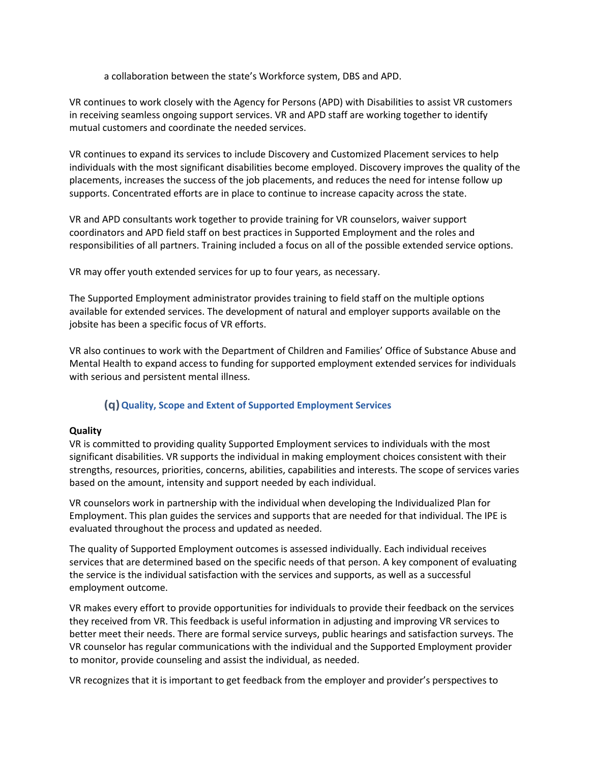a collaboration between the state's Workforce system, DBS and APD.

VR continues to work closely with the Agency for Persons (APD) with Disabilities to assist VR customers in receiving seamless ongoing support services. VR and APD staff are working together to identify mutual customers and coordinate the needed services.

VR continues to expand its services to include Discovery and Customized Placement services to help individuals with the most significant disabilities become employed. Discovery improves the quality of the placements, increases the success of the job placements, and reduces the need for intense follow up supports. Concentrated efforts are in place to continue to increase capacity across the state.

VR and APD consultants work together to provide training for VR counselors, waiver support coordinators and APD field staff on best practices in Supported Employment and the roles and responsibilities of all partners. Training included a focus on all of the possible extended service options.

VR may offer youth extended services for up to four years, as necessary.

The Supported Employment administrator provides training to field staff on the multiple options available for extended services. The development of natural and employer supports available on the jobsite has been a specific focus of VR efforts.

VR also continues to work with the Department of Children and Families' Office of Substance Abuse and Mental Health to expand access to funding for supported employment extended services for individuals with serious and persistent mental illness.

## (q) Quality, Scope and Extent of Supported Employment Services

**Quality**

VR is committed to providing quality Supported Employment services to individuals with the most significant disabilities. VR supports the individual in making employment choices consistent with their strengths, resources, priorities, concerns, abilities, capabilities and interests. The scope of services varies based on the amount, intensity and support needed by each individual.

VR counselors work in partnership with the individual when developing the Individualized Plan for Employment. This plan guides the services and supports that are needed for that individual. The IPE is evaluated throughout the process and updated as needed.

The quality of Supported Employment outcomes is assessed individually. Each individual receives services that are determined based on the specific needs of that person. A key component of evaluating the service is the individual satisfaction with the services and supports, as well as a successful employment outcome.

VR makes every effort to provide opportunities for individuals to provide their feedback on the services they received from VR. This feedback is useful information in adjusting and improving VR services to better meet their needs. There are formal service surveys, public hearings and satisfaction surveys. The VR counselor has regular communications with the individual and the Supported Employment provider to monitor, provide counseling and assist the individual, as needed.

VR recognizes that it is important to get feedback from the employer and provider's perspectives to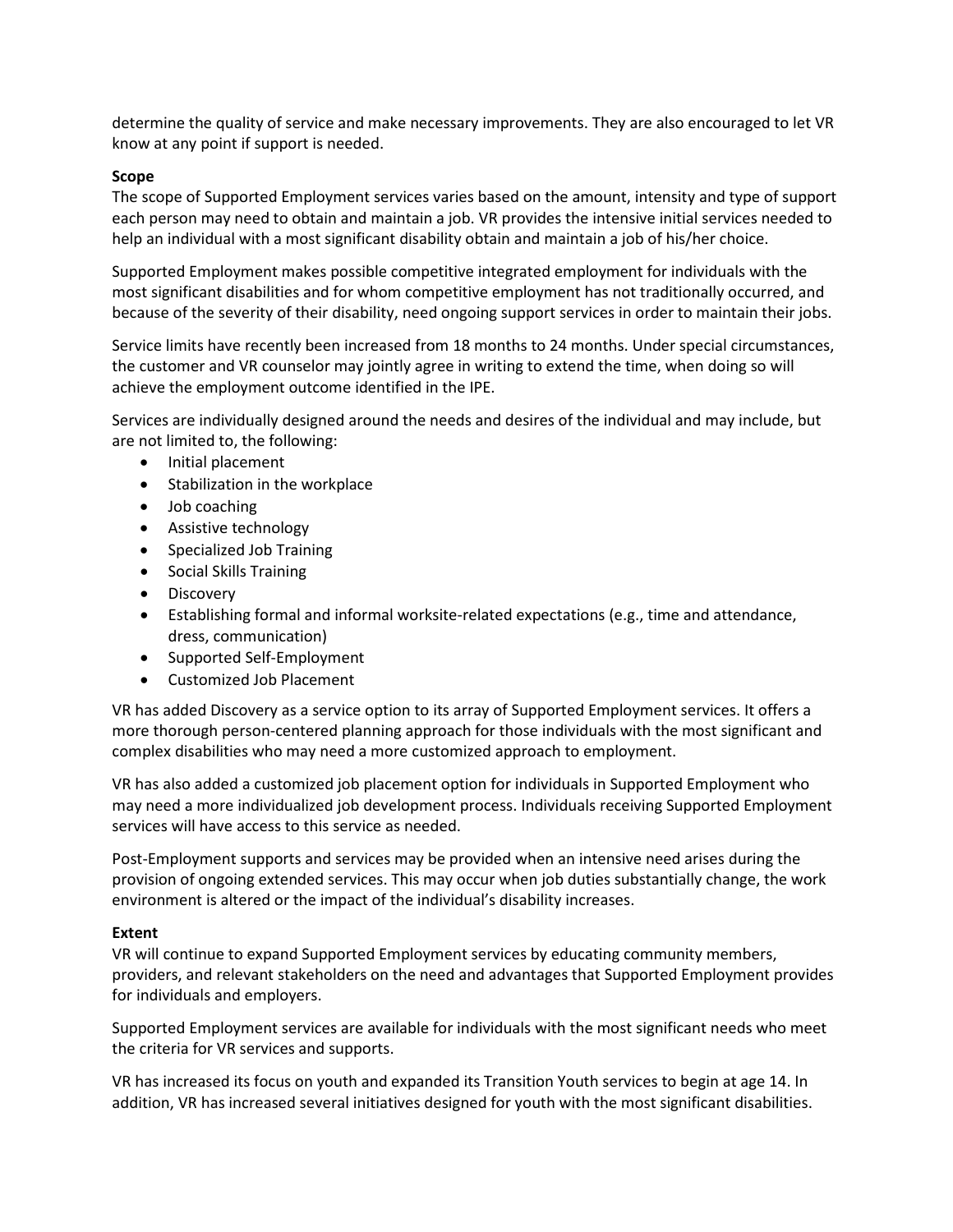determine the quality of service and make necessary improvements. They are also encouraged to let VR know at any point if support is needed.

**Scope**

The scope of Supported Employment services varies based on the amount, intensity and type of support each person may need to obtain and maintain a job. VR provides the intensive initial services needed to help an individual with a most significant disability obtain and maintain a job of his/her choice.

Supported Employment makes possible competitive integrated employment for individuals with the most significant disabilities and for whom competitive employment has not traditionally occurred, and because of the severity of their disability, need ongoing support services in order to maintain their jobs.

Service limits have recently been increased from 18 months to 24 months. Under special circumstances, the customer and VR counselor may jointly agree in writing to extend the time, when doing so will achieve the employment outcome identified in the IPE.

Services are individually designed around the needs and desires of the individual and may include, but are not limited to, the following:

- Initial placement
- Stabilization in the workplace
- Job coaching
- Assistive technology
- Specialized Job Training
- Social Skills Training
- Discovery
- Establishing formal and informal worksite-related expectations (e.g., time and attendance, dress, communication)
- Supported Self-Employment
- Customized Job Placement

VR has added Discovery as a service option to its array of Supported Employment services. It offers a more thorough person-centered planning approach for those individuals with the most significant and complex disabilities who may need a more customized approach to employment.

VR has also added a customized job placement option for individuals in Supported Employment who may need a more individualized job development process. Individuals receiving Supported Employment services will have access to this service as needed.

Post-Employment supports and services may be provided when an intensive need arises during the provision of ongoing extended services. This may occur when job duties substantially change, the work environment is altered or the impact of the individual's disability increases.

**Extent**

VR will continue to expand Supported Employment services by educating community members, providers, and relevant stakeholders on the need and advantages that Supported Employment provides for individuals and employers.

Supported Employment services are available for individuals with the most significant needs who meet the criteria for VR services and supports.

VR has increased its focus on youth and expanded its Transition Youth services to begin at age 14. In addition, VR has increased several initiatives designed for youth with the most significant disabilities.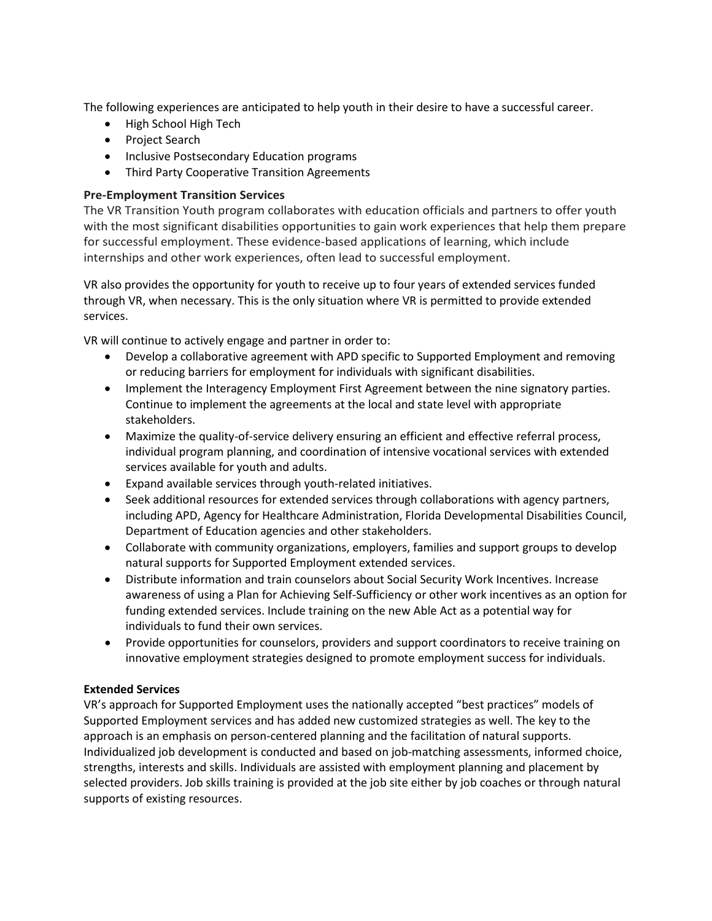The following experiences are anticipated to help youth in their desire to have a successful career.

- High School High Tech
- Project Search
- Inclusive Postsecondary Education programs
- Third Party Cooperative Transition Agreements

**Pre-Employment Transition Services**

The VR Transition Youth program collaborates with education officials and partners to offer youth with the most significant disabilities opportunities to gain work experiences that help them prepare for successful employment. These evidence-based applications of learning, which include internships and other work experiences, often lead to successful employment.

VR also provides the opportunity for youth to receive up to four years of extended services funded through VR, when necessary. This is the only situation where VR is permitted to provide extended services.

VR will continue to actively engage and partner in order to:

- Develop a collaborative agreement with APD specific to Supported Employment and removing or reducing barriers for employment for individuals with significant disabilities.
- Implement the Interagency Employment First Agreement between the nine signatory parties. Continue to implement the agreements at the local and state level with appropriate stakeholders.
- Maximize the quality-of-service delivery ensuring an efficient and effective referral process, individual program planning, and coordination of intensive vocational services with extended services available for youth and adults.
- Expand available services through youth-related initiatives.
- Seek additional resources for extended services through collaborations with agency partners, including APD, Agency for Healthcare Administration, Florida Developmental Disabilities Council, Department of Education agencies and other stakeholders.
- Collaborate with community organizations, employers, families and support groups to develop natural supports for Supported Employment extended services.
- Distribute information and train counselors about Social Security Work Incentives. Increase awareness of using a Plan for Achieving Self-Sufficiency or other work incentives as an option for funding extended services. Include training on the new Able Act as a potential way for individuals to fund their own services.
- Provide opportunities for counselors, providers and support coordinators to receive training on innovative employment strategies designed to promote employment success for individuals.

**Extended Services**

VR's approach for Supported Employment uses the nationally accepted "best practices" models of Supported Employment services and has added new customized strategies as well. The key to the approach is an emphasis on person-centered planning and the facilitation of natural supports. Individualized job development is conducted and based on job-matching assessments, informed choice, strengths, interests and skills. Individuals are assisted with employment planning and placement by selected providers. Job skills training is provided at the job site either by job coaches or through natural supports of existing resources.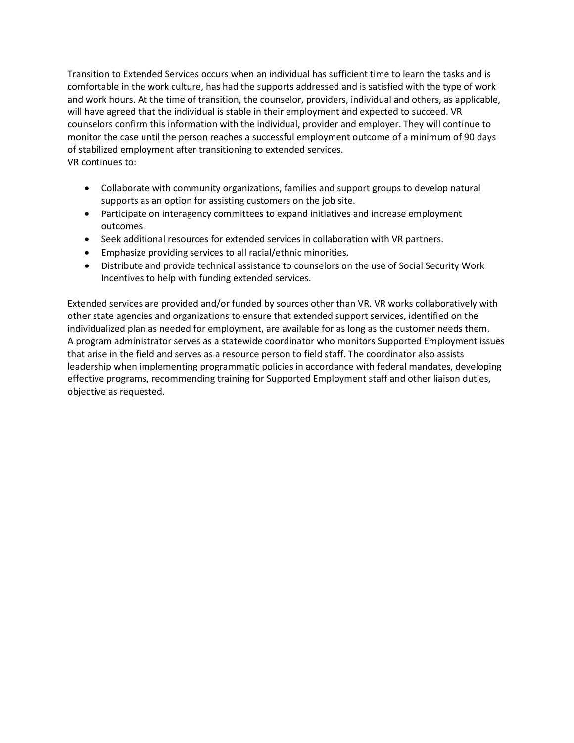Transition to Extended Services occurs when an individual has sufficient time to learn the tasks and is comfortable in the work culture, has had the supports addressed and is satisfied with the type of work and work hours. At the time of transition, the counselor, providers, individual and others, as applicable, will have agreed that the individual is stable in their employment and expected to succeed. VR counselors confirm this information with the individual, provider and employer. They will continue to monitor the case until the person reaches a successful employment outcome of a minimum of 90 days of stabilized employment after transitioning to extended services.
VR continues to:

- Collaborate with community organizations, families and support groups to develop natural supports as an option for assisting customers on the job site.
- Participate on interagency committees to expand initiatives and increase employment outcomes.
- Seek additional resources for extended services in collaboration with VR partners.
- Emphasize providing services to all racial/ethnic minorities.
- Distribute and provide technical assistance to counselors on the use of Social Security Work Incentives to help with funding extended services.

Extended services are provided and/or funded by sources other than VR. VR works collaboratively with other state agencies and organizations to ensure that extended support services, identified on the individualized plan as needed for employment, are available for as long as the customer needs them.
A program administrator serves as a statewide coordinator who monitors Supported Employment issues that arise in the field and serves as a resource person to field staff. The coordinator also assists leadership when implementing programmatic policies in accordance with federal mandates, developing effective programs, recommending training for Supported Employment staff and other liaison duties, objective as requested.